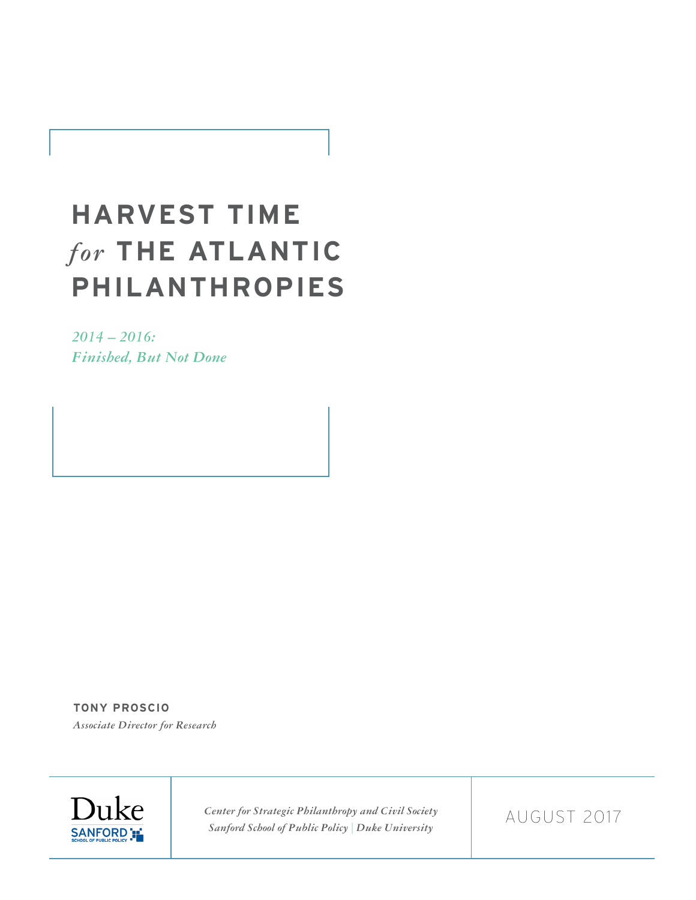# HARVEST TIME *for* THE ATLANTIC PHILANTHROPIES

*2014 – 2016:*
*Finished, But Not Done*

**TONY PROSCIO**
*Associate Director for Research*

Duke
SANFORD
SCHOOL OF PUBLIC POLICY

*Center for Strategic Philanthropy and Civil Society*
*Sanford School of Public Policy | Duke University*

AUGUST 2017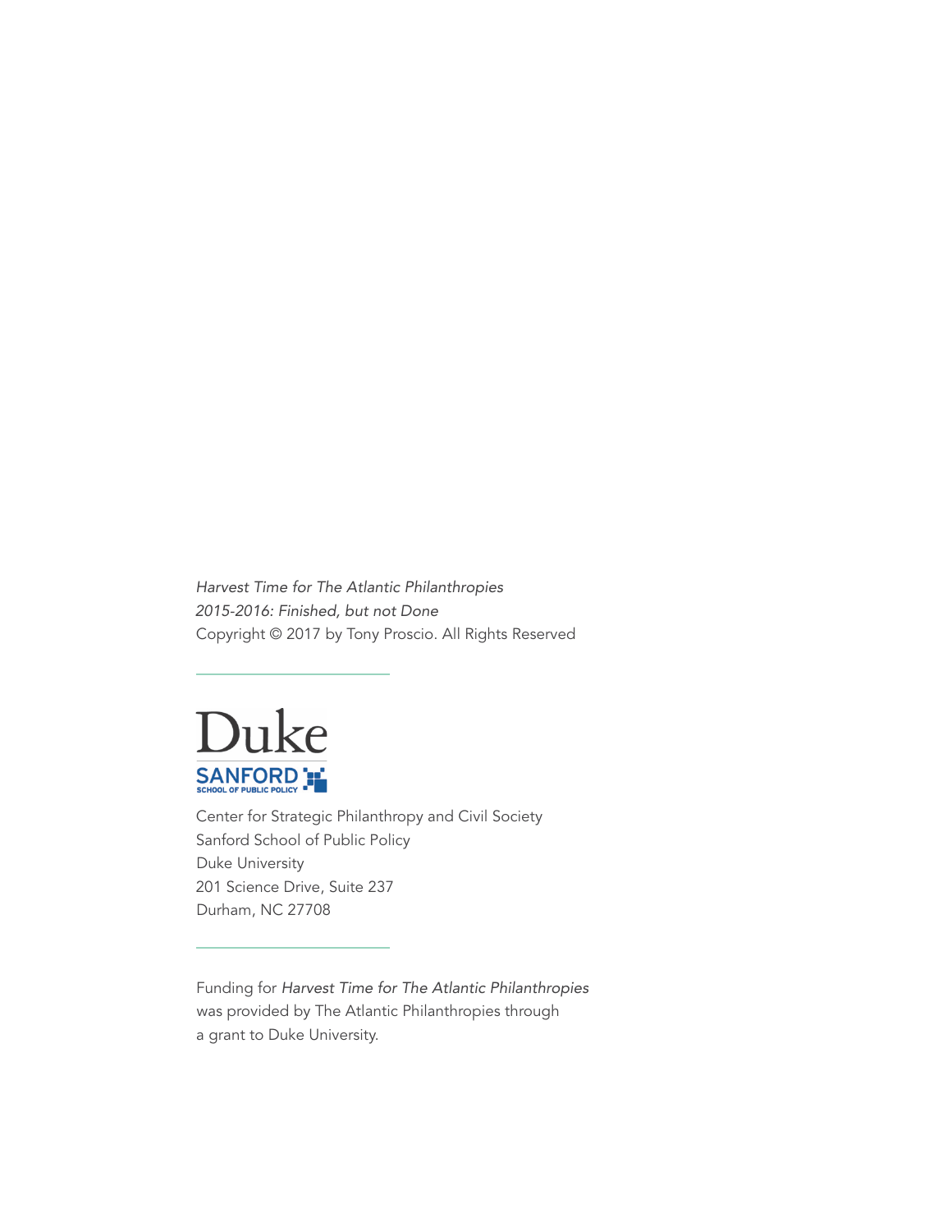*Harvest Time for The Atlantic Philanthropies*
*2015-2016: Finished, but not Done*
Copyright © 2017 by Tony Proscio. All Rights Reserved

---

Duke
SANFORD
SCHOOL OF PUBLIC POLICY

Center for Strategic Philanthropy and Civil Society
Sanford School of Public Policy
Duke University
201 Science Drive, Suite 237
Durham, NC 27708

---

Funding for *Harvest Time for The Atlantic Philanthropies* was provided by The Atlantic Philanthropies through a grant to Duke University.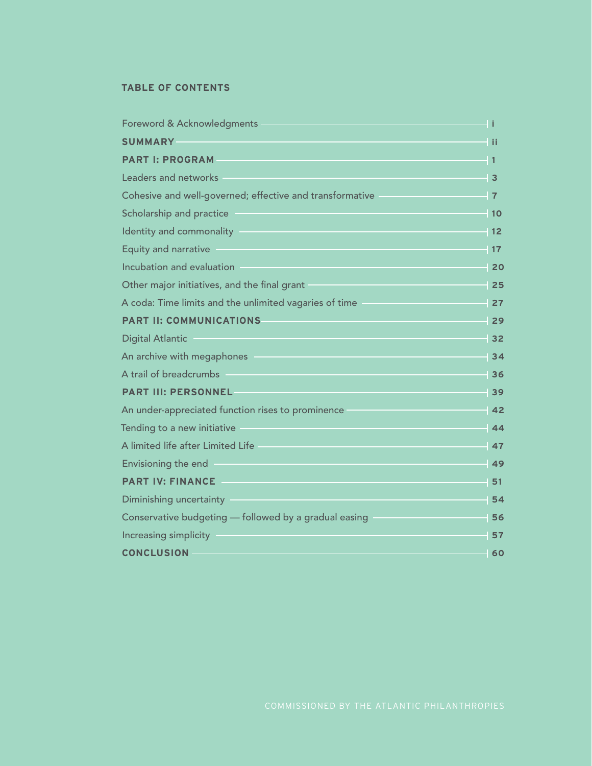## TABLE OF CONTENTS

| | |
|---|---|
| Foreword & Acknowledgments | i |
| **SUMMARY** | **ii** |
| **PART I: PROGRAM** | **1** |
| Leaders and networks | 3 |
| Cohesive and well-governed; effective and transformative | 7 |
| Scholarship and practice | 10 |
| Identity and commonality | 12 |
| Equity and narrative | 17 |
| Incubation and evaluation | 20 |
| Other major initiatives, and the final grant | 25 |
| A coda: Time limits and the unlimited vagaries of time | 27 |
| **PART II: COMMUNICATIONS** | **29** |
| Digital Atlantic | 32 |
| An archive with megaphones | 34 |
| A trail of breadcrumbs | 36 |
| **PART III: PERSONNEL** | **39** |
| An under-appreciated function rises to prominence | 42 |
| Tending to a new initiative | 44 |
| A limited life after Limited Life | 47 |
| Envisioning the end | 49 |
| **PART IV: FINANCE** | **51** |
| Diminishing uncertainty | 54 |
| Conservative budgeting — followed by a gradual easing | 56 |
| Increasing simplicity | 57 |
| **CONCLUSION** | **60** |

COMMISSIONED BY THE ATLANTIC PHILANTHROPIES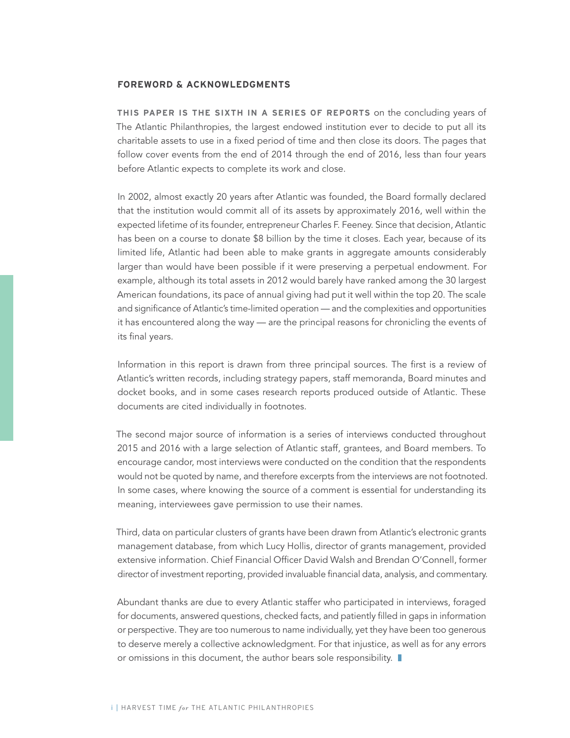## FOREWORD & ACKNOWLEDGMENTS

**THIS PAPER IS THE SIXTH IN A SERIES OF REPORTS** on the concluding years of The Atlantic Philanthropies, the largest endowed institution ever to decide to put all its charitable assets to use in a fixed period of time and then close its doors. The pages that follow cover events from the end of 2014 through the end of 2016, less than four years before Atlantic expects to complete its work and close.

In 2002, almost exactly 20 years after Atlantic was founded, the Board formally declared that the institution would commit all of its assets by approximately 2016, well within the expected lifetime of its founder, entrepreneur Charles F. Feeney. Since that decision, Atlantic has been on a course to donate $8 billion by the time it closes. Each year, because of its limited life, Atlantic had been able to make grants in aggregate amounts considerably larger than would have been possible if it were preserving a perpetual endowment. For example, although its total assets in 2012 would barely have ranked among the 30 largest American foundations, its pace of annual giving had put it well within the top 20. The scale and significance of Atlantic's time-limited operation — and the complexities and opportunities it has encountered along the way — are the principal reasons for chronicling the events of its final years.

Information in this report is drawn from three principal sources. The first is a review of Atlantic's written records, including strategy papers, staff memoranda, Board minutes and docket books, and in some cases research reports produced outside of Atlantic. These documents are cited individually in footnotes.

The second major source of information is a series of interviews conducted throughout 2015 and 2016 with a large selection of Atlantic staff, grantees, and Board members. To encourage candor, most interviews were conducted on the condition that the respondents would not be quoted by name, and therefore excerpts from the interviews are not footnoted. In some cases, where knowing the source of a comment is essential for understanding its meaning, interviewees gave permission to use their names.

Third, data on particular clusters of grants have been drawn from Atlantic's electronic grants management database, from which Lucy Hollis, director of grants management, provided extensive information. Chief Financial Officer David Walsh and Brendan O'Connell, former director of investment reporting, provided invaluable financial data, analysis, and commentary.

Abundant thanks are due to every Atlantic staffer who participated in interviews, foraged for documents, answered questions, checked facts, and patiently filled in gaps in information or perspective. They are too numerous to name individually, yet they have been too generous to deserve merely a collective acknowledgment. For that injustice, as well as for any errors or omissions in this document, the author bears sole responsibility.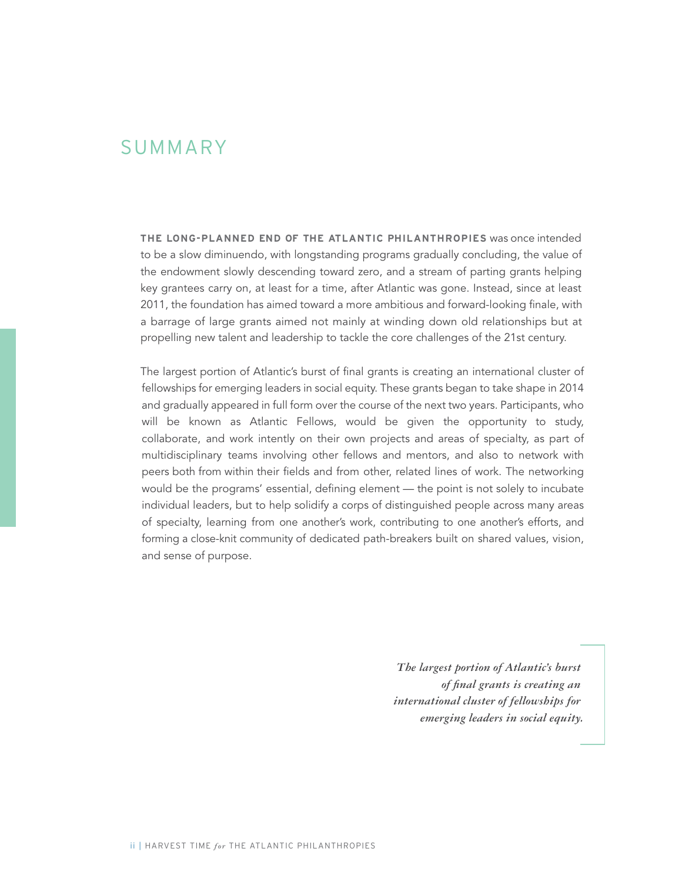# SUMMARY

**THE LONG-PLANNED END OF THE ATLANTIC PHILANTHROPIES** was once intended to be a slow diminuendo, with longstanding programs gradually concluding, the value of the endowment slowly descending toward zero, and a stream of parting grants helping key grantees carry on, at least for a time, after Atlantic was gone. Instead, since at least 2011, the foundation has aimed toward a more ambitious and forward-looking finale, with a barrage of large grants aimed not mainly at winding down old relationships but at propelling new talent and leadership to tackle the core challenges of the 21st century.

The largest portion of Atlantic's burst of final grants is creating an international cluster of fellowships for emerging leaders in social equity. These grants began to take shape in 2014 and gradually appeared in full form over the course of the next two years. Participants, who will be known as Atlantic Fellows, would be given the opportunity to study, collaborate, and work intently on their own projects and areas of specialty, as part of multidisciplinary teams involving other fellows and mentors, and also to network with peers both from within their fields and from other, related lines of work. The networking would be the programs' essential, defining element — the point is not solely to incubate individual leaders, but to help solidify a corps of distinguished people across many areas of specialty, learning from one another's work, contributing to one another's efforts, and forming a close-knit community of dedicated path-breakers built on shared values, vision, and sense of purpose.

> *The largest portion of Atlantic's burst of final grants is creating an international cluster of fellowships for emerging leaders in social equity.*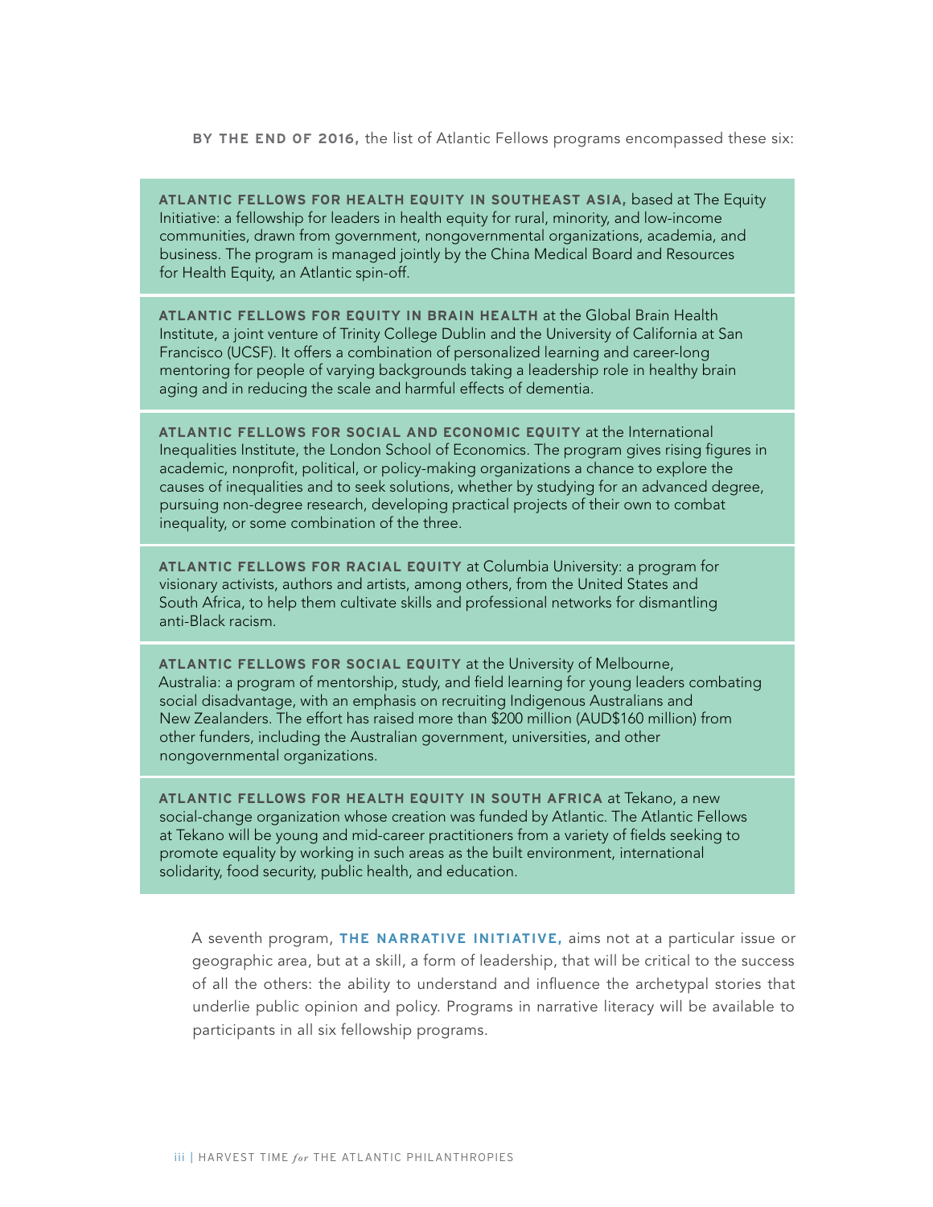**BY THE END OF 2016,** the list of Atlantic Fellows programs encompassed these six:

**ATLANTIC FELLOWS FOR HEALTH EQUITY IN SOUTHEAST ASIA,** based at The Equity Initiative: a fellowship for leaders in health equity for rural, minority, and low-income communities, drawn from government, nongovernmental organizations, academia, and business. The program is managed jointly by the China Medical Board and Resources for Health Equity, an Atlantic spin-off.

**ATLANTIC FELLOWS FOR EQUITY IN BRAIN HEALTH** at the Global Brain Health Institute, a joint venture of Trinity College Dublin and the University of California at San Francisco (UCSF). It offers a combination of personalized learning and career-long mentoring for people of varying backgrounds taking a leadership role in healthy brain aging and in reducing the scale and harmful effects of dementia.

**ATLANTIC FELLOWS FOR SOCIAL AND ECONOMIC EQUITY** at the International Inequalities Institute, the London School of Economics. The program gives rising figures in academic, nonprofit, political, or policy-making organizations a chance to explore the causes of inequalities and to seek solutions, whether by studying for an advanced degree, pursuing non-degree research, developing practical projects of their own to combat inequality, or some combination of the three.

**ATLANTIC FELLOWS FOR RACIAL EQUITY** at Columbia University: a program for visionary activists, authors and artists, among others, from the United States and South Africa, to help them cultivate skills and professional networks for dismantling anti-Black racism.

**ATLANTIC FELLOWS FOR SOCIAL EQUITY** at the University of Melbourne, Australia: a program of mentorship, study, and field learning for young leaders combating social disadvantage, with an emphasis on recruiting Indigenous Australians and New Zealanders. The effort has raised more than $200 million (AUD$160 million) from other funders, including the Australian government, universities, and other nongovernmental organizations.

**ATLANTIC FELLOWS FOR HEALTH EQUITY IN SOUTH AFRICA** at Tekano, a new social-change organization whose creation was funded by Atlantic. The Atlantic Fellows at Tekano will be young and mid-career practitioners from a variety of fields seeking to promote equality by working in such areas as the built environment, international solidarity, food security, public health, and education.

A seventh program, **THE NARRATIVE INITIATIVE,** aims not at a particular issue or geographic area, but at a skill, a form of leadership, that will be critical to the success of all the others: the ability to understand and influence the archetypal stories that underlie public opinion and policy. Programs in narrative literacy will be available to participants in all six fellowship programs.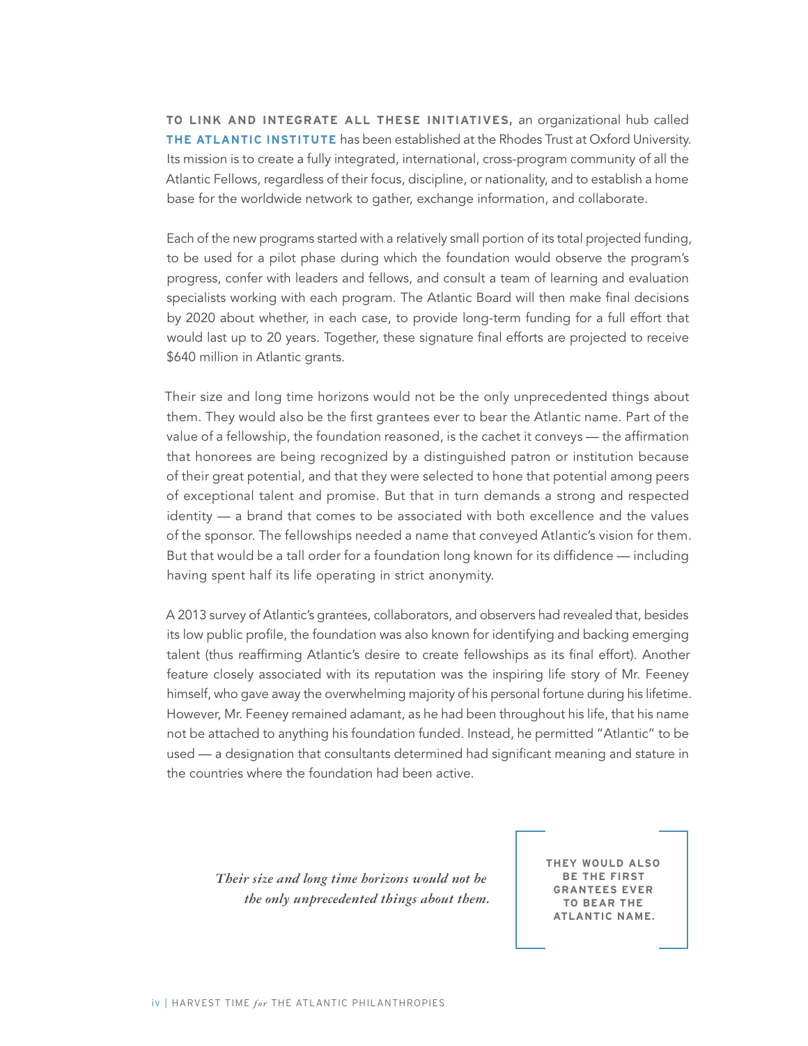**TO LINK AND INTEGRATE ALL THESE INITIATIVES,** an organizational hub called **THE ATLANTIC INSTITUTE** has been established at the Rhodes Trust at Oxford University. Its mission is to create a fully integrated, international, cross-program community of all the Atlantic Fellows, regardless of their focus, discipline, or nationality, and to establish a home base for the worldwide network to gather, exchange information, and collaborate.

Each of the new programs started with a relatively small portion of its total projected funding, to be used for a pilot phase during which the foundation would observe the program's progress, confer with leaders and fellows, and consult a team of learning and evaluation specialists working with each program. The Atlantic Board will then make final decisions by 2020 about whether, in each case, to provide long-term funding for a full effort that would last up to 20 years. Together, these signature final efforts are projected to receive $640 million in Atlantic grants.

Their size and long time horizons would not be the only unprecedented things about them. They would also be the first grantees ever to bear the Atlantic name. Part of the value of a fellowship, the foundation reasoned, is the cachet it conveys — the affirmation that honorees are being recognized by a distinguished patron or institution because of their great potential, and that they were selected to hone that potential among peers of exceptional talent and promise. But that in turn demands a strong and respected identity — a brand that comes to be associated with both excellence and the values of the sponsor. The fellowships needed a name that conveyed Atlantic's vision for them. But that would be a tall order for a foundation long known for its diffidence — including having spent half its life operating in strict anonymity.

A 2013 survey of Atlantic's grantees, collaborators, and observers had revealed that, besides its low public profile, the foundation was also known for identifying and backing emerging talent (thus reaffirming Atlantic's desire to create fellowships as its final effort). Another feature closely associated with its reputation was the inspiring life story of Mr. Feeney himself, who gave away the overwhelming majority of his personal fortune during his lifetime. However, Mr. Feeney remained adamant, as he had been throughout his life, that his name not be attached to anything his foundation funded. Instead, he permitted "Atlantic" to be used — a designation that consultants determined had significant meaning and stature in the countries where the foundation had been active.

> *Their size and long time horizons would not be the only unprecedented things about them.* **THEY WOULD ALSO BE THE FIRST GRANTEES EVER TO BEAR THE ATLANTIC NAME.**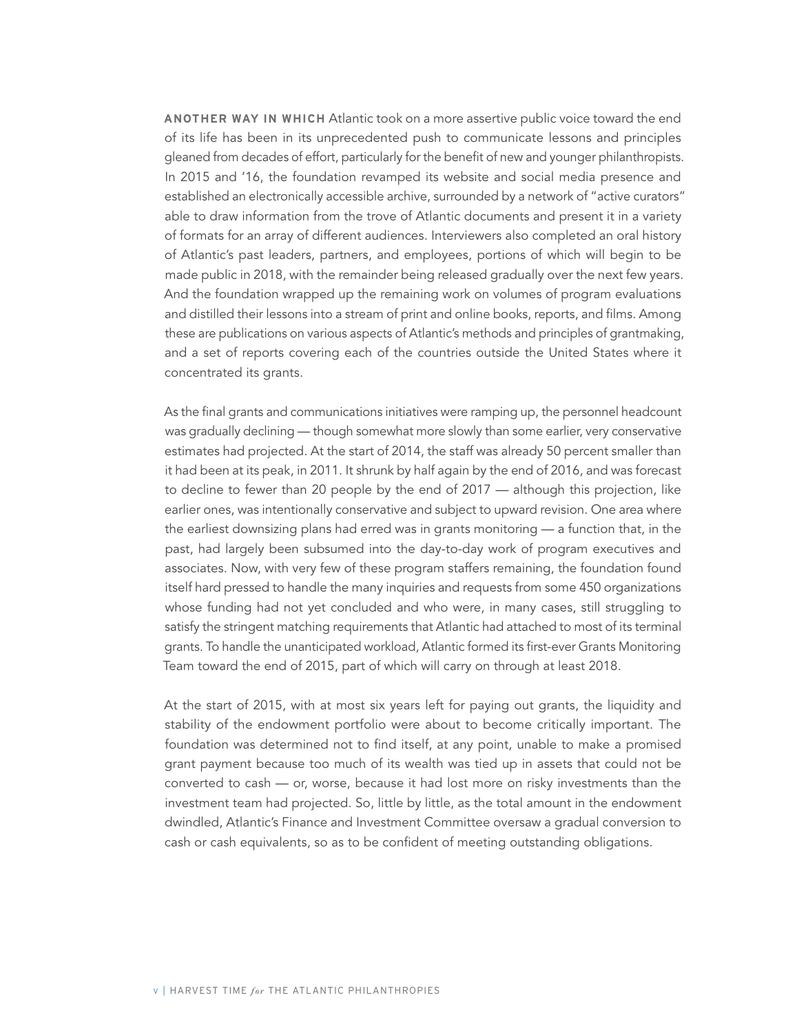**ANOTHER WAY IN WHICH** Atlantic took on a more assertive public voice toward the end of its life has been in its unprecedented push to communicate lessons and principles gleaned from decades of effort, particularly for the benefit of new and younger philanthropists. In 2015 and '16, the foundation revamped its website and social media presence and established an electronically accessible archive, surrounded by a network of "active curators" able to draw information from the trove of Atlantic documents and present it in a variety of formats for an array of different audiences. Interviewers also completed an oral history of Atlantic's past leaders, partners, and employees, portions of which will begin to be made public in 2018, with the remainder being released gradually over the next few years. And the foundation wrapped up the remaining work on volumes of program evaluations and distilled their lessons into a stream of print and online books, reports, and films. Among these are publications on various aspects of Atlantic's methods and principles of grantmaking, and a set of reports covering each of the countries outside the United States where it concentrated its grants.

As the final grants and communications initiatives were ramping up, the personnel headcount was gradually declining — though somewhat more slowly than some earlier, very conservative estimates had projected. At the start of 2014, the staff was already 50 percent smaller than it had been at its peak, in 2011. It shrunk by half again by the end of 2016, and was forecast to decline to fewer than 20 people by the end of 2017 — although this projection, like earlier ones, was intentionally conservative and subject to upward revision. One area where the earliest downsizing plans had erred was in grants monitoring — a function that, in the past, had largely been subsumed into the day-to-day work of program executives and associates. Now, with very few of these program staffers remaining, the foundation found itself hard pressed to handle the many inquiries and requests from some 450 organizations whose funding had not yet concluded and who were, in many cases, still struggling to satisfy the stringent matching requirements that Atlantic had attached to most of its terminal grants. To handle the unanticipated workload, Atlantic formed its first-ever Grants Monitoring Team toward the end of 2015, part of which will carry on through at least 2018.

At the start of 2015, with at most six years left for paying out grants, the liquidity and stability of the endowment portfolio were about to become critically important. The foundation was determined not to find itself, at any point, unable to make a promised grant payment because too much of its wealth was tied up in assets that could not be converted to cash — or, worse, because it had lost more on risky investments than the investment team had projected. So, little by little, as the total amount in the endowment dwindled, Atlantic's Finance and Investment Committee oversaw a gradual conversion to cash or cash equivalents, so as to be confident of meeting outstanding obligations.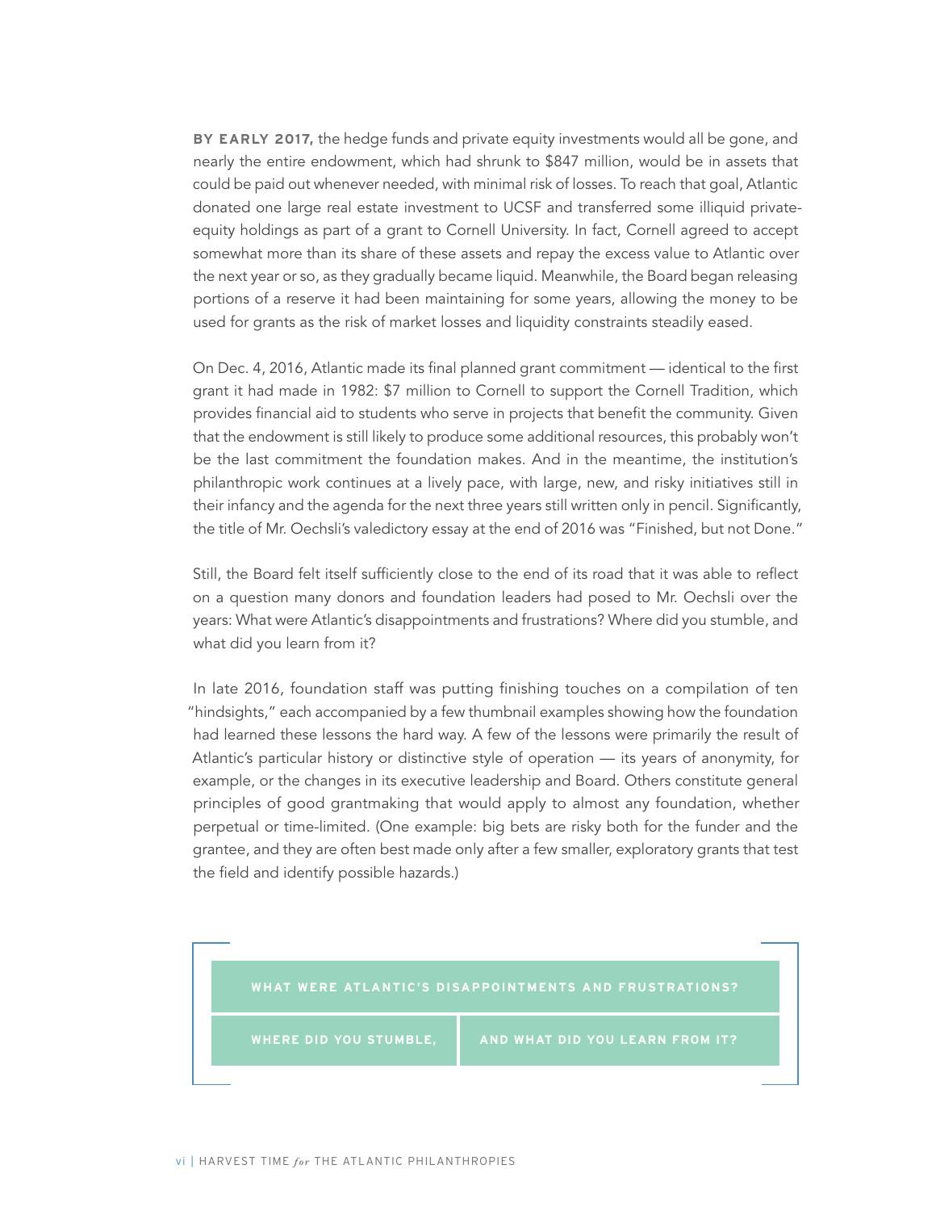**BY EARLY 2017,** the hedge funds and private equity investments would all be gone, and nearly the entire endowment, which had shrunk to $847 million, would be in assets that could be paid out whenever needed, with minimal risk of losses. To reach that goal, Atlantic donated one large real estate investment to UCSF and transferred some illiquid private-equity holdings as part of a grant to Cornell University. In fact, Cornell agreed to accept somewhat more than its share of these assets and repay the excess value to Atlantic over the next year or so, as they gradually became liquid. Meanwhile, the Board began releasing portions of a reserve it had been maintaining for some years, allowing the money to be used for grants as the risk of market losses and liquidity constraints steadily eased.

On Dec. 4, 2016, Atlantic made its final planned grant commitment — identical to the first grant it had made in 1982: $7 million to Cornell to support the Cornell Tradition, which provides financial aid to students who serve in projects that benefit the community. Given that the endowment is still likely to produce some additional resources, this probably won't be the last commitment the foundation makes. And in the meantime, the institution's philanthropic work continues at a lively pace, with large, new, and risky initiatives still in their infancy and the agenda for the next three years still written only in pencil. Significantly, the title of Mr. Oechsli's valedictory essay at the end of 2016 was "Finished, but not Done."

Still, the Board felt itself sufficiently close to the end of its road that it was able to reflect on a question many donors and foundation leaders had posed to Mr. Oechsli over the years: What were Atlantic's disappointments and frustrations? Where did you stumble, and what did you learn from it?

In late 2016, foundation staff was putting finishing touches on a compilation of ten "hindsights," each accompanied by a few thumbnail examples showing how the foundation had learned these lessons the hard way. A few of the lessons were primarily the result of Atlantic's particular history or distinctive style of operation — its years of anonymity, for example, or the changes in its executive leadership and Board. Others constitute general principles of good grantmaking that would apply to almost any foundation, whether perpetual or time-limited. (One example: big bets are risky both for the funder and the grantee, and they are often best made only after a few smaller, exploratory grants that test the field and identify possible hazards.)

**WHAT WERE ATLANTIC'S DISAPPOINTMENTS AND FRUSTRATIONS?**

**WHERE DID YOU STUMBLE, AND WHAT DID YOU LEARN FROM IT?**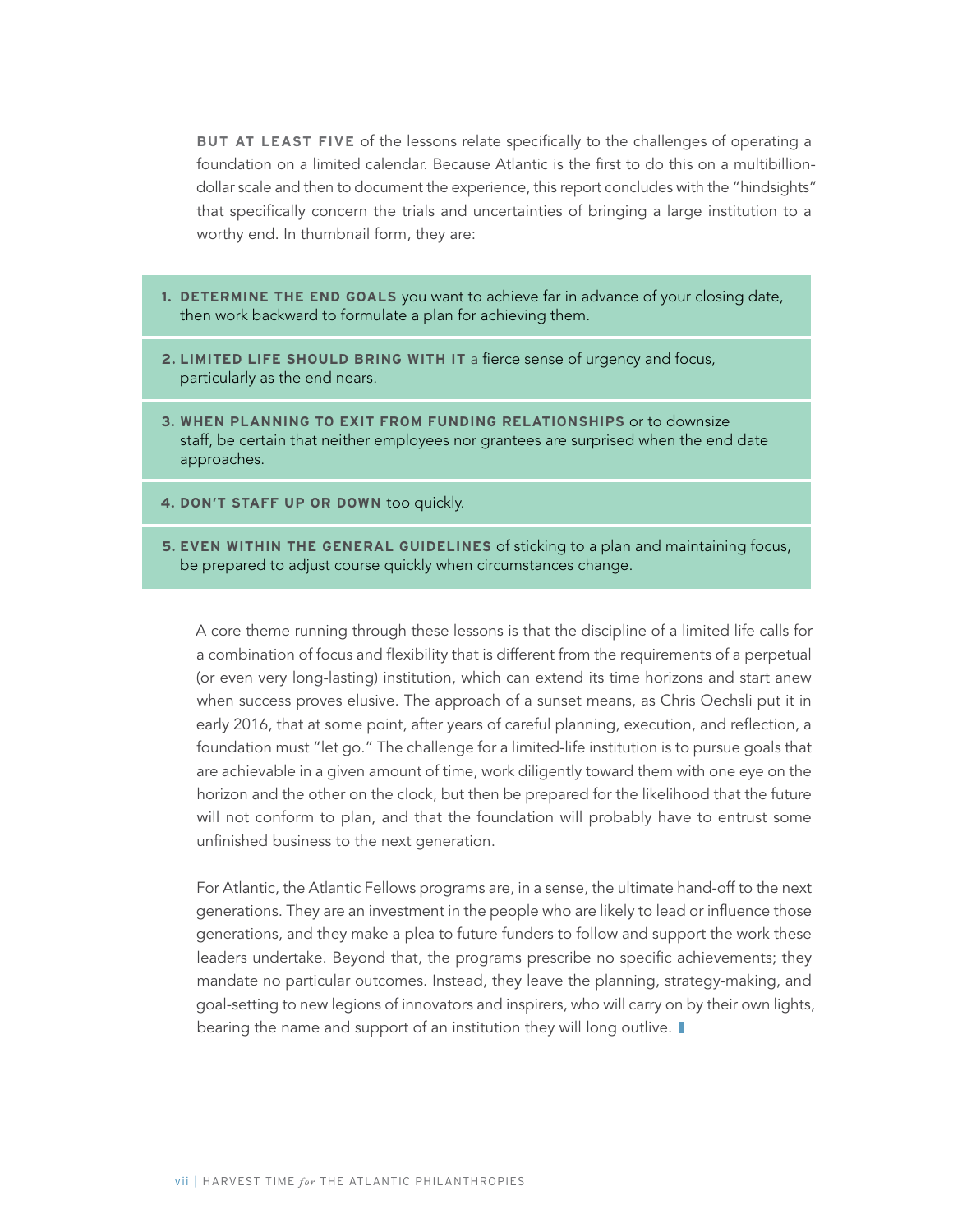**BUT AT LEAST FIVE** of the lessons relate specifically to the challenges of operating a foundation on a limited calendar. Because Atlantic is the first to do this on a multibillion-dollar scale and then to document the experience, this report concludes with the "hindsights" that specifically concern the trials and uncertainties of bringing a large institution to a worthy end. In thumbnail form, they are:

1. **DETERMINE THE END GOALS** you want to achieve far in advance of your closing date, then work backward to formulate a plan for achieving them.
2. **LIMITED LIFE SHOULD BRING WITH IT** a fierce sense of urgency and focus, particularly as the end nears.
3. **WHEN PLANNING TO EXIT FROM FUNDING RELATIONSHIPS** or to downsize staff, be certain that neither employees nor grantees are surprised when the end date approaches.
4. **DON'T STAFF UP OR DOWN** too quickly.
5. **EVEN WITHIN THE GENERAL GUIDELINES** of sticking to a plan and maintaining focus, be prepared to adjust course quickly when circumstances change.

A core theme running through these lessons is that the discipline of a limited life calls for a combination of focus and flexibility that is different from the requirements of a perpetual (or even very long-lasting) institution, which can extend its time horizons and start anew when success proves elusive. The approach of a sunset means, as Chris Oechsli put it in early 2016, that at some point, after years of careful planning, execution, and reflection, a foundation must "let go." The challenge for a limited-life institution is to pursue goals that are achievable in a given amount of time, work diligently toward them with one eye on the horizon and the other on the clock, but then be prepared for the likelihood that the future will not conform to plan, and that the foundation will probably have to entrust some unfinished business to the next generation.

For Atlantic, the Atlantic Fellows programs are, in a sense, the ultimate hand-off to the next generations. They are an investment in the people who are likely to lead or influence those generations, and they make a plea to future funders to follow and support the work these leaders undertake. Beyond that, the programs prescribe no specific achievements; they mandate no particular outcomes. Instead, they leave the planning, strategy-making, and goal-setting to new legions of innovators and inspirers, who will carry on by their own lights, bearing the name and support of an institution they will long outlive.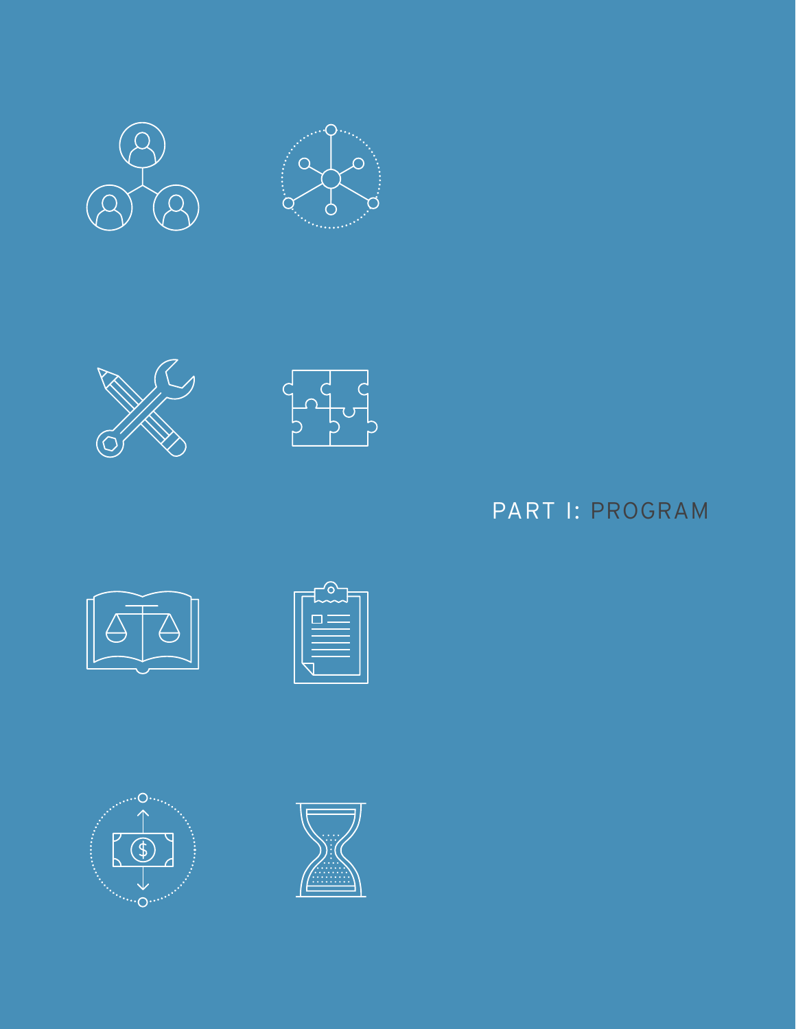# PART I: PROGRAM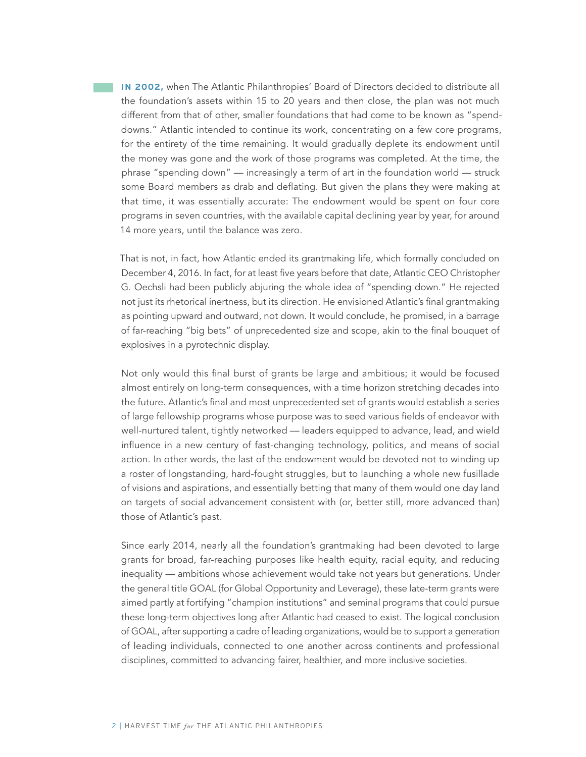**IN 2002,** when The Atlantic Philanthropies' Board of Directors decided to distribute all the foundation's assets within 15 to 20 years and then close, the plan was not much different from that of other, smaller foundations that had come to be known as "spend-downs." Atlantic intended to continue its work, concentrating on a few core programs, for the entirety of the time remaining. It would gradually deplete its endowment until the money was gone and the work of those programs was completed. At the time, the phrase "spending down" — increasingly a term of art in the foundation world — struck some Board members as drab and deflating. But given the plans they were making at that time, it was essentially accurate: The endowment would be spent on four core programs in seven countries, with the available capital declining year by year, for around 14 more years, until the balance was zero.

That is not, in fact, how Atlantic ended its grantmaking life, which formally concluded on December 4, 2016. In fact, for at least five years before that date, Atlantic CEO Christopher G. Oechsli had been publicly abjuring the whole idea of "spending down." He rejected not just its rhetorical inertness, but its direction. He envisioned Atlantic's final grantmaking as pointing upward and outward, not down. It would conclude, he promised, in a barrage of far-reaching "big bets" of unprecedented size and scope, akin to the final bouquet of explosives in a pyrotechnic display.

Not only would this final burst of grants be large and ambitious; it would be focused almost entirely on long-term consequences, with a time horizon stretching decades into the future. Atlantic's final and most unprecedented set of grants would establish a series of large fellowship programs whose purpose was to seed various fields of endeavor with well-nurtured talent, tightly networked — leaders equipped to advance, lead, and wield influence in a new century of fast-changing technology, politics, and means of social action. In other words, the last of the endowment would be devoted not to winding up a roster of longstanding, hard-fought struggles, but to launching a whole new fusillade of visions and aspirations, and essentially betting that many of them would one day land on targets of social advancement consistent with (or, better still, more advanced than) those of Atlantic's past.

Since early 2014, nearly all the foundation's grantmaking had been devoted to large grants for broad, far-reaching purposes like health equity, racial equity, and reducing inequality — ambitions whose achievement would take not years but generations. Under the general title GOAL (for Global Opportunity and Leverage), these late-term grants were aimed partly at fortifying "champion institutions" and seminal programs that could pursue these long-term objectives long after Atlantic had ceased to exist. The logical conclusion of GOAL, after supporting a cadre of leading organizations, would be to support a generation of leading individuals, connected to one another across continents and professional disciplines, committed to advancing fairer, healthier, and more inclusive societies.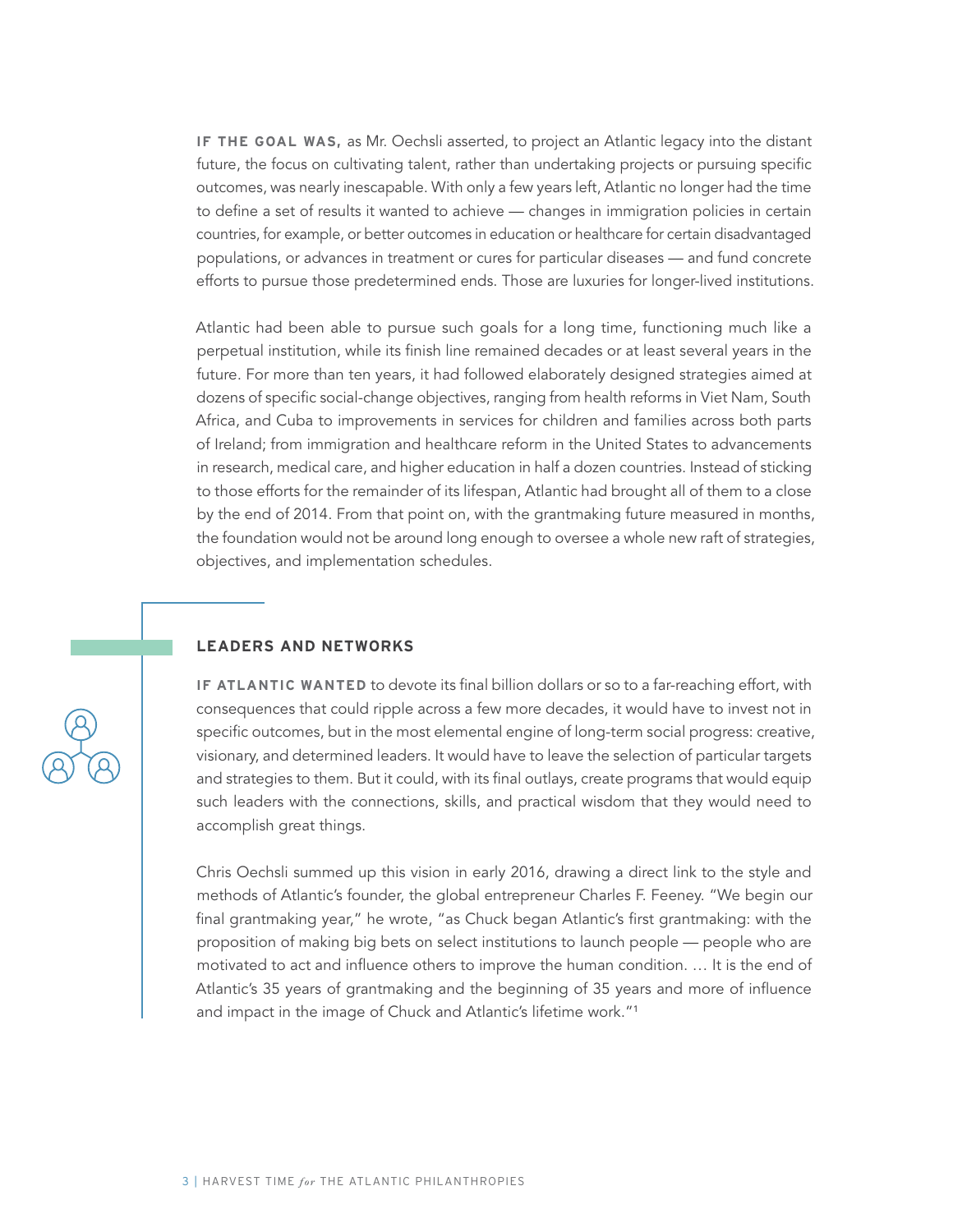**IF THE GOAL WAS,** as Mr. Oechsli asserted, to project an Atlantic legacy into the distant future, the focus on cultivating talent, rather than undertaking projects or pursuing specific outcomes, was nearly inescapable. With only a few years left, Atlantic no longer had the time to define a set of results it wanted to achieve — changes in immigration policies in certain countries, for example, or better outcomes in education or healthcare for certain disadvantaged populations, or advances in treatment or cures for particular diseases — and fund concrete efforts to pursue those predetermined ends. Those are luxuries for longer-lived institutions.

Atlantic had been able to pursue such goals for a long time, functioning much like a perpetual institution, while its finish line remained decades or at least several years in the future. For more than ten years, it had followed elaborately designed strategies aimed at dozens of specific social-change objectives, ranging from health reforms in Viet Nam, South Africa, and Cuba to improvements in services for children and families across both parts of Ireland; from immigration and healthcare reform in the United States to advancements in research, medical care, and higher education in half a dozen countries. Instead of sticking to those efforts for the remainder of its lifespan, Atlantic had brought all of them to a close by the end of 2014. From that point on, with the grantmaking future measured in months, the foundation would not be around long enough to oversee a whole new raft of strategies, objectives, and implementation schedules.

## LEADERS AND NETWORKS

**IF ATLANTIC WANTED** to devote its final billion dollars or so to a far-reaching effort, with consequences that could ripple across a few more decades, it would have to invest not in specific outcomes, but in the most elemental engine of long-term social progress: creative, visionary, and determined leaders. It would have to leave the selection of particular targets and strategies to them. But it could, with its final outlays, create programs that would equip such leaders with the connections, skills, and practical wisdom that they would need to accomplish great things.

Chris Oechsli summed up this vision in early 2016, drawing a direct link to the style and methods of Atlantic's founder, the global entrepreneur Charles F. Feeney. "We begin our final grantmaking year," he wrote, "as Chuck began Atlantic's first grantmaking: with the proposition of making big bets on select institutions to launch people — people who are motivated to act and influence others to improve the human condition. … It is the end of Atlantic's 35 years of grantmaking and the beginning of 35 years and more of influence and impact in the image of Chuck and Atlantic's lifetime work."[1]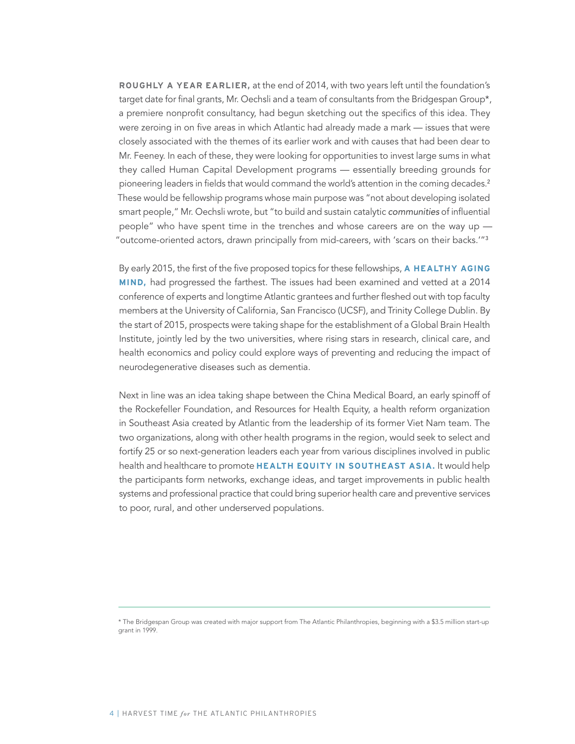**ROUGHLY A YEAR EARLIER,** at the end of 2014, with two years left until the foundation's target date for final grants, Mr. Oechsli and a team of consultants from the Bridgespan Group*, a premiere nonprofit consultancy, had begun sketching out the specifics of this idea. They were zeroing in on five areas in which Atlantic had already made a mark — issues that were closely associated with the themes of its earlier work and with causes that had been dear to Mr. Feeney. In each of these, they were looking for opportunities to invest large sums in what they called Human Capital Development programs — essentially breeding grounds for pioneering leaders in fields that would command the world's attention in the coming decades.[2] These would be fellowship programs whose main purpose was "not about developing isolated smart people," Mr. Oechsli wrote, but "to build and sustain catalytic *communities* of influential people" who have spent time in the trenches and whose careers are on the way up — "outcome-oriented actors, drawn principally from mid-careers, with 'scars on their backs.'"[3]

By early 2015, the first of the five proposed topics for these fellowships, **A HEALTHY AGING MIND,** had progressed the farthest. The issues had been examined and vetted at a 2014 conference of experts and longtime Atlantic grantees and further fleshed out with top faculty members at the University of California, San Francisco (UCSF), and Trinity College Dublin. By the start of 2015, prospects were taking shape for the establishment of a Global Brain Health Institute, jointly led by the two universities, where rising stars in research, clinical care, and health economics and policy could explore ways of preventing and reducing the impact of neurodegenerative diseases such as dementia.

Next in line was an idea taking shape between the China Medical Board, an early spinoff of the Rockefeller Foundation, and Resources for Health Equity, a health reform organization in Southeast Asia created by Atlantic from the leadership of its former Viet Nam team. The two organizations, along with other health programs in the region, would seek to select and fortify 25 or so next-generation leaders each year from various disciplines involved in public health and healthcare to promote **HEALTH EQUITY IN SOUTHEAST ASIA.** It would help the participants form networks, exchange ideas, and target improvements in public health systems and professional practice that could bring superior health care and preventive services to poor, rural, and other underserved populations.

---

* The Bridgespan Group was created with major support from The Atlantic Philanthropies, beginning with a $3.5 million start-up grant in 1999.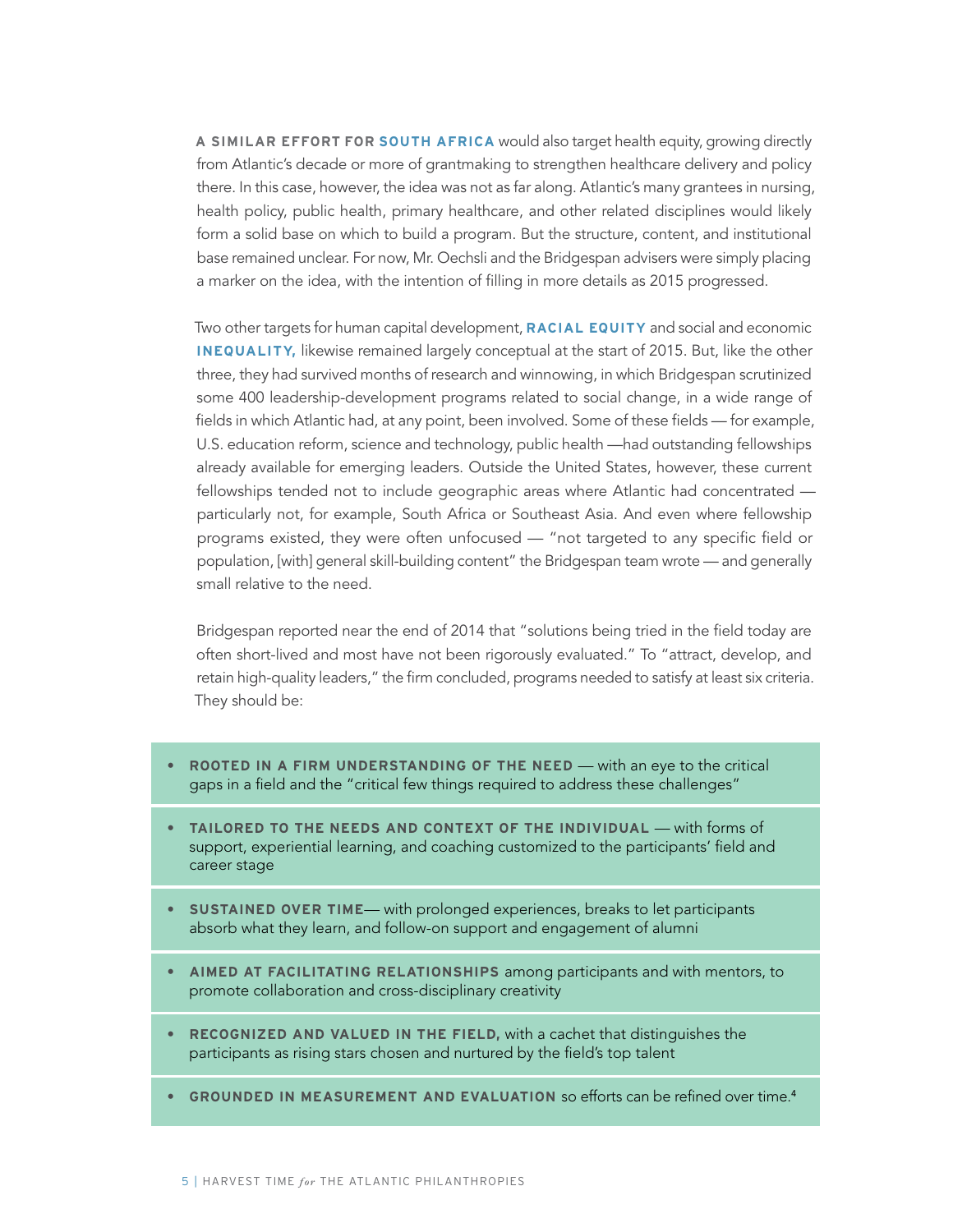**A SIMILAR EFFORT FOR SOUTH AFRICA** would also target health equity, growing directly from Atlantic's decade or more of grantmaking to strengthen healthcare delivery and policy there. In this case, however, the idea was not as far along. Atlantic's many grantees in nursing, health policy, public health, primary healthcare, and other related disciplines would likely form a solid base on which to build a program. But the structure, content, and institutional base remained unclear. For now, Mr. Oechsli and the Bridgespan advisers were simply placing a marker on the idea, with the intention of filling in more details as 2015 progressed.

Two other targets for human capital development, **RACIAL EQUITY** and social and economic **INEQUALITY,** likewise remained largely conceptual at the start of 2015. But, like the other three, they had survived months of research and winnowing, in which Bridgespan scrutinized some 400 leadership-development programs related to social change, in a wide range of fields in which Atlantic had, at any point, been involved. Some of these fields — for example, U.S. education reform, science and technology, public health —had outstanding fellowships already available for emerging leaders. Outside the United States, however, these current fellowships tended not to include geographic areas where Atlantic had concentrated — particularly not, for example, South Africa or Southeast Asia. And even where fellowship programs existed, they were often unfocused — "not targeted to any specific field or population, [with] general skill-building content" the Bridgespan team wrote — and generally small relative to the need.

Bridgespan reported near the end of 2014 that "solutions being tried in the field today are often short-lived and most have not been rigorously evaluated." To "attract, develop, and retain high-quality leaders," the firm concluded, programs needed to satisfy at least six criteria. They should be:

- **ROOTED IN A FIRM UNDERSTANDING OF THE NEED** — with an eye to the critical gaps in a field and the "critical few things required to address these challenges"
- **TAILORED TO THE NEEDS AND CONTEXT OF THE INDIVIDUAL** — with forms of support, experiential learning, and coaching customized to the participants' field and career stage
- **SUSTAINED OVER TIME**— with prolonged experiences, breaks to let participants absorb what they learn, and follow-on support and engagement of alumni
- **AIMED AT FACILITATING RELATIONSHIPS** among participants and with mentors, to promote collaboration and cross-disciplinary creativity
- **RECOGNIZED AND VALUED IN THE FIELD,** with a cachet that distinguishes the participants as rising stars chosen and nurtured by the field's top talent
- **GROUNDED IN MEASUREMENT AND EVALUATION** so efforts can be refined over time.[4]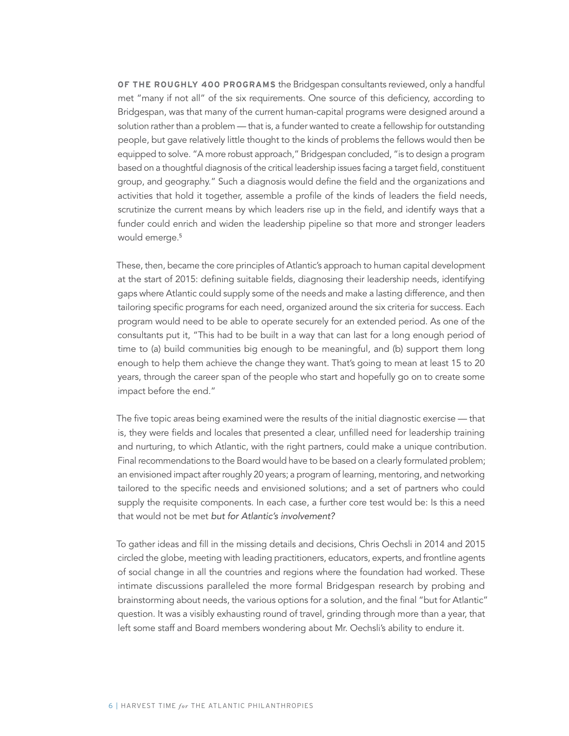**OF THE ROUGHLY 400 PROGRAMS** the Bridgespan consultants reviewed, only a handful met "many if not all" of the six requirements. One source of this deficiency, according to Bridgespan, was that many of the current human-capital programs were designed around a solution rather than a problem — that is, a funder wanted to create a fellowship for outstanding people, but gave relatively little thought to the kinds of problems the fellows would then be equipped to solve. "A more robust approach," Bridgespan concluded, "is to design a program based on a thoughtful diagnosis of the critical leadership issues facing a target field, constituent group, and geography." Such a diagnosis would define the field and the organizations and activities that hold it together, assemble a profile of the kinds of leaders the field needs, scrutinize the current means by which leaders rise up in the field, and identify ways that a funder could enrich and widen the leadership pipeline so that more and stronger leaders would emerge.[5]

These, then, became the core principles of Atlantic's approach to human capital development at the start of 2015: defining suitable fields, diagnosing their leadership needs, identifying gaps where Atlantic could supply some of the needs and make a lasting difference, and then tailoring specific programs for each need, organized around the six criteria for success. Each program would need to be able to operate securely for an extended period. As one of the consultants put it, "This had to be built in a way that can last for a long enough period of time to (a) build communities big enough to be meaningful, and (b) support them long enough to help them achieve the change they want. That's going to mean at least 15 to 20 years, through the career span of the people who start and hopefully go on to create some impact before the end."

The five topic areas being examined were the results of the initial diagnostic exercise — that is, they were fields and locales that presented a clear, unfilled need for leadership training and nurturing, to which Atlantic, with the right partners, could make a unique contribution. Final recommendations to the Board would have to be based on a clearly formulated problem; an envisioned impact after roughly 20 years; a program of learning, mentoring, and networking tailored to the specific needs and envisioned solutions; and a set of partners who could supply the requisite components. In each case, a further core test would be: Is this a need that would not be met *but for Atlantic's involvement?*

To gather ideas and fill in the missing details and decisions, Chris Oechsli in 2014 and 2015 circled the globe, meeting with leading practitioners, educators, experts, and frontline agents of social change in all the countries and regions where the foundation had worked. These intimate discussions paralleled the more formal Bridgespan research by probing and brainstorming about needs, the various options for a solution, and the final "but for Atlantic" question. It was a visibly exhausting round of travel, grinding through more than a year, that left some staff and Board members wondering about Mr. Oechsli's ability to endure it.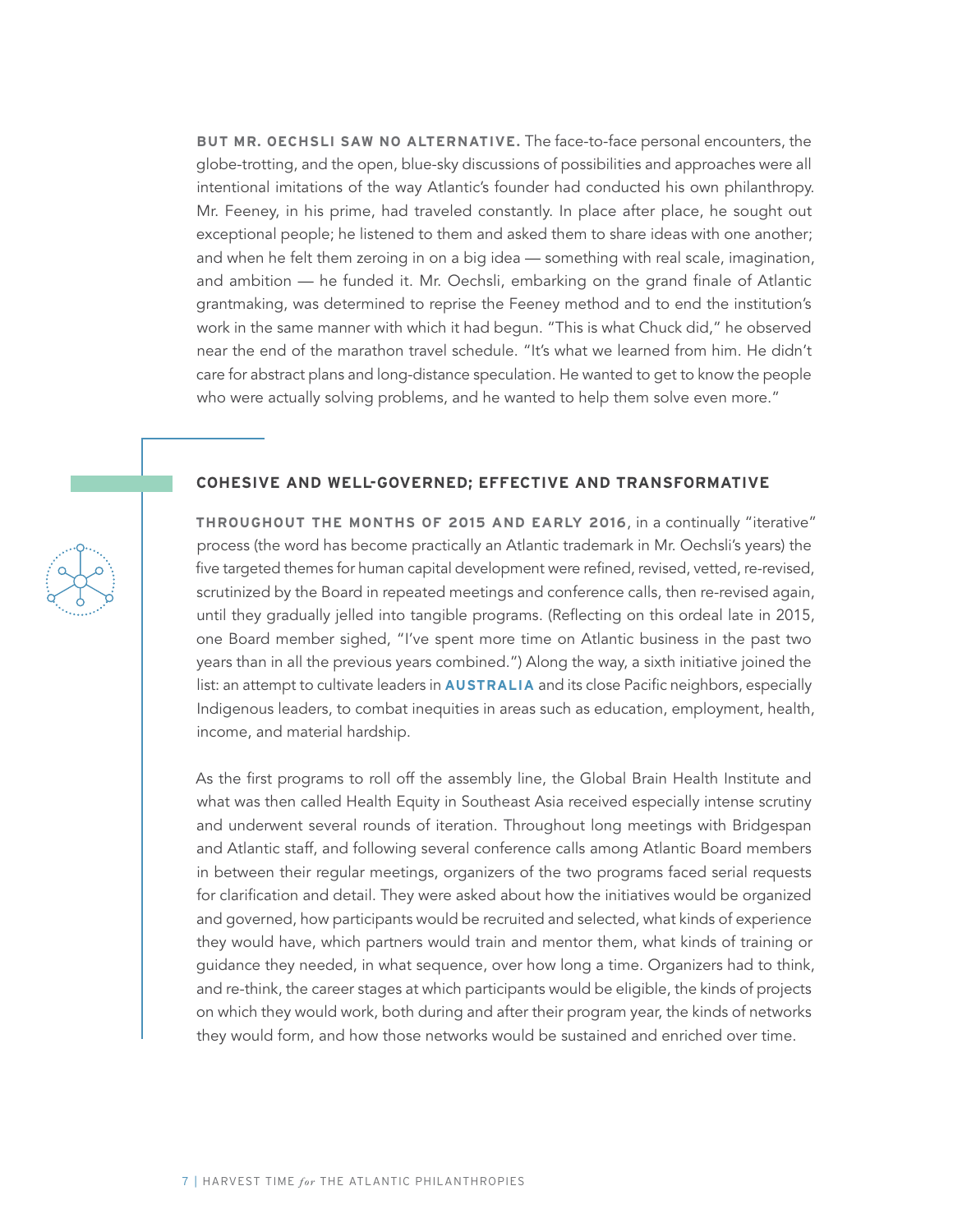**BUT MR. OECHSLI SAW NO ALTERNATIVE.** The face-to-face personal encounters, the globe-trotting, and the open, blue-sky discussions of possibilities and approaches were all intentional imitations of the way Atlantic's founder had conducted his own philanthropy. Mr. Feeney, in his prime, had traveled constantly. In place after place, he sought out exceptional people; he listened to them and asked them to share ideas with one another; and when he felt them zeroing in on a big idea — something with real scale, imagination, and ambition — he funded it. Mr. Oechsli, embarking on the grand finale of Atlantic grantmaking, was determined to reprise the Feeney method and to end the institution's work in the same manner with which it had begun. "This is what Chuck did," he observed near the end of the marathon travel schedule. "It's what we learned from him. He didn't care for abstract plans and long-distance speculation. He wanted to get to know the people who were actually solving problems, and he wanted to help them solve even more."

## COHESIVE AND WELL-GOVERNED; EFFECTIVE AND TRANSFORMATIVE

**THROUGHOUT THE MONTHS OF 2015 AND EARLY 2016**, in a continually "iterative" process (the word has become practically an Atlantic trademark in Mr. Oechsli's years) the five targeted themes for human capital development were refined, revised, vetted, re-revised, scrutinized by the Board in repeated meetings and conference calls, then re-revised again, until they gradually jelled into tangible programs. (Reflecting on this ordeal late in 2015, one Board member sighed, "I've spent more time on Atlantic business in the past two years than in all the previous years combined.") Along the way, a sixth initiative joined the list: an attempt to cultivate leaders in **AUSTRALIA** and its close Pacific neighbors, especially Indigenous leaders, to combat inequities in areas such as education, employment, health, income, and material hardship.

As the first programs to roll off the assembly line, the Global Brain Health Institute and what was then called Health Equity in Southeast Asia received especially intense scrutiny and underwent several rounds of iteration. Throughout long meetings with Bridgespan and Atlantic staff, and following several conference calls among Atlantic Board members in between their regular meetings, organizers of the two programs faced serial requests for clarification and detail. They were asked about how the initiatives would be organized and governed, how participants would be recruited and selected, what kinds of experience they would have, which partners would train and mentor them, what kinds of training or guidance they needed, in what sequence, over how long a time. Organizers had to think, and re-think, the career stages at which participants would be eligible, the kinds of projects on which they would work, both during and after their program year, the kinds of networks they would form, and how those networks would be sustained and enriched over time.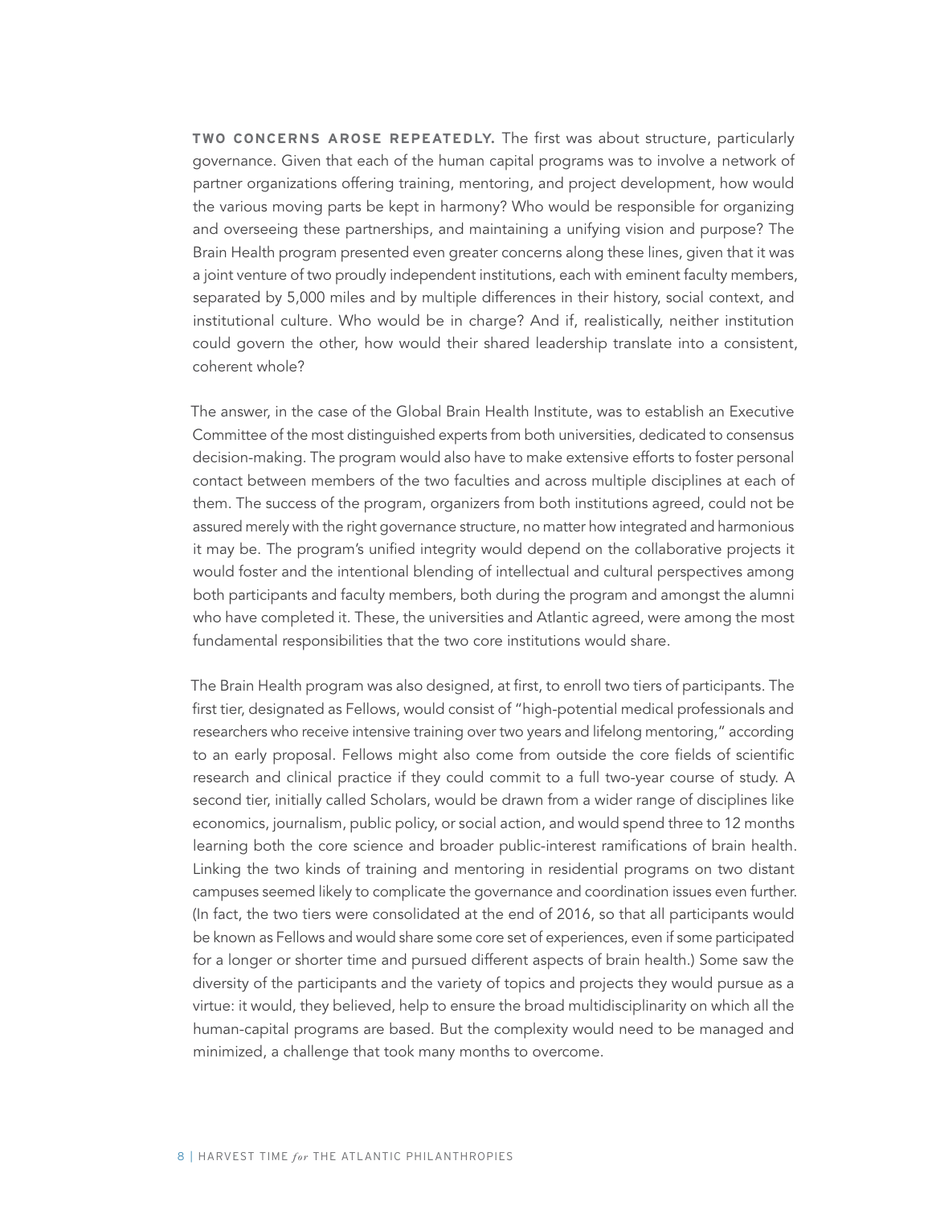**TWO CONCERNS AROSE REPEATEDLY.** The first was about structure, particularly governance. Given that each of the human capital programs was to involve a network of partner organizations offering training, mentoring, and project development, how would the various moving parts be kept in harmony? Who would be responsible for organizing and overseeing these partnerships, and maintaining a unifying vision and purpose? The Brain Health program presented even greater concerns along these lines, given that it was a joint venture of two proudly independent institutions, each with eminent faculty members, separated by 5,000 miles and by multiple differences in their history, social context, and institutional culture. Who would be in charge? And if, realistically, neither institution could govern the other, how would their shared leadership translate into a consistent, coherent whole?

The answer, in the case of the Global Brain Health Institute, was to establish an Executive Committee of the most distinguished experts from both universities, dedicated to consensus decision-making. The program would also have to make extensive efforts to foster personal contact between members of the two faculties and across multiple disciplines at each of them. The success of the program, organizers from both institutions agreed, could not be assured merely with the right governance structure, no matter how integrated and harmonious it may be. The program's unified integrity would depend on the collaborative projects it would foster and the intentional blending of intellectual and cultural perspectives among both participants and faculty members, both during the program and amongst the alumni who have completed it. These, the universities and Atlantic agreed, were among the most fundamental responsibilities that the two core institutions would share.

The Brain Health program was also designed, at first, to enroll two tiers of participants. The first tier, designated as Fellows, would consist of "high-potential medical professionals and researchers who receive intensive training over two years and lifelong mentoring," according to an early proposal. Fellows might also come from outside the core fields of scientific research and clinical practice if they could commit to a full two-year course of study. A second tier, initially called Scholars, would be drawn from a wider range of disciplines like economics, journalism, public policy, or social action, and would spend three to 12 months learning both the core science and broader public-interest ramifications of brain health. Linking the two kinds of training and mentoring in residential programs on two distant campuses seemed likely to complicate the governance and coordination issues even further. (In fact, the two tiers were consolidated at the end of 2016, so that all participants would be known as Fellows and would share some core set of experiences, even if some participated for a longer or shorter time and pursued different aspects of brain health.) Some saw the diversity of the participants and the variety of topics and projects they would pursue as a virtue: it would, they believed, help to ensure the broad multidisciplinarity on which all the human-capital programs are based. But the complexity would need to be managed and minimized, a challenge that took many months to overcome.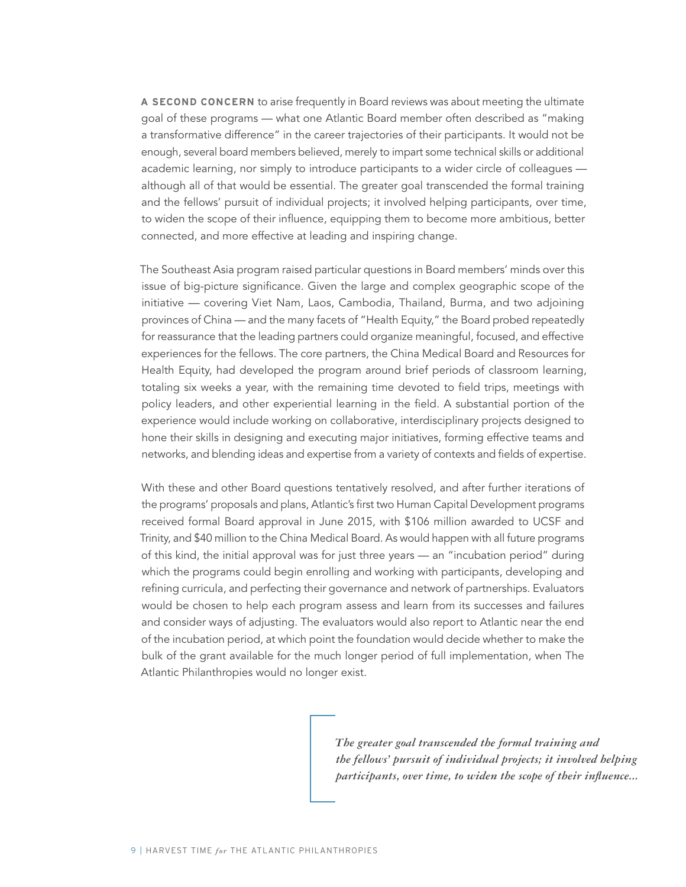**A SECOND CONCERN** to arise frequently in Board reviews was about meeting the ultimate goal of these programs — what one Atlantic Board member often described as "making a transformative difference" in the career trajectories of their participants. It would not be enough, several board members believed, merely to impart some technical skills or additional academic learning, nor simply to introduce participants to a wider circle of colleagues — although all of that would be essential. The greater goal transcended the formal training and the fellows' pursuit of individual projects; it involved helping participants, over time, to widen the scope of their influence, equipping them to become more ambitious, better connected, and more effective at leading and inspiring change.

The Southeast Asia program raised particular questions in Board members' minds over this issue of big-picture significance. Given the large and complex geographic scope of the initiative — covering Viet Nam, Laos, Cambodia, Thailand, Burma, and two adjoining provinces of China — and the many facets of "Health Equity," the Board probed repeatedly for reassurance that the leading partners could organize meaningful, focused, and effective experiences for the fellows. The core partners, the China Medical Board and Resources for Health Equity, had developed the program around brief periods of classroom learning, totaling six weeks a year, with the remaining time devoted to field trips, meetings with policy leaders, and other experiential learning in the field. A substantial portion of the experience would include working on collaborative, interdisciplinary projects designed to hone their skills in designing and executing major initiatives, forming effective teams and networks, and blending ideas and expertise from a variety of contexts and fields of expertise.

With these and other Board questions tentatively resolved, and after further iterations of the programs' proposals and plans, Atlantic's first two Human Capital Development programs received formal Board approval in June 2015, with $106 million awarded to UCSF and Trinity, and $40 million to the China Medical Board. As would happen with all future programs of this kind, the initial approval was for just three years — an "incubation period" during which the programs could begin enrolling and working with participants, developing and refining curricula, and perfecting their governance and network of partnerships. Evaluators would be chosen to help each program assess and learn from its successes and failures and consider ways of adjusting. The evaluators would also report to Atlantic near the end of the incubation period, at which point the foundation would decide whether to make the bulk of the grant available for the much longer period of full implementation, when The Atlantic Philanthropies would no longer exist.

> *The greater goal transcended the formal training and the fellows' pursuit of individual projects; it involved helping participants, over time, to widen the scope of their influence...*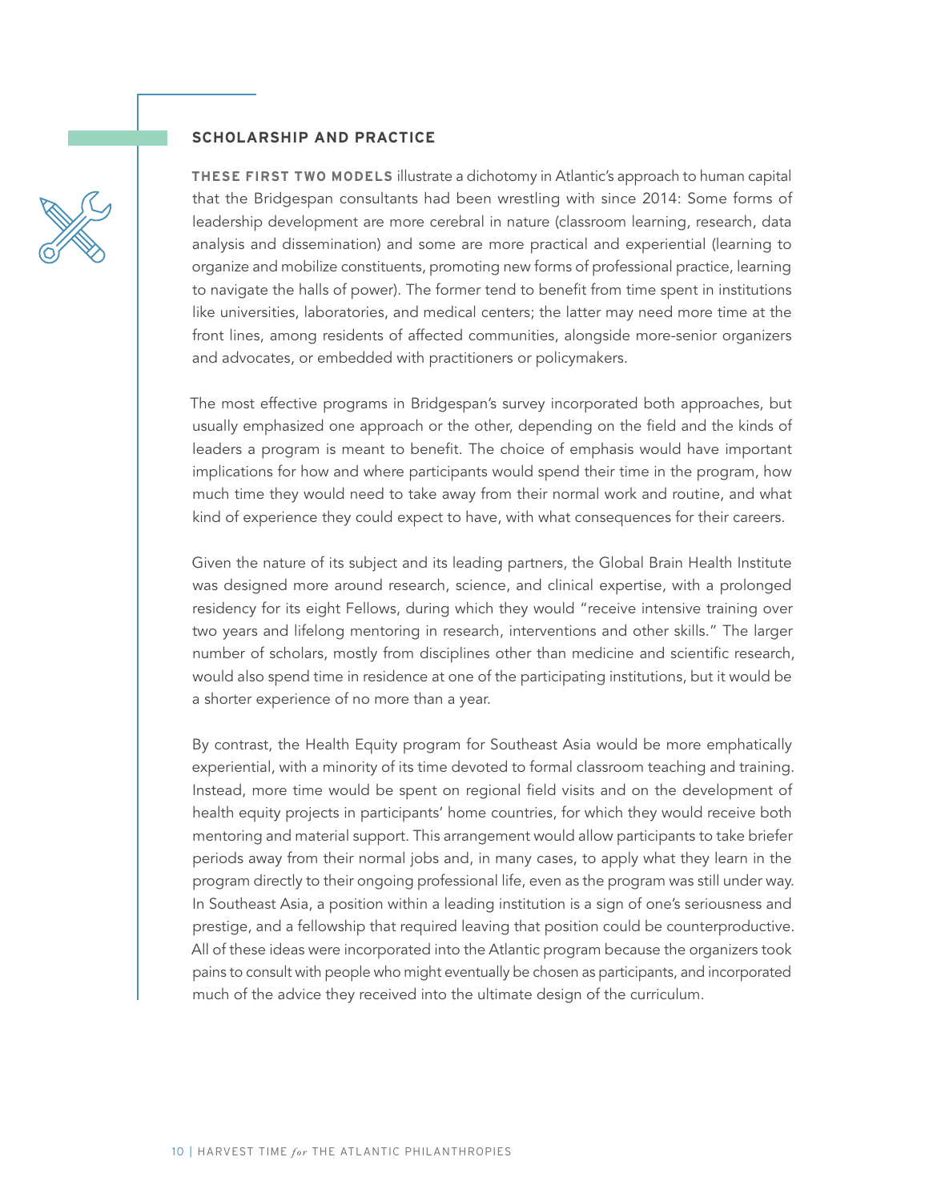## SCHOLARSHIP AND PRACTICE

**THESE FIRST TWO MODELS** illustrate a dichotomy in Atlantic's approach to human capital that the Bridgespan consultants had been wrestling with since 2014: Some forms of leadership development are more cerebral in nature (classroom learning, research, data analysis and dissemination) and some are more practical and experiential (learning to organize and mobilize constituents, promoting new forms of professional practice, learning to navigate the halls of power). The former tend to benefit from time spent in institutions like universities, laboratories, and medical centers; the latter may need more time at the front lines, among residents of affected communities, alongside more-senior organizers and advocates, or embedded with practitioners or policymakers.

The most effective programs in Bridgespan's survey incorporated both approaches, but usually emphasized one approach or the other, depending on the field and the kinds of leaders a program is meant to benefit. The choice of emphasis would have important implications for how and where participants would spend their time in the program, how much time they would need to take away from their normal work and routine, and what kind of experience they could expect to have, with what consequences for their careers.

Given the nature of its subject and its leading partners, the Global Brain Health Institute was designed more around research, science, and clinical expertise, with a prolonged residency for its eight Fellows, during which they would "receive intensive training over two years and lifelong mentoring in research, interventions and other skills." The larger number of scholars, mostly from disciplines other than medicine and scientific research, would also spend time in residence at one of the participating institutions, but it would be a shorter experience of no more than a year.

By contrast, the Health Equity program for Southeast Asia would be more emphatically experiential, with a minority of its time devoted to formal classroom teaching and training. Instead, more time would be spent on regional field visits and on the development of health equity projects in participants' home countries, for which they would receive both mentoring and material support. This arrangement would allow participants to take briefer periods away from their normal jobs and, in many cases, to apply what they learn in the program directly to their ongoing professional life, even as the program was still under way. In Southeast Asia, a position within a leading institution is a sign of one's seriousness and prestige, and a fellowship that required leaving that position could be counterproductive. All of these ideas were incorporated into the Atlantic program because the organizers took pains to consult with people who might eventually be chosen as participants, and incorporated much of the advice they received into the ultimate design of the curriculum.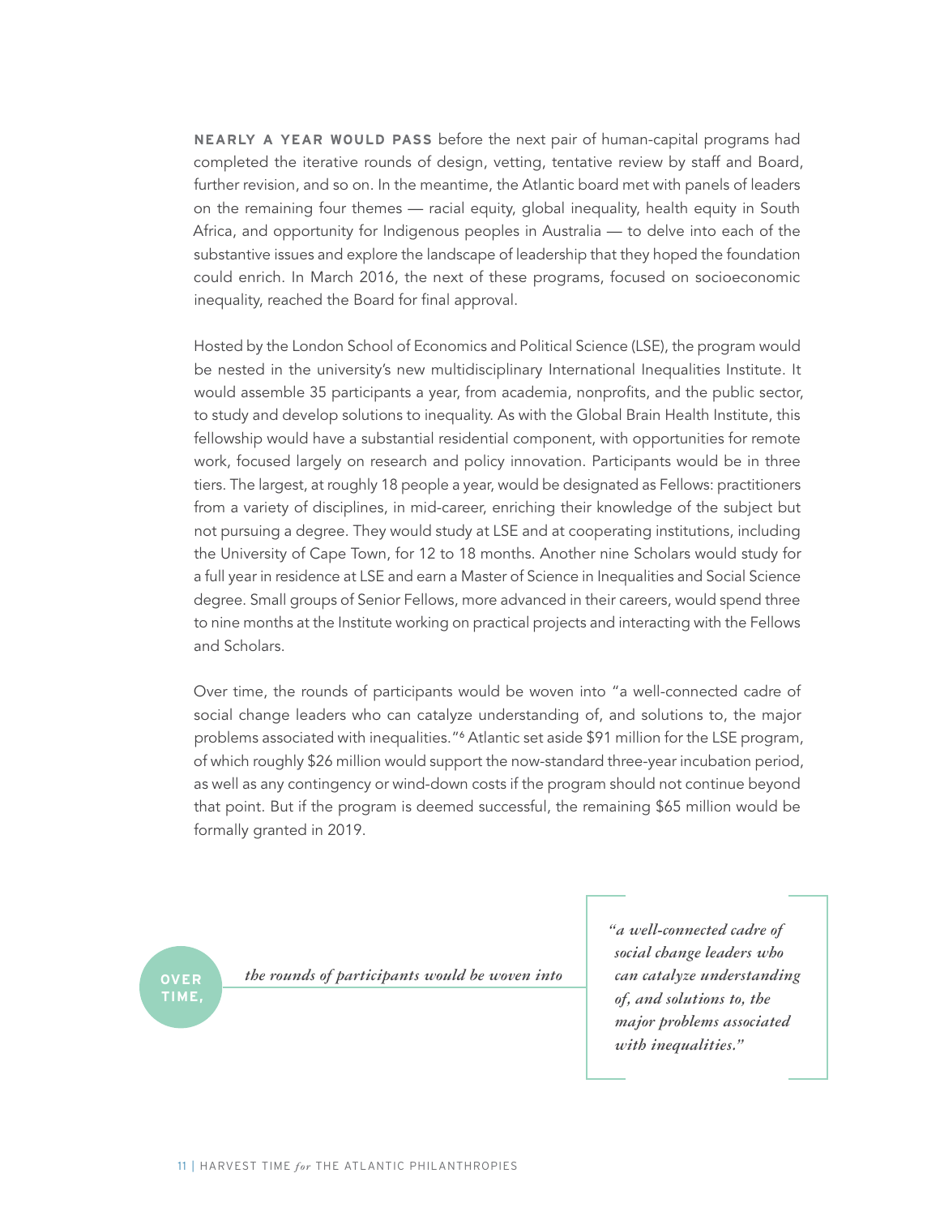**NEARLY A YEAR WOULD PASS** before the next pair of human-capital programs had completed the iterative rounds of design, vetting, tentative review by staff and Board, further revision, and so on. In the meantime, the Atlantic board met with panels of leaders on the remaining four themes — racial equity, global inequality, health equity in South Africa, and opportunity for Indigenous peoples in Australia — to delve into each of the substantive issues and explore the landscape of leadership that they hoped the foundation could enrich. In March 2016, the next of these programs, focused on socioeconomic inequality, reached the Board for final approval.

Hosted by the London School of Economics and Political Science (LSE), the program would be nested in the university's new multidisciplinary International Inequalities Institute. It would assemble 35 participants a year, from academia, nonprofits, and the public sector, to study and develop solutions to inequality. As with the Global Brain Health Institute, this fellowship would have a substantial residential component, with opportunities for remote work, focused largely on research and policy innovation. Participants would be in three tiers. The largest, at roughly 18 people a year, would be designated as Fellows: practitioners from a variety of disciplines, in mid-career, enriching their knowledge of the subject but not pursuing a degree. They would study at LSE and at cooperating institutions, including the University of Cape Town, for 12 to 18 months. Another nine Scholars would study for a full year in residence at LSE and earn a Master of Science in Inequalities and Social Science degree. Small groups of Senior Fellows, more advanced in their careers, would spend three to nine months at the Institute working on practical projects and interacting with the Fellows and Scholars.

Over time, the rounds of participants would be woven into "a well-connected cadre of social change leaders who can catalyze understanding of, and solutions to, the major problems associated with inequalities."[6] Atlantic set aside $91 million for the LSE program, of which roughly $26 million would support the now-standard three-year incubation period, as well as any contingency or wind-down costs if the program should not continue beyond that point. But if the program is deemed successful, the remaining $65 million would be formally granted in 2019.

> **OVER TIME,** *the rounds of participants would be woven into* *"a well-connected cadre of social change leaders who can catalyze understanding of, and solutions to, the major problems associated with inequalities."*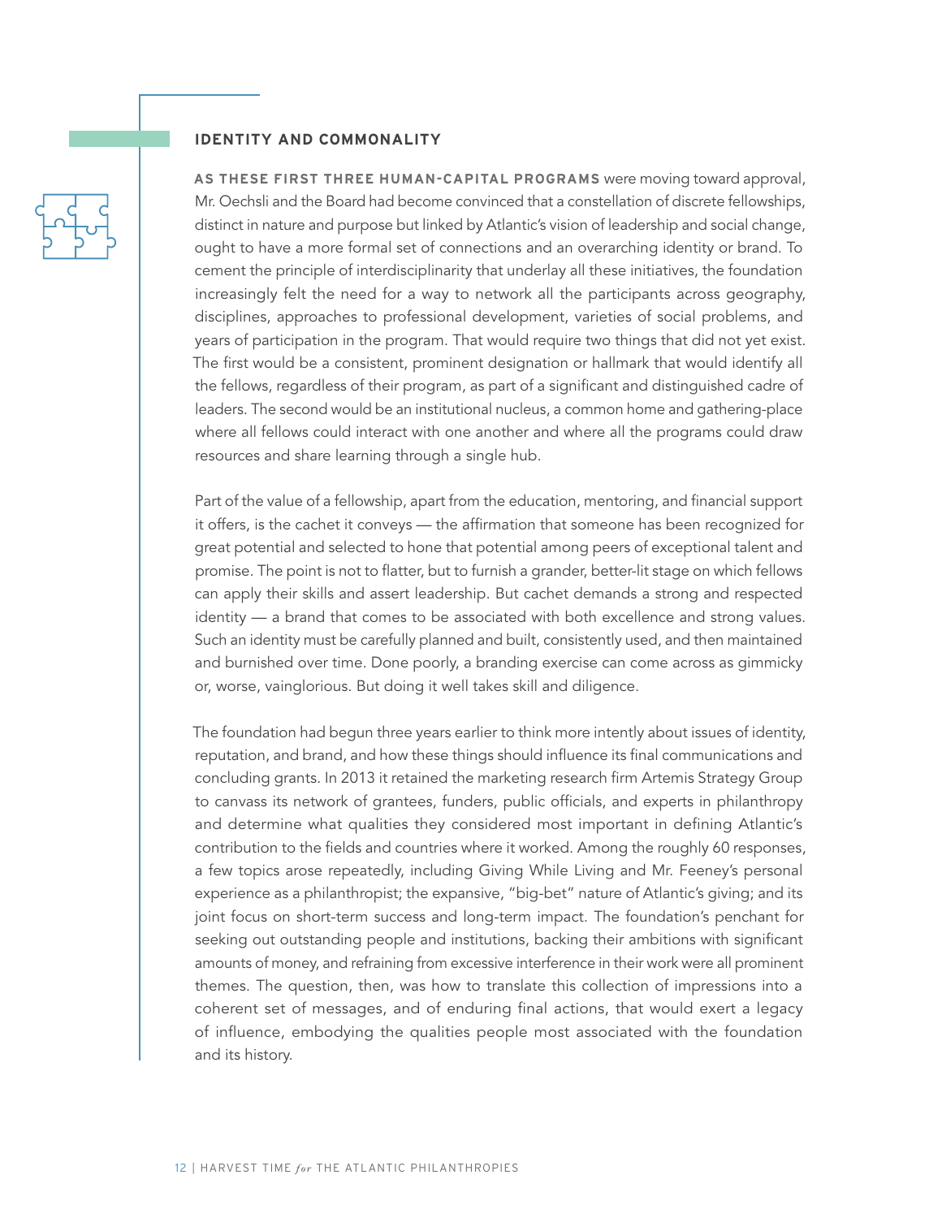## IDENTITY AND COMMONALITY

**AS THESE FIRST THREE HUMAN-CAPITAL PROGRAMS** were moving toward approval, Mr. Oechsli and the Board had become convinced that a constellation of discrete fellowships, distinct in nature and purpose but linked by Atlantic's vision of leadership and social change, ought to have a more formal set of connections and an overarching identity or brand. To cement the principle of interdisciplinarity that underlay all these initiatives, the foundation increasingly felt the need for a way to network all the participants across geography, disciplines, approaches to professional development, varieties of social problems, and years of participation in the program. That would require two things that did not yet exist. The first would be a consistent, prominent designation or hallmark that would identify all the fellows, regardless of their program, as part of a significant and distinguished cadre of leaders. The second would be an institutional nucleus, a common home and gathering-place where all fellows could interact with one another and where all the programs could draw resources and share learning through a single hub.

Part of the value of a fellowship, apart from the education, mentoring, and financial support it offers, is the cachet it conveys — the affirmation that someone has been recognized for great potential and selected to hone that potential among peers of exceptional talent and promise. The point is not to flatter, but to furnish a grander, better-lit stage on which fellows can apply their skills and assert leadership. But cachet demands a strong and respected identity — a brand that comes to be associated with both excellence and strong values. Such an identity must be carefully planned and built, consistently used, and then maintained and burnished over time. Done poorly, a branding exercise can come across as gimmicky or, worse, vainglorious. But doing it well takes skill and diligence.

The foundation had begun three years earlier to think more intently about issues of identity, reputation, and brand, and how these things should influence its final communications and concluding grants. In 2013 it retained the marketing research firm Artemis Strategy Group to canvass its network of grantees, funders, public officials, and experts in philanthropy and determine what qualities they considered most important in defining Atlantic's contribution to the fields and countries where it worked. Among the roughly 60 responses, a few topics arose repeatedly, including Giving While Living and Mr. Feeney's personal experience as a philanthropist; the expansive, "big-bet" nature of Atlantic's giving; and its joint focus on short-term success and long-term impact. The foundation's penchant for seeking out outstanding people and institutions, backing their ambitions with significant amounts of money, and refraining from excessive interference in their work were all prominent themes. The question, then, was how to translate this collection of impressions into a coherent set of messages, and of enduring final actions, that would exert a legacy of influence, embodying the qualities people most associated with the foundation and its history.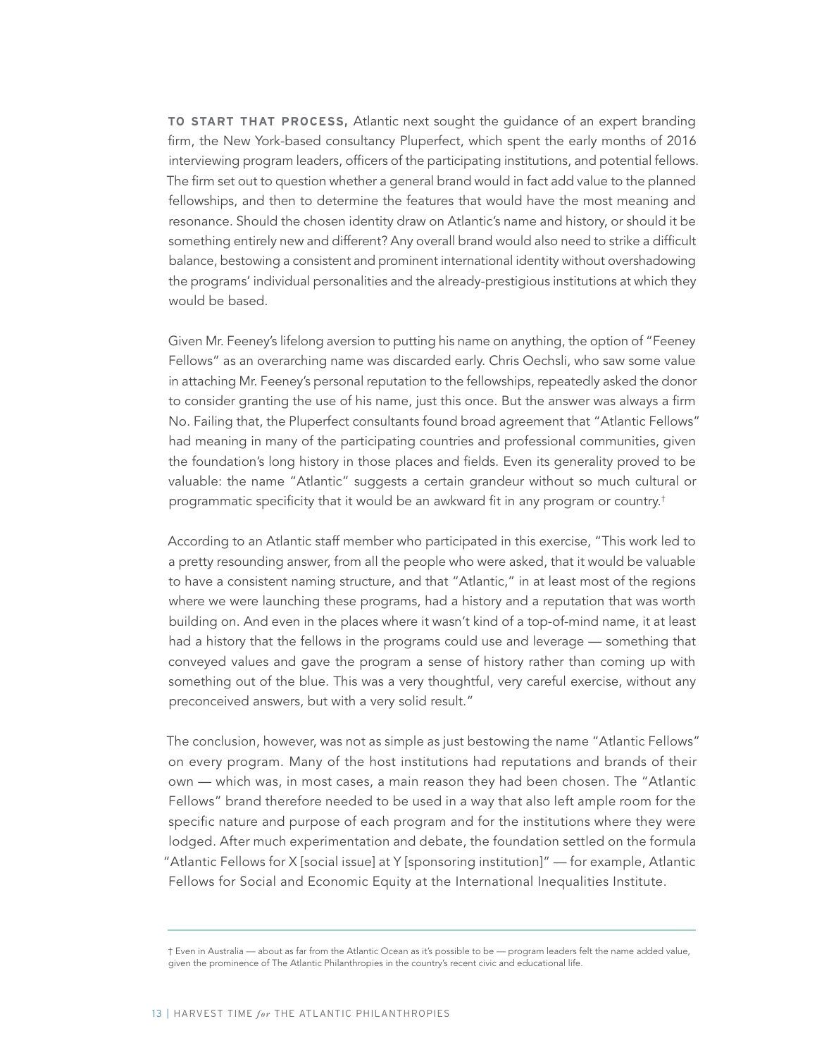**TO START THAT PROCESS,** Atlantic next sought the guidance of an expert branding firm, the New York-based consultancy Pluperfect, which spent the early months of 2016 interviewing program leaders, officers of the participating institutions, and potential fellows. The firm set out to question whether a general brand would in fact add value to the planned fellowships, and then to determine the features that would have the most meaning and resonance. Should the chosen identity draw on Atlantic's name and history, or should it be something entirely new and different? Any overall brand would also need to strike a difficult balance, bestowing a consistent and prominent international identity without overshadowing the programs' individual personalities and the already-prestigious institutions at which they would be based.

Given Mr. Feeney's lifelong aversion to putting his name on anything, the option of "Feeney Fellows" as an overarching name was discarded early. Chris Oechsli, who saw some value in attaching Mr. Feeney's personal reputation to the fellowships, repeatedly asked the donor to consider granting the use of his name, just this once. But the answer was always a firm No. Failing that, the Pluperfect consultants found broad agreement that "Atlantic Fellows" had meaning in many of the participating countries and professional communities, given the foundation's long history in those places and fields. Even its generality proved to be valuable: the name "Atlantic" suggests a certain grandeur without so much cultural or programmatic specificity that it would be an awkward fit in any program or country.†

According to an Atlantic staff member who participated in this exercise, "This work led to a pretty resounding answer, from all the people who were asked, that it would be valuable to have a consistent naming structure, and that "Atlantic," in at least most of the regions where we were launching these programs, had a history and a reputation that was worth building on. And even in the places where it wasn't kind of a top-of-mind name, it at least had a history that the fellows in the programs could use and leverage — something that conveyed values and gave the program a sense of history rather than coming up with something out of the blue. This was a very thoughtful, very careful exercise, without any preconceived answers, but with a very solid result."

The conclusion, however, was not as simple as just bestowing the name "Atlantic Fellows" on every program. Many of the host institutions had reputations and brands of their own — which was, in most cases, a main reason they had been chosen. The "Atlantic Fellows" brand therefore needed to be used in a way that also left ample room for the specific nature and purpose of each program and for the institutions where they were lodged. After much experimentation and debate, the foundation settled on the formula "Atlantic Fellows for X [social issue] at Y [sponsoring institution]" — for example, Atlantic Fellows for Social and Economic Equity at the International Inequalities Institute.

---

† Even in Australia — about as far from the Atlantic Ocean as it's possible to be — program leaders felt the name added value, given the prominence of The Atlantic Philanthropies in the country's recent civic and educational life.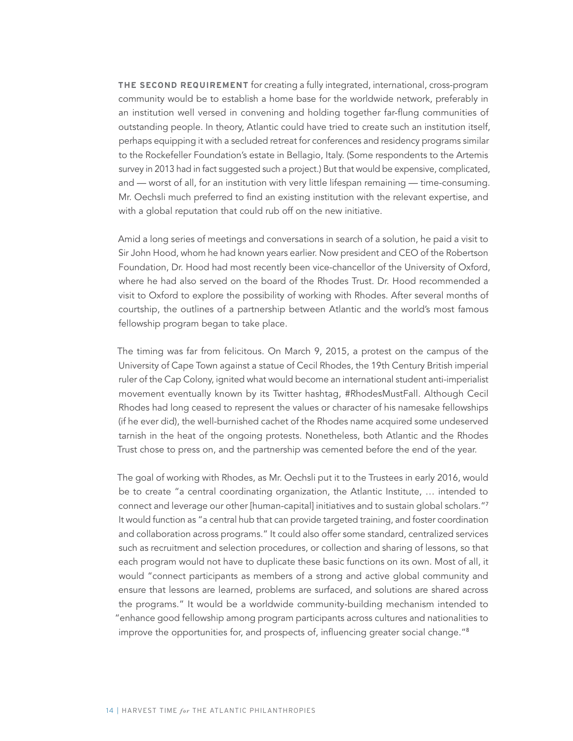**THE SECOND REQUIREMENT** for creating a fully integrated, international, cross-program community would be to establish a home base for the worldwide network, preferably in an institution well versed in convening and holding together far-flung communities of outstanding people. In theory, Atlantic could have tried to create such an institution itself, perhaps equipping it with a secluded retreat for conferences and residency programs similar to the Rockefeller Foundation's estate in Bellagio, Italy. (Some respondents to the Artemis survey in 2013 had in fact suggested such a project.) But that would be expensive, complicated, and — worst of all, for an institution with very little lifespan remaining — time-consuming. Mr. Oechsli much preferred to find an existing institution with the relevant expertise, and with a global reputation that could rub off on the new initiative.

Amid a long series of meetings and conversations in search of a solution, he paid a visit to Sir John Hood, whom he had known years earlier. Now president and CEO of the Robertson Foundation, Dr. Hood had most recently been vice-chancellor of the University of Oxford, where he had also served on the board of the Rhodes Trust. Dr. Hood recommended a visit to Oxford to explore the possibility of working with Rhodes. After several months of courtship, the outlines of a partnership between Atlantic and the world's most famous fellowship program began to take place.

The timing was far from felicitous. On March 9, 2015, a protest on the campus of the University of Cape Town against a statue of Cecil Rhodes, the 19th Century British imperial ruler of the Cap Colony, ignited what would become an international student anti-imperialist movement eventually known by its Twitter hashtag, #RhodesMustFall. Although Cecil Rhodes had long ceased to represent the values or character of his namesake fellowships (if he ever did), the well-burnished cachet of the Rhodes name acquired some undeserved tarnish in the heat of the ongoing protests. Nonetheless, both Atlantic and the Rhodes Trust chose to press on, and the partnership was cemented before the end of the year.

The goal of working with Rhodes, as Mr. Oechsli put it to the Trustees in early 2016, would be to create "a central coordinating organization, the Atlantic Institute, … intended to connect and leverage our other [human-capital] initiatives and to sustain global scholars."[7] It would function as "a central hub that can provide targeted training, and foster coordination and collaboration across programs." It could also offer some standard, centralized services such as recruitment and selection procedures, or collection and sharing of lessons, so that each program would not have to duplicate these basic functions on its own. Most of all, it would "connect participants as members of a strong and active global community and ensure that lessons are learned, problems are surfaced, and solutions are shared across the programs." It would be a worldwide community-building mechanism intended to "enhance good fellowship among program participants across cultures and nationalities to improve the opportunities for, and prospects of, influencing greater social change."[8]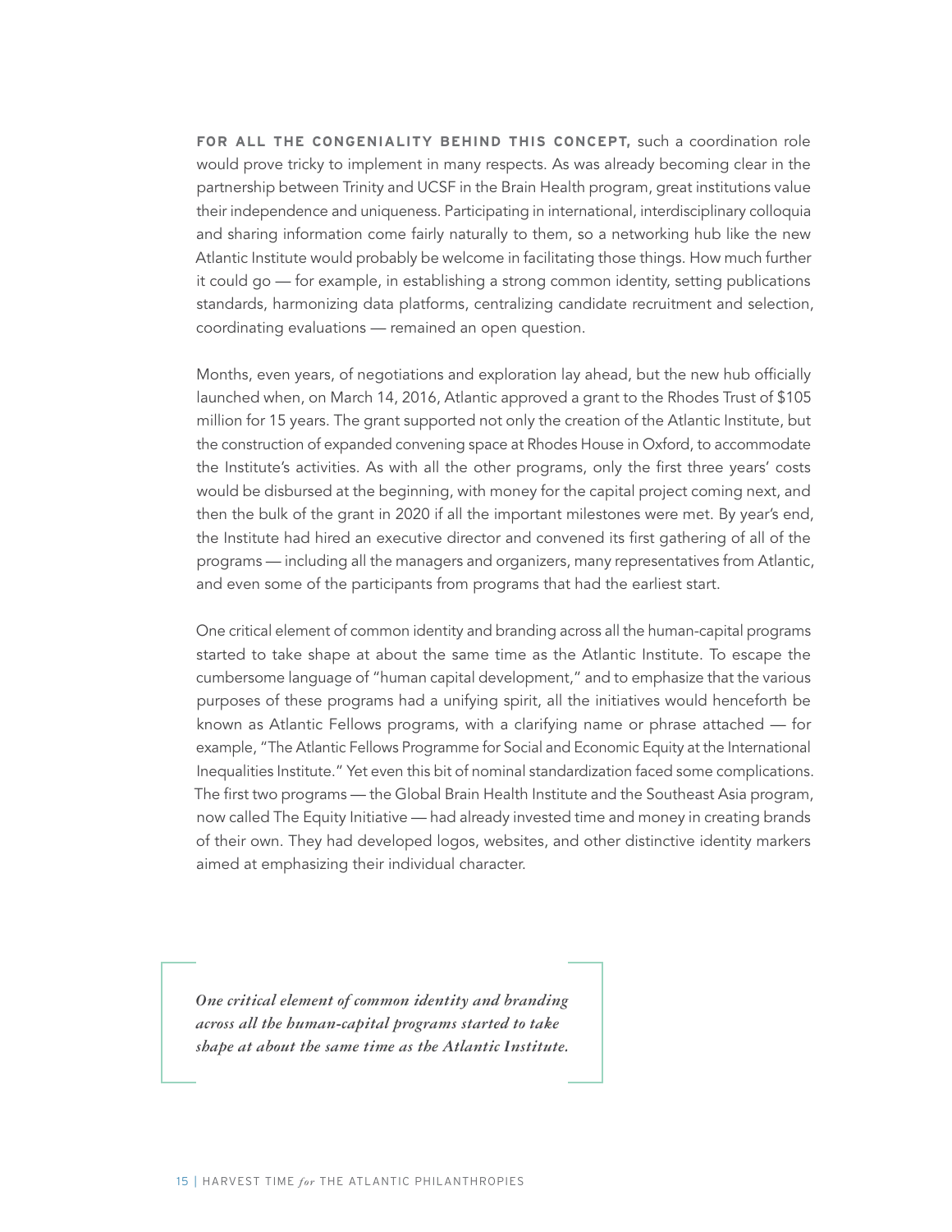**FOR ALL THE CONGENIALITY BEHIND THIS CONCEPT,** such a coordination role would prove tricky to implement in many respects. As was already becoming clear in the partnership between Trinity and UCSF in the Brain Health program, great institutions value their independence and uniqueness. Participating in international, interdisciplinary colloquia and sharing information come fairly naturally to them, so a networking hub like the new Atlantic Institute would probably be welcome in facilitating those things. How much further it could go — for example, in establishing a strong common identity, setting publications standards, harmonizing data platforms, centralizing candidate recruitment and selection, coordinating evaluations — remained an open question.

Months, even years, of negotiations and exploration lay ahead, but the new hub officially launched when, on March 14, 2016, Atlantic approved a grant to the Rhodes Trust of $105 million for 15 years. The grant supported not only the creation of the Atlantic Institute, but the construction of expanded convening space at Rhodes House in Oxford, to accommodate the Institute's activities. As with all the other programs, only the first three years' costs would be disbursed at the beginning, with money for the capital project coming next, and then the bulk of the grant in 2020 if all the important milestones were met. By year's end, the Institute had hired an executive director and convened its first gathering of all of the programs — including all the managers and organizers, many representatives from Atlantic, and even some of the participants from programs that had the earliest start.

One critical element of common identity and branding across all the human-capital programs started to take shape at about the same time as the Atlantic Institute. To escape the cumbersome language of "human capital development," and to emphasize that the various purposes of these programs had a unifying spirit, all the initiatives would henceforth be known as Atlantic Fellows programs, with a clarifying name or phrase attached — for example, "The Atlantic Fellows Programme for Social and Economic Equity at the International Inequalities Institute." Yet even this bit of nominal standardization faced some complications. The first two programs — the Global Brain Health Institute and the Southeast Asia program, now called The Equity Initiative — had already invested time and money in creating brands of their own. They had developed logos, websites, and other distinctive identity markers aimed at emphasizing their individual character.

> *One critical element of common identity and branding across all the human-capital programs started to take shape at about the same time as the Atlantic Institute.*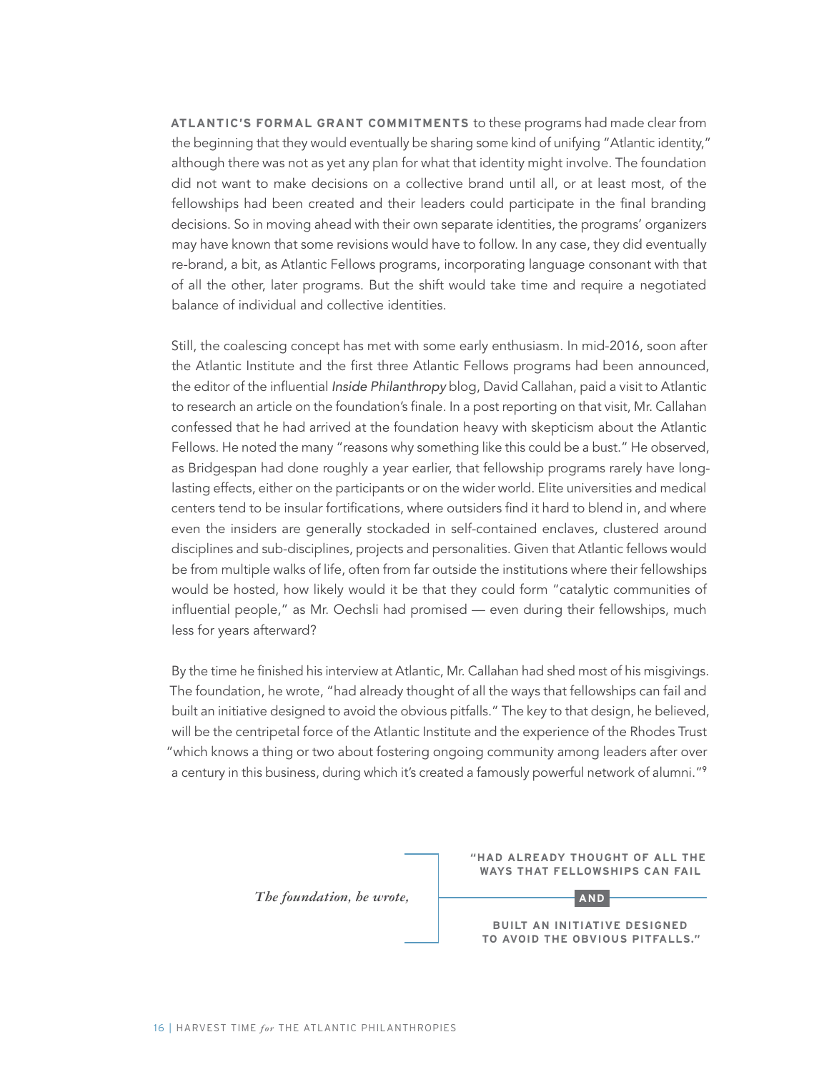**ATLANTIC'S FORMAL GRANT COMMITMENTS** to these programs had made clear from the beginning that they would eventually be sharing some kind of unifying "Atlantic identity," although there was not as yet any plan for what that identity might involve. The foundation did not want to make decisions on a collective brand until all, or at least most, of the fellowships had been created and their leaders could participate in the final branding decisions. So in moving ahead with their own separate identities, the programs' organizers may have known that some revisions would have to follow. In any case, they did eventually re-brand, a bit, as Atlantic Fellows programs, incorporating language consonant with that of all the other, later programs. But the shift would take time and require a negotiated balance of individual and collective identities.

Still, the coalescing concept has met with some early enthusiasm. In mid-2016, soon after the Atlantic Institute and the first three Atlantic Fellows programs had been announced, the editor of the influential *Inside Philanthropy* blog, David Callahan, paid a visit to Atlantic to research an article on the foundation's finale. In a post reporting on that visit, Mr. Callahan confessed that he had arrived at the foundation heavy with skepticism about the Atlantic Fellows. He noted the many "reasons why something like this could be a bust." He observed, as Bridgespan had done roughly a year earlier, that fellowship programs rarely have long-lasting effects, either on the participants or on the wider world. Elite universities and medical centers tend to be insular fortifications, where outsiders find it hard to blend in, and where even the insiders are generally stockaded in self-contained enclaves, clustered around disciplines and sub-disciplines, projects and personalities. Given that Atlantic fellows would be from multiple walks of life, often from far outside the institutions where their fellowships would be hosted, how likely would it be that they could form "catalytic communities of influential people," as Mr. Oechsli had promised — even during their fellowships, much less for years afterward?

By the time he finished his interview at Atlantic, Mr. Callahan had shed most of his misgivings. The foundation, he wrote, "had already thought of all the ways that fellowships can fail and built an initiative designed to avoid the obvious pitfalls." The key to that design, he believed, will be the centripetal force of the Atlantic Institute and the experience of the Rhodes Trust "which knows a thing or two about fostering ongoing community among leaders after over a century in this business, during which it's created a famously powerful network of alumni."[9]

*The foundation, he wrote,*

**"HAD ALREADY THOUGHT OF ALL THE WAYS THAT FELLOWSHIPS CAN FAIL**

**AND**

**BUILT AN INITIATIVE DESIGNED TO AVOID THE OBVIOUS PITFALLS."**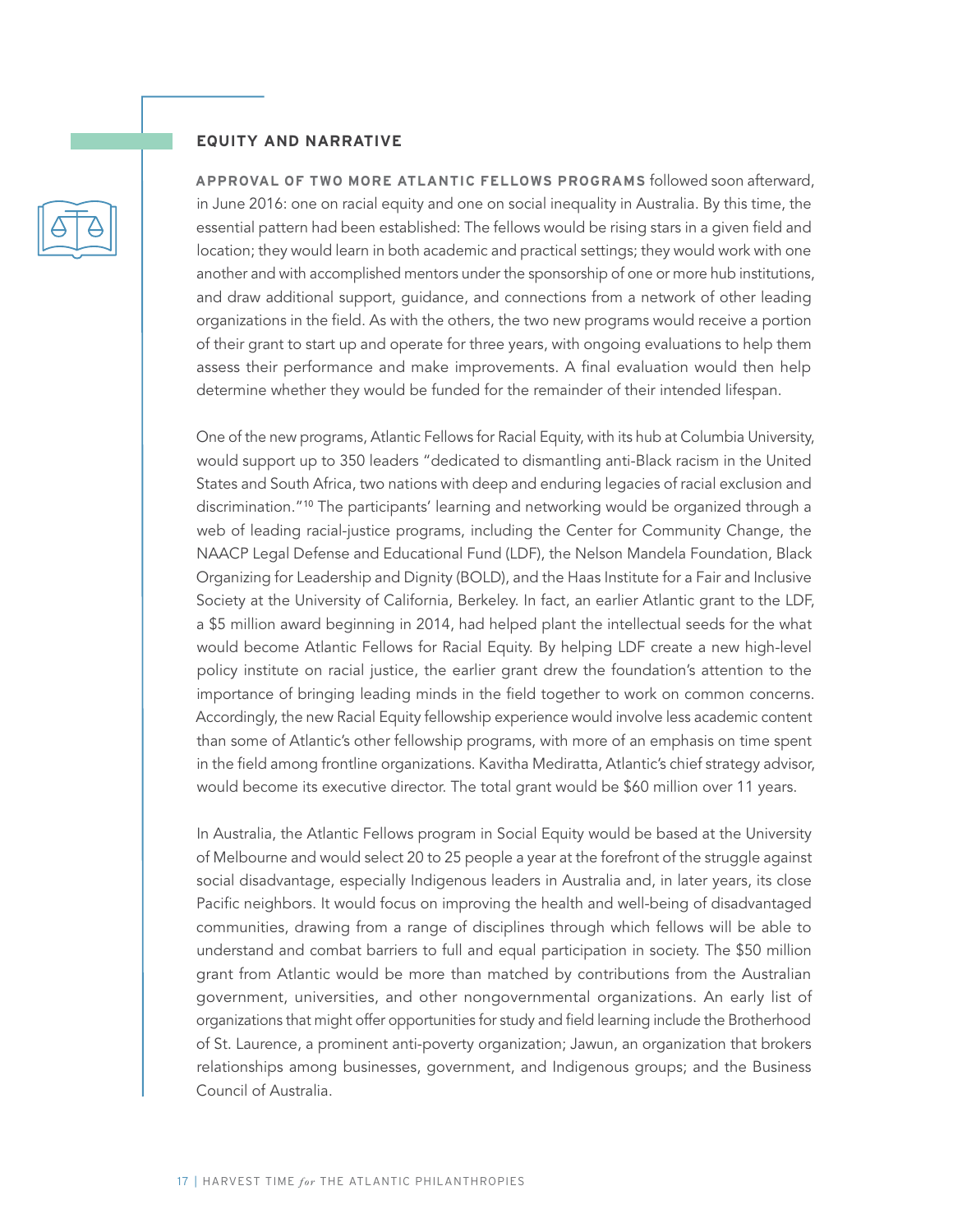## EQUITY AND NARRATIVE

**APPROVAL OF TWO MORE ATLANTIC FELLOWS PROGRAMS** followed soon afterward, in June 2016: one on racial equity and one on social inequality in Australia. By this time, the essential pattern had been established: The fellows would be rising stars in a given field and location; they would learn in both academic and practical settings; they would work with one another and with accomplished mentors under the sponsorship of one or more hub institutions, and draw additional support, guidance, and connections from a network of other leading organizations in the field. As with the others, the two new programs would receive a portion of their grant to start up and operate for three years, with ongoing evaluations to help them assess their performance and make improvements. A final evaluation would then help determine whether they would be funded for the remainder of their intended lifespan.

One of the new programs, Atlantic Fellows for Racial Equity, with its hub at Columbia University, would support up to 350 leaders "dedicated to dismantling anti-Black racism in the United States and South Africa, two nations with deep and enduring legacies of racial exclusion and discrimination."[10] The participants' learning and networking would be organized through a web of leading racial-justice programs, including the Center for Community Change, the NAACP Legal Defense and Educational Fund (LDF), the Nelson Mandela Foundation, Black Organizing for Leadership and Dignity (BOLD), and the Haas Institute for a Fair and Inclusive Society at the University of California, Berkeley. In fact, an earlier Atlantic grant to the LDF, a $5 million award beginning in 2014, had helped plant the intellectual seeds for the what would become Atlantic Fellows for Racial Equity. By helping LDF create a new high-level policy institute on racial justice, the earlier grant drew the foundation's attention to the importance of bringing leading minds in the field together to work on common concerns. Accordingly, the new Racial Equity fellowship experience would involve less academic content than some of Atlantic's other fellowship programs, with more of an emphasis on time spent in the field among frontline organizations. Kavitha Mediratta, Atlantic's chief strategy advisor, would become its executive director. The total grant would be $60 million over 11 years.

In Australia, the Atlantic Fellows program in Social Equity would be based at the University of Melbourne and would select 20 to 25 people a year at the forefront of the struggle against social disadvantage, especially Indigenous leaders in Australia and, in later years, its close Pacific neighbors. It would focus on improving the health and well-being of disadvantaged communities, drawing from a range of disciplines through which fellows will be able to understand and combat barriers to full and equal participation in society. The $50 million grant from Atlantic would be more than matched by contributions from the Australian government, universities, and other nongovernmental organizations. An early list of organizations that might offer opportunities for study and field learning include the Brotherhood of St. Laurence, a prominent anti-poverty organization; Jawun, an organization that brokers relationships among businesses, government, and Indigenous groups; and the Business Council of Australia.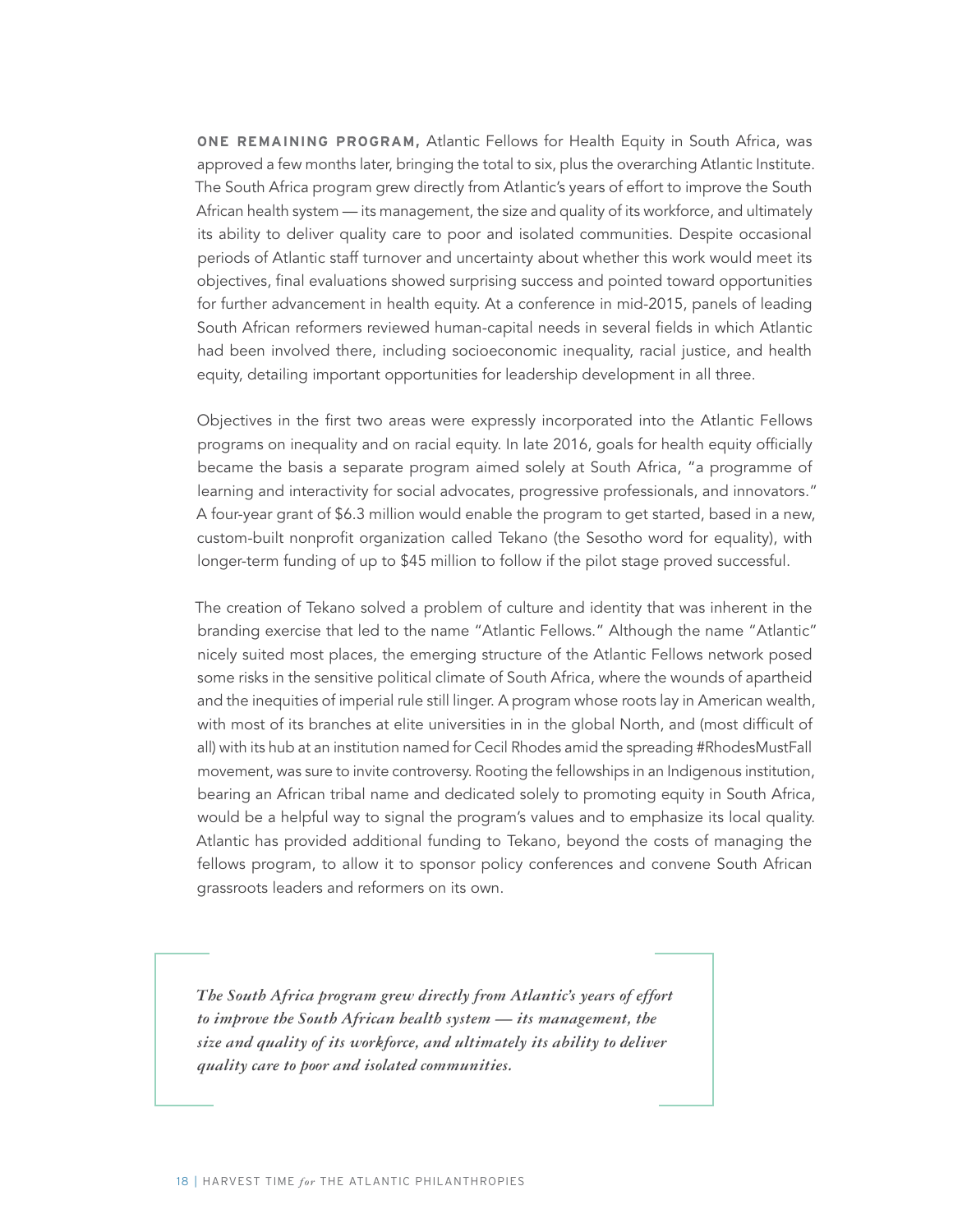**ONE REMAINING PROGRAM,** Atlantic Fellows for Health Equity in South Africa, was approved a few months later, bringing the total to six, plus the overarching Atlantic Institute. The South Africa program grew directly from Atlantic's years of effort to improve the South African health system — its management, the size and quality of its workforce, and ultimately its ability to deliver quality care to poor and isolated communities. Despite occasional periods of Atlantic staff turnover and uncertainty about whether this work would meet its objectives, final evaluations showed surprising success and pointed toward opportunities for further advancement in health equity. At a conference in mid-2015, panels of leading South African reformers reviewed human-capital needs in several fields in which Atlantic had been involved there, including socioeconomic inequality, racial justice, and health equity, detailing important opportunities for leadership development in all three.

Objectives in the first two areas were expressly incorporated into the Atlantic Fellows programs on inequality and on racial equity. In late 2016, goals for health equity officially became the basis a separate program aimed solely at South Africa, "a programme of learning and interactivity for social advocates, progressive professionals, and innovators." A four-year grant of $6.3 million would enable the program to get started, based in a new, custom-built nonprofit organization called Tekano (the Sesotho word for equality), with longer-term funding of up to $45 million to follow if the pilot stage proved successful.

The creation of Tekano solved a problem of culture and identity that was inherent in the branding exercise that led to the name "Atlantic Fellows." Although the name "Atlantic" nicely suited most places, the emerging structure of the Atlantic Fellows network posed some risks in the sensitive political climate of South Africa, where the wounds of apartheid and the inequities of imperial rule still linger. A program whose roots lay in American wealth, with most of its branches at elite universities in in the global North, and (most difficult of all) with its hub at an institution named for Cecil Rhodes amid the spreading #RhodesMustFall movement, was sure to invite controversy. Rooting the fellowships in an Indigenous institution, bearing an African tribal name and dedicated solely to promoting equity in South Africa, would be a helpful way to signal the program's values and to emphasize its local quality. Atlantic has provided additional funding to Tekano, beyond the costs of managing the fellows program, to allow it to sponsor policy conferences and convene South African grassroots leaders and reformers on its own.

> ***The South Africa program grew directly from Atlantic's years of effort to improve the South African health system — its management, the size and quality of its workforce, and ultimately its ability to deliver quality care to poor and isolated communities.***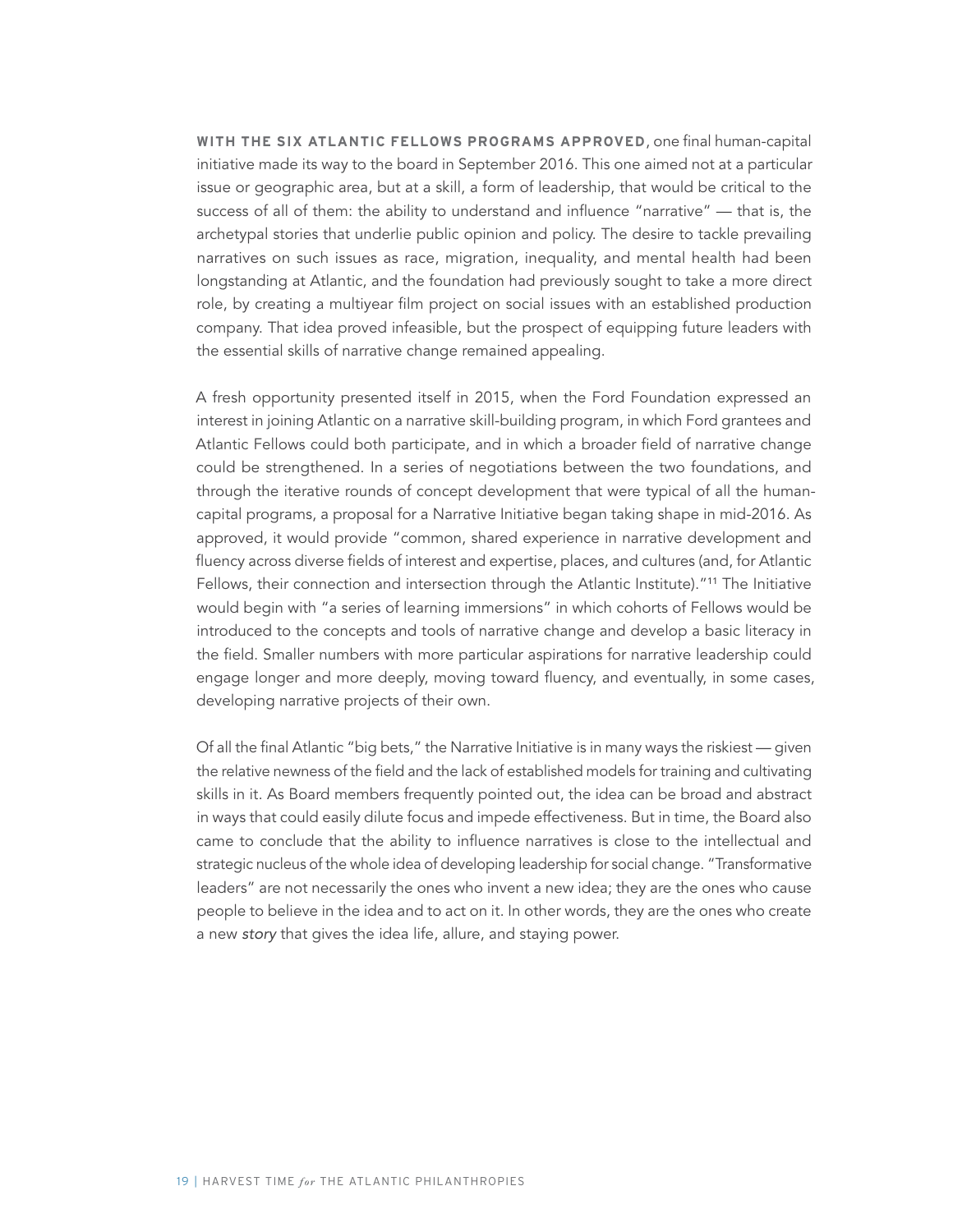**WITH THE SIX ATLANTIC FELLOWS PROGRAMS APPROVED**, one final human-capital initiative made its way to the board in September 2016. This one aimed not at a particular issue or geographic area, but at a skill, a form of leadership, that would be critical to the success of all of them: the ability to understand and influence "narrative" — that is, the archetypal stories that underlie public opinion and policy. The desire to tackle prevailing narratives on such issues as race, migration, inequality, and mental health had been longstanding at Atlantic, and the foundation had previously sought to take a more direct role, by creating a multiyear film project on social issues with an established production company. That idea proved infeasible, but the prospect of equipping future leaders with the essential skills of narrative change remained appealing.

A fresh opportunity presented itself in 2015, when the Ford Foundation expressed an interest in joining Atlantic on a narrative skill-building program, in which Ford grantees and Atlantic Fellows could both participate, and in which a broader field of narrative change could be strengthened. In a series of negotiations between the two foundations, and through the iterative rounds of concept development that were typical of all the human-capital programs, a proposal for a Narrative Initiative began taking shape in mid-2016. As approved, it would provide "common, shared experience in narrative development and fluency across diverse fields of interest and expertise, places, and cultures (and, for Atlantic Fellows, their connection and intersection through the Atlantic Institute)."[11] The Initiative would begin with "a series of learning immersions" in which cohorts of Fellows would be introduced to the concepts and tools of narrative change and develop a basic literacy in the field. Smaller numbers with more particular aspirations for narrative leadership could engage longer and more deeply, moving toward fluency, and eventually, in some cases, developing narrative projects of their own.

Of all the final Atlantic "big bets," the Narrative Initiative is in many ways the riskiest — given the relative newness of the field and the lack of established models for training and cultivating skills in it. As Board members frequently pointed out, the idea can be broad and abstract in ways that could easily dilute focus and impede effectiveness. But in time, the Board also came to conclude that the ability to influence narratives is close to the intellectual and strategic nucleus of the whole idea of developing leadership for social change. "Transformative leaders" are not necessarily the ones who invent a new idea; they are the ones who cause people to believe in the idea and to act on it. In other words, they are the ones who create a new *story* that gives the idea life, allure, and staying power.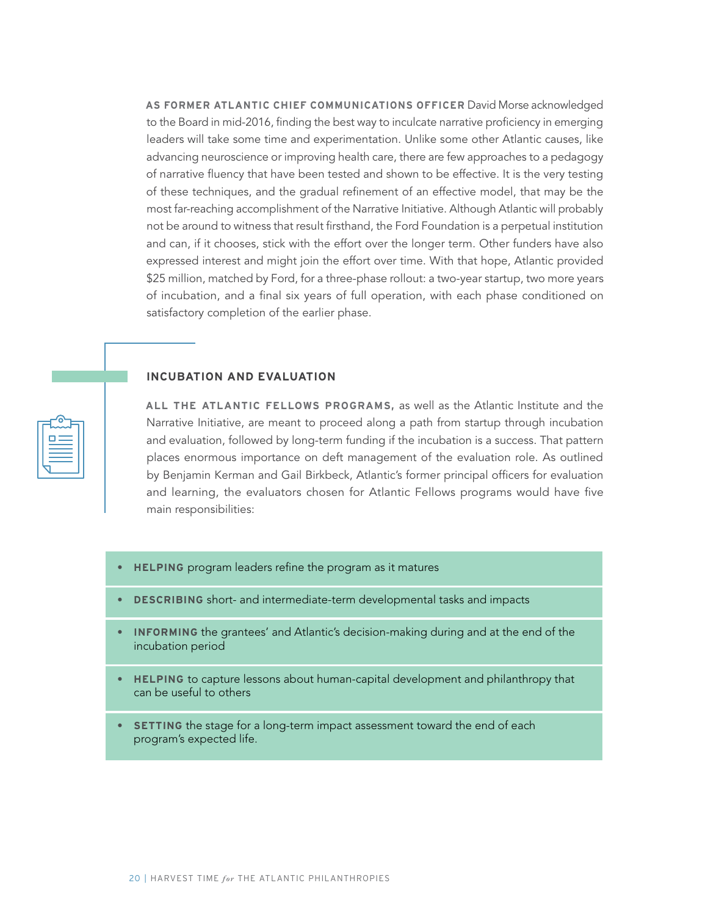**AS FORMER ATLANTIC CHIEF COMMUNICATIONS OFFICER** David Morse acknowledged to the Board in mid-2016, finding the best way to inculcate narrative proficiency in emerging leaders will take some time and experimentation. Unlike some other Atlantic causes, like advancing neuroscience or improving health care, there are few approaches to a pedagogy of narrative fluency that have been tested and shown to be effective. It is the very testing of these techniques, and the gradual refinement of an effective model, that may be the most far-reaching accomplishment of the Narrative Initiative. Although Atlantic will probably not be around to witness that result firsthand, the Ford Foundation is a perpetual institution and can, if it chooses, stick with the effort over the longer term. Other funders have also expressed interest and might join the effort over time. With that hope, Atlantic provided $25 million, matched by Ford, for a three-phase rollout: a two-year startup, two more years of incubation, and a final six years of full operation, with each phase conditioned on satisfactory completion of the earlier phase.

## INCUBATION AND EVALUATION

**ALL THE ATLANTIC FELLOWS PROGRAMS,** as well as the Atlantic Institute and the Narrative Initiative, are meant to proceed along a path from startup through incubation and evaluation, followed by long-term funding if the incubation is a success. That pattern places enormous importance on deft management of the evaluation role. As outlined by Benjamin Kerman and Gail Birkbeck, Atlantic's former principal officers for evaluation and learning, the evaluators chosen for Atlantic Fellows programs would have five main responsibilities:

- **HELPING** program leaders refine the program as it matures
- **DESCRIBING** short- and intermediate-term developmental tasks and impacts
- **INFORMING** the grantees' and Atlantic's decision-making during and at the end of the incubation period
- **HELPING** to capture lessons about human-capital development and philanthropy that can be useful to others
- **SETTING** the stage for a long-term impact assessment toward the end of each program's expected life.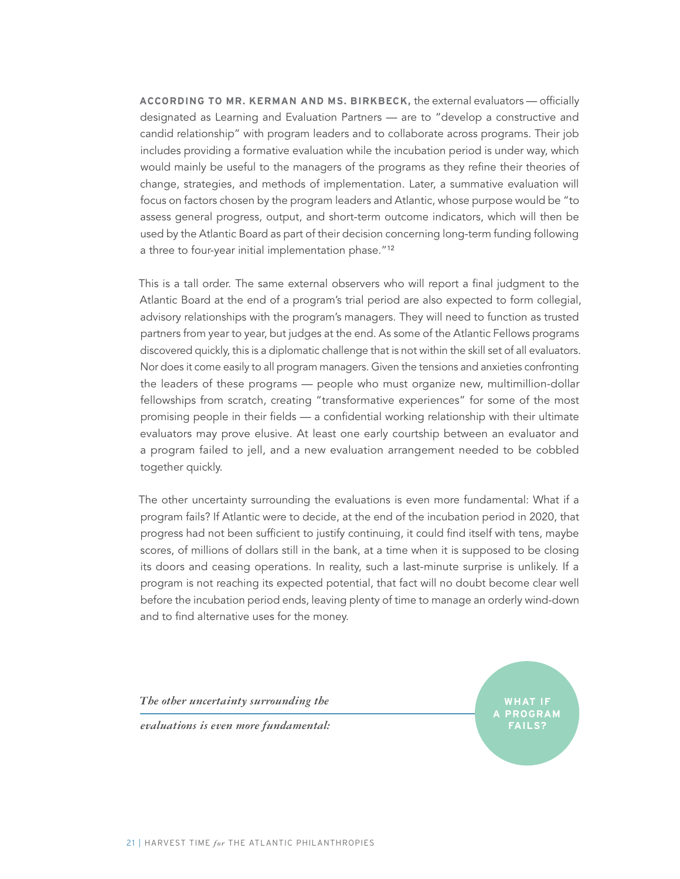**ACCORDING TO MR. KERMAN AND MS. BIRKBECK,** the external evaluators — officially designated as Learning and Evaluation Partners — are to "develop a constructive and candid relationship" with program leaders and to collaborate across programs. Their job includes providing a formative evaluation while the incubation period is under way, which would mainly be useful to the managers of the programs as they refine their theories of change, strategies, and methods of implementation. Later, a summative evaluation will focus on factors chosen by the program leaders and Atlantic, whose purpose would be "to assess general progress, output, and short-term outcome indicators, which will then be used by the Atlantic Board as part of their decision concerning long-term funding following a three to four-year initial implementation phase."[12]

This is a tall order. The same external observers who will report a final judgment to the Atlantic Board at the end of a program's trial period are also expected to form collegial, advisory relationships with the program's managers. They will need to function as trusted partners from year to year, but judges at the end. As some of the Atlantic Fellows programs discovered quickly, this is a diplomatic challenge that is not within the skill set of all evaluators. Nor does it come easily to all program managers. Given the tensions and anxieties confronting the leaders of these programs — people who must organize new, multimillion-dollar fellowships from scratch, creating "transformative experiences" for some of the most promising people in their fields — a confidential working relationship with their ultimate evaluators may prove elusive. At least one early courtship between an evaluator and a program failed to jell, and a new evaluation arrangement needed to be cobbled together quickly.

The other uncertainty surrounding the evaluations is even more fundamental: What if a program fails? If Atlantic were to decide, at the end of the incubation period in 2020, that progress had not been sufficient to justify continuing, it could find itself with tens, maybe scores, of millions of dollars still in the bank, at a time when it is supposed to be closing its doors and ceasing operations. In reality, such a last-minute surprise is unlikely. If a program is not reaching its expected potential, that fact will no doubt become clear well before the incubation period ends, leaving plenty of time to manage an orderly wind-down and to find alternative uses for the money.

*The other uncertainty surrounding the evaluations is even more fundamental:* **WHAT IF A PROGRAM FAILS?**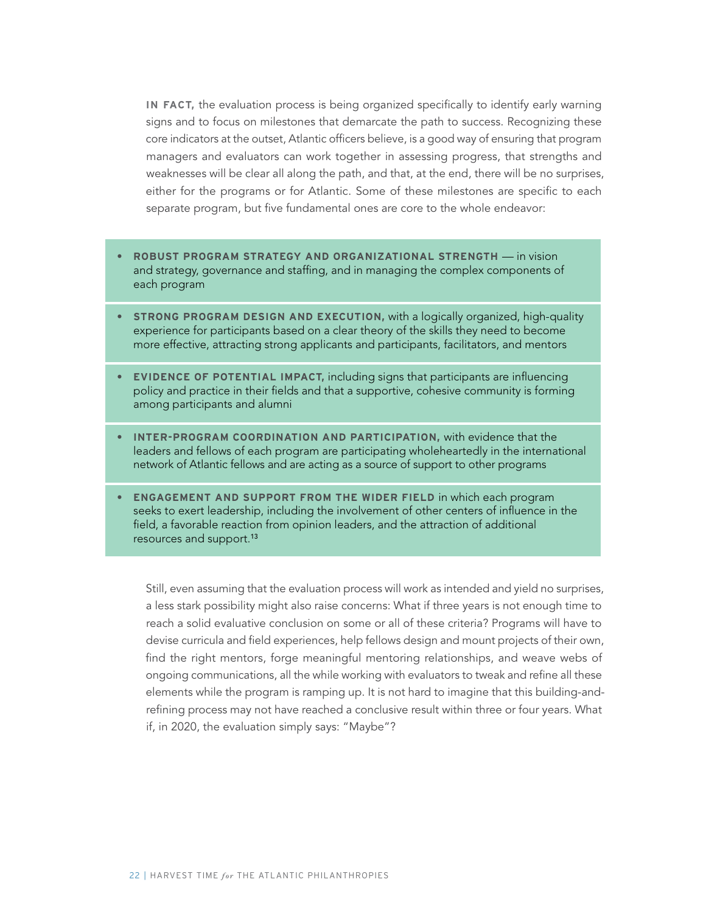**IN FACT,** the evaluation process is being organized specifically to identify early warning signs and to focus on milestones that demarcate the path to success. Recognizing these core indicators at the outset, Atlantic officers believe, is a good way of ensuring that program managers and evaluators can work together in assessing progress, that strengths and weaknesses will be clear all along the path, and that, at the end, there will be no surprises, either for the programs or for Atlantic. Some of these milestones are specific to each separate program, but five fundamental ones are core to the whole endeavor:

- **ROBUST PROGRAM STRATEGY AND ORGANIZATIONAL STRENGTH** — in vision and strategy, governance and staffing, and in managing the complex components of each program
- **STRONG PROGRAM DESIGN AND EXECUTION,** with a logically organized, high-quality experience for participants based on a clear theory of the skills they need to become more effective, attracting strong applicants and participants, facilitators, and mentors
- **EVIDENCE OF POTENTIAL IMPACT,** including signs that participants are influencing policy and practice in their fields and that a supportive, cohesive community is forming among participants and alumni
- **INTER-PROGRAM COORDINATION AND PARTICIPATION,** with evidence that the leaders and fellows of each program are participating wholeheartedly in the international network of Atlantic fellows and are acting as a source of support to other programs
- **ENGAGEMENT AND SUPPORT FROM THE WIDER FIELD** in which each program seeks to exert leadership, including the involvement of other centers of influence in the field, a favorable reaction from opinion leaders, and the attraction of additional resources and support.[13]

Still, even assuming that the evaluation process will work as intended and yield no surprises, a less stark possibility might also raise concerns: What if three years is not enough time to reach a solid evaluative conclusion on some or all of these criteria? Programs will have to devise curricula and field experiences, help fellows design and mount projects of their own, find the right mentors, forge meaningful mentoring relationships, and weave webs of ongoing communications, all the while working with evaluators to tweak and refine all these elements while the program is ramping up. It is not hard to imagine that this building-and-refining process may not have reached a conclusive result within three or four years. What if, in 2020, the evaluation simply says: "Maybe"?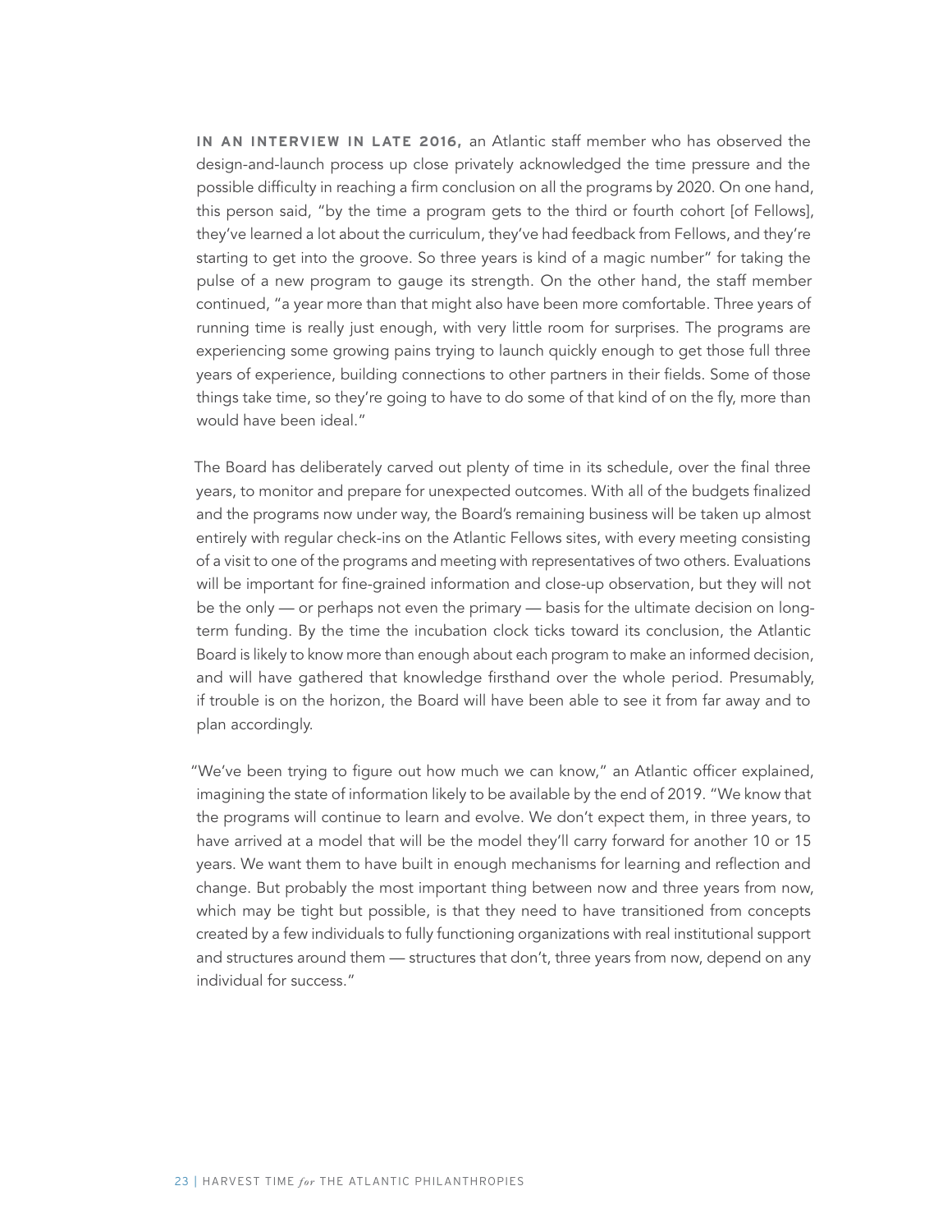**IN AN INTERVIEW IN LATE 2016,** an Atlantic staff member who has observed the design-and-launch process up close privately acknowledged the time pressure and the possible difficulty in reaching a firm conclusion on all the programs by 2020. On one hand, this person said, "by the time a program gets to the third or fourth cohort [of Fellows], they've learned a lot about the curriculum, they've had feedback from Fellows, and they're starting to get into the groove. So three years is kind of a magic number" for taking the pulse of a new program to gauge its strength. On the other hand, the staff member continued, "a year more than that might also have been more comfortable. Three years of running time is really just enough, with very little room for surprises. The programs are experiencing some growing pains trying to launch quickly enough to get those full three years of experience, building connections to other partners in their fields. Some of those things take time, so they're going to have to do some of that kind of on the fly, more than would have been ideal."

The Board has deliberately carved out plenty of time in its schedule, over the final three years, to monitor and prepare for unexpected outcomes. With all of the budgets finalized and the programs now under way, the Board's remaining business will be taken up almost entirely with regular check-ins on the Atlantic Fellows sites, with every meeting consisting of a visit to one of the programs and meeting with representatives of two others. Evaluations will be important for fine-grained information and close-up observation, but they will not be the only — or perhaps not even the primary — basis for the ultimate decision on long-term funding. By the time the incubation clock ticks toward its conclusion, the Atlantic Board is likely to know more than enough about each program to make an informed decision, and will have gathered that knowledge firsthand over the whole period. Presumably, if trouble is on the horizon, the Board will have been able to see it from far away and to plan accordingly.

"We've been trying to figure out how much we can know," an Atlantic officer explained, imagining the state of information likely to be available by the end of 2019. "We know that the programs will continue to learn and evolve. We don't expect them, in three years, to have arrived at a model that will be the model they'll carry forward for another 10 or 15 years. We want them to have built in enough mechanisms for learning and reflection and change. But probably the most important thing between now and three years from now, which may be tight but possible, is that they need to have transitioned from concepts created by a few individuals to fully functioning organizations with real institutional support and structures around them — structures that don't, three years from now, depend on any individual for success."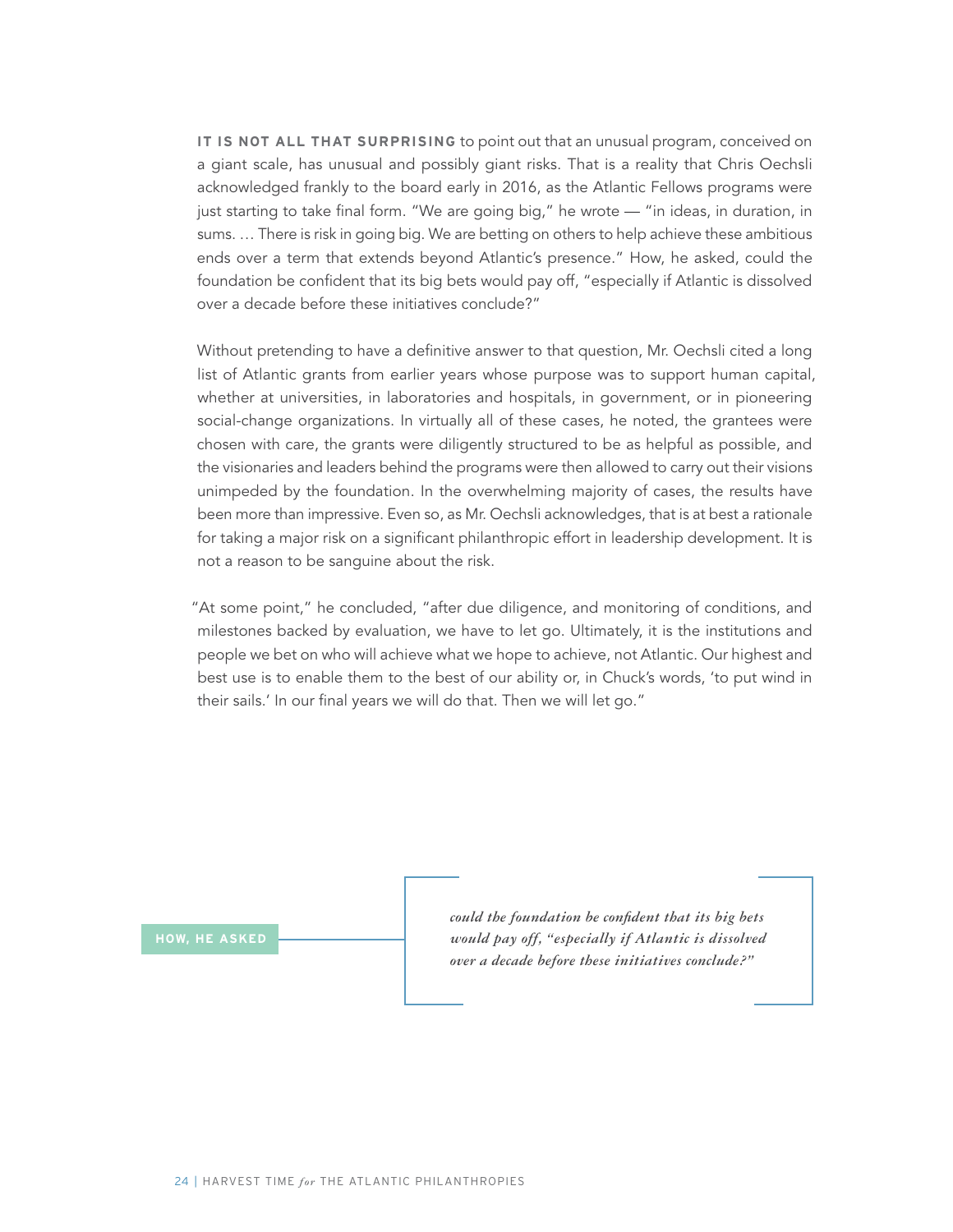**IT IS NOT ALL THAT SURPRISING** to point out that an unusual program, conceived on a giant scale, has unusual and possibly giant risks. That is a reality that Chris Oechsli acknowledged frankly to the board early in 2016, as the Atlantic Fellows programs were just starting to take final form. "We are going big," he wrote — "in ideas, in duration, in sums. … There is risk in going big. We are betting on others to help achieve these ambitious ends over a term that extends beyond Atlantic's presence." How, he asked, could the foundation be confident that its big bets would pay off, "especially if Atlantic is dissolved over a decade before these initiatives conclude?"

Without pretending to have a definitive answer to that question, Mr. Oechsli cited a long list of Atlantic grants from earlier years whose purpose was to support human capital, whether at universities, in laboratories and hospitals, in government, or in pioneering social-change organizations. In virtually all of these cases, he noted, the grantees were chosen with care, the grants were diligently structured to be as helpful as possible, and the visionaries and leaders behind the programs were then allowed to carry out their visions unimpeded by the foundation. In the overwhelming majority of cases, the results have been more than impressive. Even so, as Mr. Oechsli acknowledges, that is at best a rationale for taking a major risk on a significant philanthropic effort in leadership development. It is not a reason to be sanguine about the risk.

"At some point," he concluded, "after due diligence, and monitoring of conditions, and milestones backed by evaluation, we have to let go. Ultimately, it is the institutions and people we bet on who will achieve what we hope to achieve, not Atlantic. Our highest and best use is to enable them to the best of our ability or, in Chuck's words, 'to put wind in their sails.' In our final years we will do that. Then we will let go."

**HOW, HE ASKED** *could the foundation be confident that its big bets would pay off, "especially if Atlantic is dissolved over a decade before these initiatives conclude?"*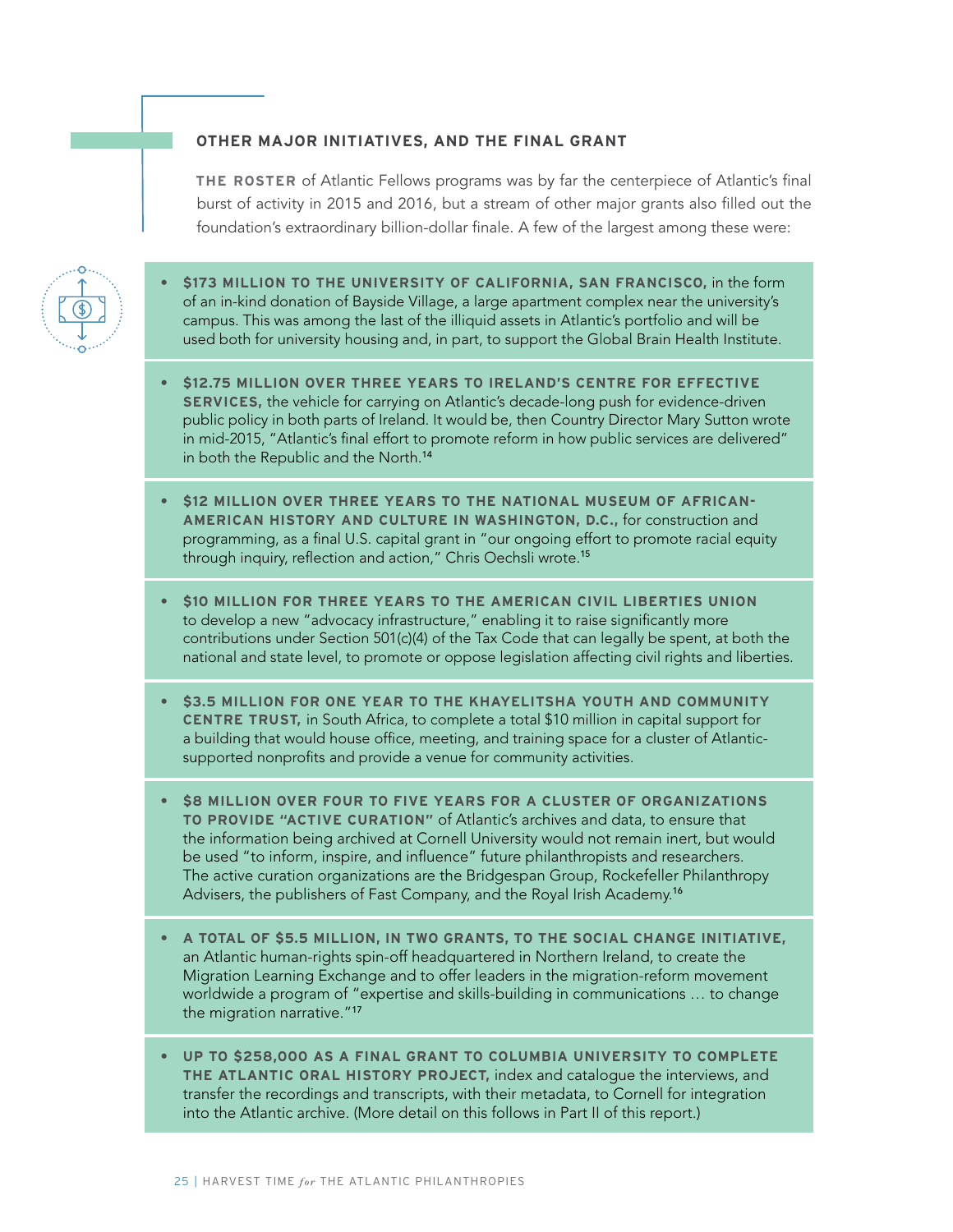### OTHER MAJOR INITIATIVES, AND THE FINAL GRANT

**THE ROSTER** of Atlantic Fellows programs was by far the centerpiece of Atlantic's final burst of activity in 2015 and 2016, but a stream of other major grants also filled out the foundation's extraordinary billion-dollar finale. A few of the largest among these were:

- **$173 MILLION TO THE UNIVERSITY OF CALIFORNIA, SAN FRANCISCO,** in the form of an in-kind donation of Bayside Village, a large apartment complex near the university's campus. This was among the last of the illiquid assets in Atlantic's portfolio and will be used both for university housing and, in part, to support the Global Brain Health Institute.

- **$12.75 MILLION OVER THREE YEARS TO IRELAND'S CENTRE FOR EFFECTIVE SERVICES,** the vehicle for carrying on Atlantic's decade-long push for evidence-driven public policy in both parts of Ireland. It would be, then Country Director Mary Sutton wrote in mid-2015, "Atlantic's final effort to promote reform in how public services are delivered" in both the Republic and the North.[14]

- **$12 MILLION OVER THREE YEARS TO THE NATIONAL MUSEUM OF AFRICAN-AMERICAN HISTORY AND CULTURE IN WASHINGTON, D.C.,** for construction and programming, as a final U.S. capital grant in "our ongoing effort to promote racial equity through inquiry, reflection and action," Chris Oechsli wrote.[15]

- **$10 MILLION FOR THREE YEARS TO THE AMERICAN CIVIL LIBERTIES UNION** to develop a new "advocacy infrastructure," enabling it to raise significantly more contributions under Section 501(c)(4) of the Tax Code that can legally be spent, at both the national and state level, to promote or oppose legislation affecting civil rights and liberties.

- **$3.5 MILLION FOR ONE YEAR TO THE KHAYELITSHA YOUTH AND COMMUNITY CENTRE TRUST,** in South Africa, to complete a total $10 million in capital support for a building that would house office, meeting, and training space for a cluster of Atlantic-supported nonprofits and provide a venue for community activities.

- **$8 MILLION OVER FOUR TO FIVE YEARS FOR A CLUSTER OF ORGANIZATIONS TO PROVIDE "ACTIVE CURATION"** of Atlantic's archives and data, to ensure that the information being archived at Cornell University would not remain inert, but would be used "to inform, inspire, and influence" future philanthropists and researchers. The active curation organizations are the Bridgespan Group, Rockefeller Philanthropy Advisers, the publishers of Fast Company, and the Royal Irish Academy.[16]

- **A TOTAL OF $5.5 MILLION, IN TWO GRANTS, TO THE SOCIAL CHANGE INITIATIVE,** an Atlantic human-rights spin-off headquartered in Northern Ireland, to create the Migration Learning Exchange and to offer leaders in the migration-reform movement worldwide a program of "expertise and skills-building in communications … to change the migration narrative."[17]

- **UP TO $258,000 AS A FINAL GRANT TO COLUMBIA UNIVERSITY TO COMPLETE THE ATLANTIC ORAL HISTORY PROJECT,** index and catalogue the interviews, and transfer the recordings and transcripts, with their metadata, to Cornell for integration into the Atlantic archive. (More detail on this follows in Part II of this report.)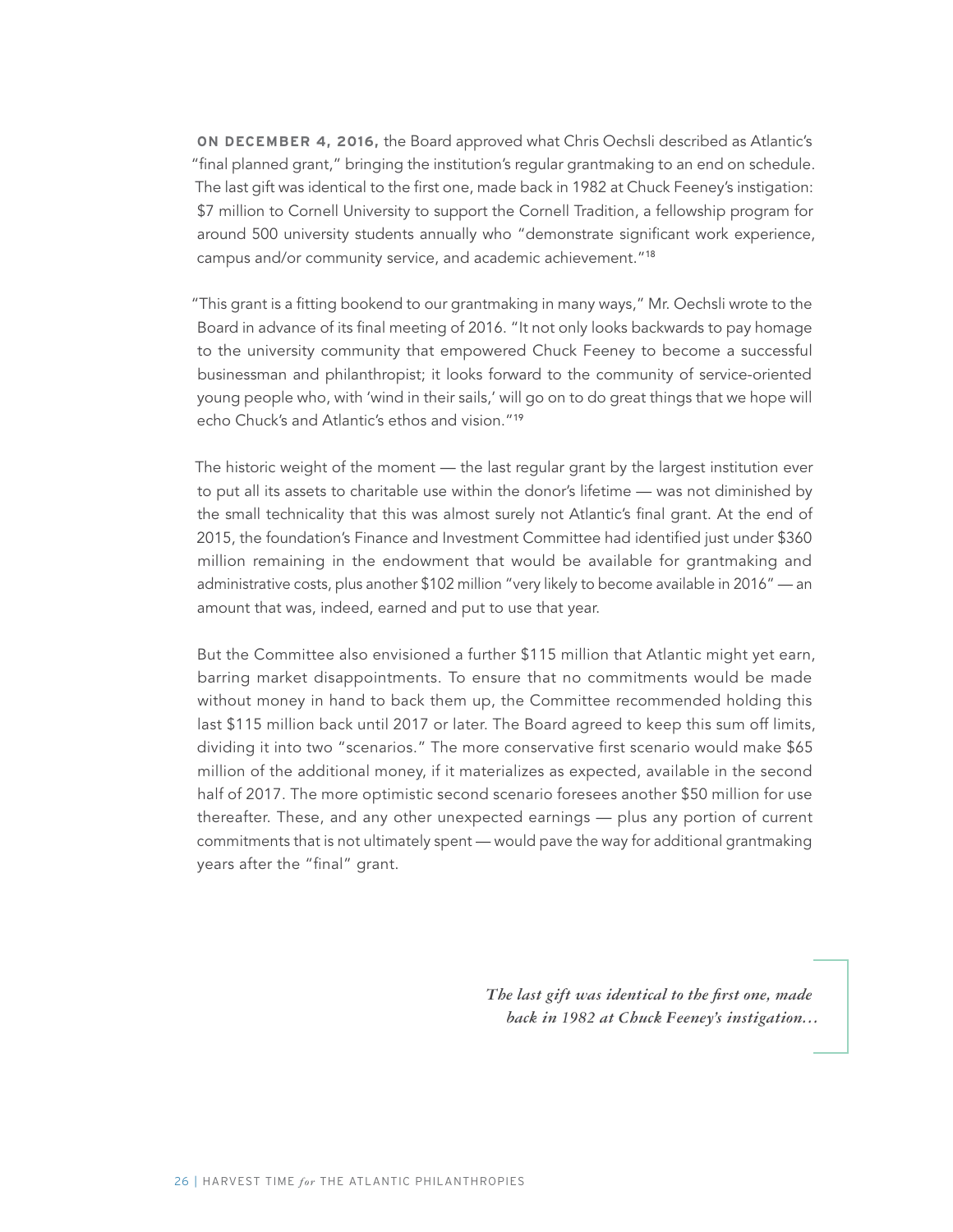**ON DECEMBER 4, 2016,** the Board approved what Chris Oechsli described as Atlantic's "final planned grant," bringing the institution's regular grantmaking to an end on schedule. The last gift was identical to the first one, made back in 1982 at Chuck Feeney's instigation: $7 million to Cornell University to support the Cornell Tradition, a fellowship program for around 500 university students annually who "demonstrate significant work experience, campus and/or community service, and academic achievement."[18]

"This grant is a fitting bookend to our grantmaking in many ways," Mr. Oechsli wrote to the Board in advance of its final meeting of 2016. "It not only looks backwards to pay homage to the university community that empowered Chuck Feeney to become a successful businessman and philanthropist; it looks forward to the community of service-oriented young people who, with 'wind in their sails,' will go on to do great things that we hope will echo Chuck's and Atlantic's ethos and vision."[19]

The historic weight of the moment — the last regular grant by the largest institution ever to put all its assets to charitable use within the donor's lifetime — was not diminished by the small technicality that this was almost surely not Atlantic's final grant. At the end of 2015, the foundation's Finance and Investment Committee had identified just under $360 million remaining in the endowment that would be available for grantmaking and administrative costs, plus another $102 million "very likely to become available in 2016" — an amount that was, indeed, earned and put to use that year.

But the Committee also envisioned a further $115 million that Atlantic might yet earn, barring market disappointments. To ensure that no commitments would be made without money in hand to back them up, the Committee recommended holding this last $115 million back until 2017 or later. The Board agreed to keep this sum off limits, dividing it into two "scenarios." The more conservative first scenario would make $65 million of the additional money, if it materializes as expected, available in the second half of 2017. The more optimistic second scenario foresees another $50 million for use thereafter. These, and any other unexpected earnings — plus any portion of current commitments that is not ultimately spent — would pave the way for additional grantmaking years after the "final" grant.

> *The last gift was identical to the first one, made back in 1982 at Chuck Feeney's instigation…*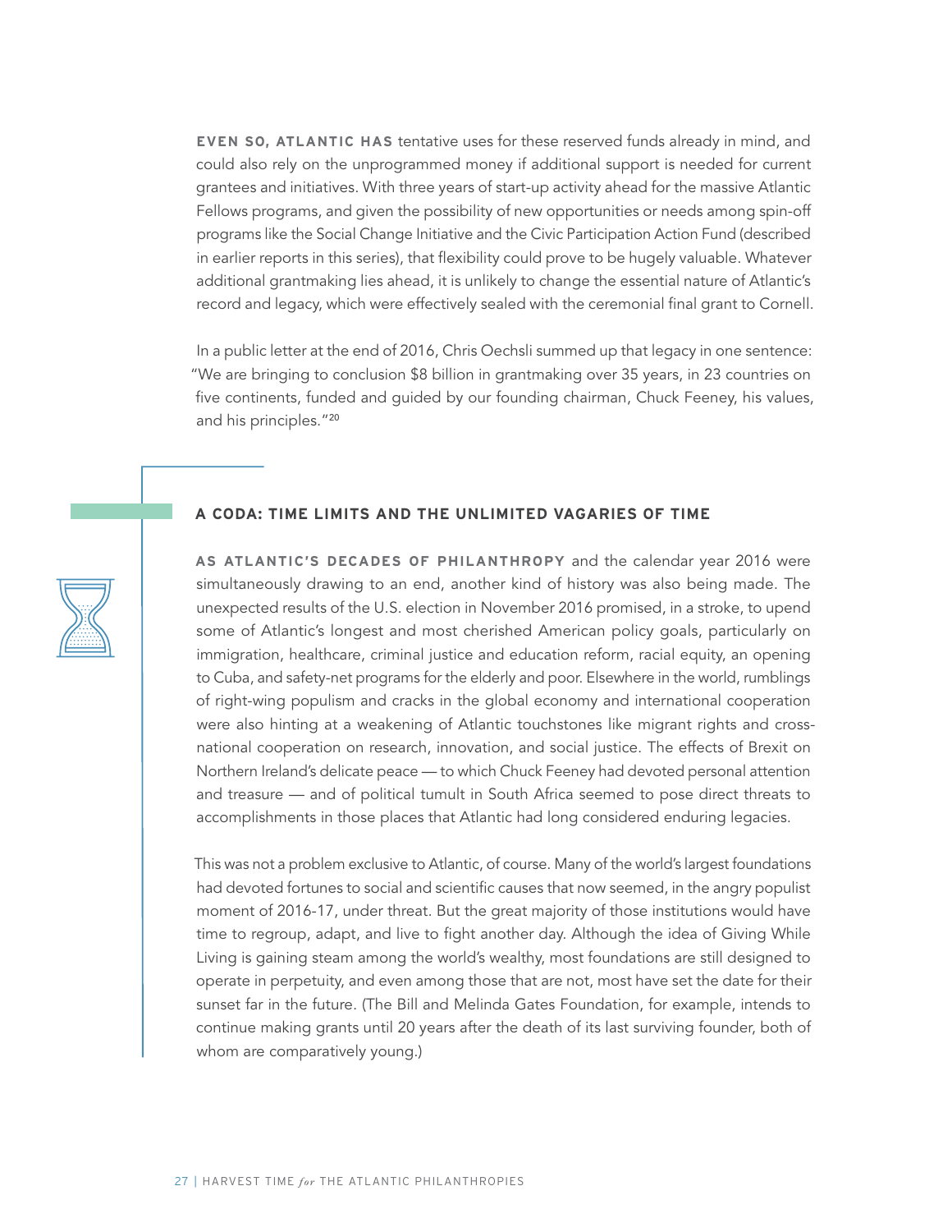**EVEN SO, ATLANTIC HAS** tentative uses for these reserved funds already in mind, and could also rely on the unprogrammed money if additional support is needed for current grantees and initiatives. With three years of start-up activity ahead for the massive Atlantic Fellows programs, and given the possibility of new opportunities or needs among spin-off programs like the Social Change Initiative and the Civic Participation Action Fund (described in earlier reports in this series), that flexibility could prove to be hugely valuable. Whatever additional grantmaking lies ahead, it is unlikely to change the essential nature of Atlantic's record and legacy, which were effectively sealed with the ceremonial final grant to Cornell.

In a public letter at the end of 2016, Chris Oechsli summed up that legacy in one sentence: "We are bringing to conclusion $8 billion in grantmaking over 35 years, in 23 countries on five continents, funded and guided by our founding chairman, Chuck Feeney, his values, and his principles."[20]

## A CODA: TIME LIMITS AND THE UNLIMITED VAGARIES OF TIME

**AS ATLANTIC'S DECADES OF PHILANTHROPY** and the calendar year 2016 were simultaneously drawing to an end, another kind of history was also being made. The unexpected results of the U.S. election in November 2016 promised, in a stroke, to upend some of Atlantic's longest and most cherished American policy goals, particularly on immigration, healthcare, criminal justice and education reform, racial equity, an opening to Cuba, and safety-net programs for the elderly and poor. Elsewhere in the world, rumblings of right-wing populism and cracks in the global economy and international cooperation were also hinting at a weakening of Atlantic touchstones like migrant rights and cross-national cooperation on research, innovation, and social justice. The effects of Brexit on Northern Ireland's delicate peace — to which Chuck Feeney had devoted personal attention and treasure — and of political tumult in South Africa seemed to pose direct threats to accomplishments in those places that Atlantic had long considered enduring legacies.

This was not a problem exclusive to Atlantic, of course. Many of the world's largest foundations had devoted fortunes to social and scientific causes that now seemed, in the angry populist moment of 2016-17, under threat. But the great majority of those institutions would have time to regroup, adapt, and live to fight another day. Although the idea of Giving While Living is gaining steam among the world's wealthy, most foundations are still designed to operate in perpetuity, and even among those that are not, most have set the date for their sunset far in the future. (The Bill and Melinda Gates Foundation, for example, intends to continue making grants until 20 years after the death of its last surviving founder, both of whom are comparatively young.)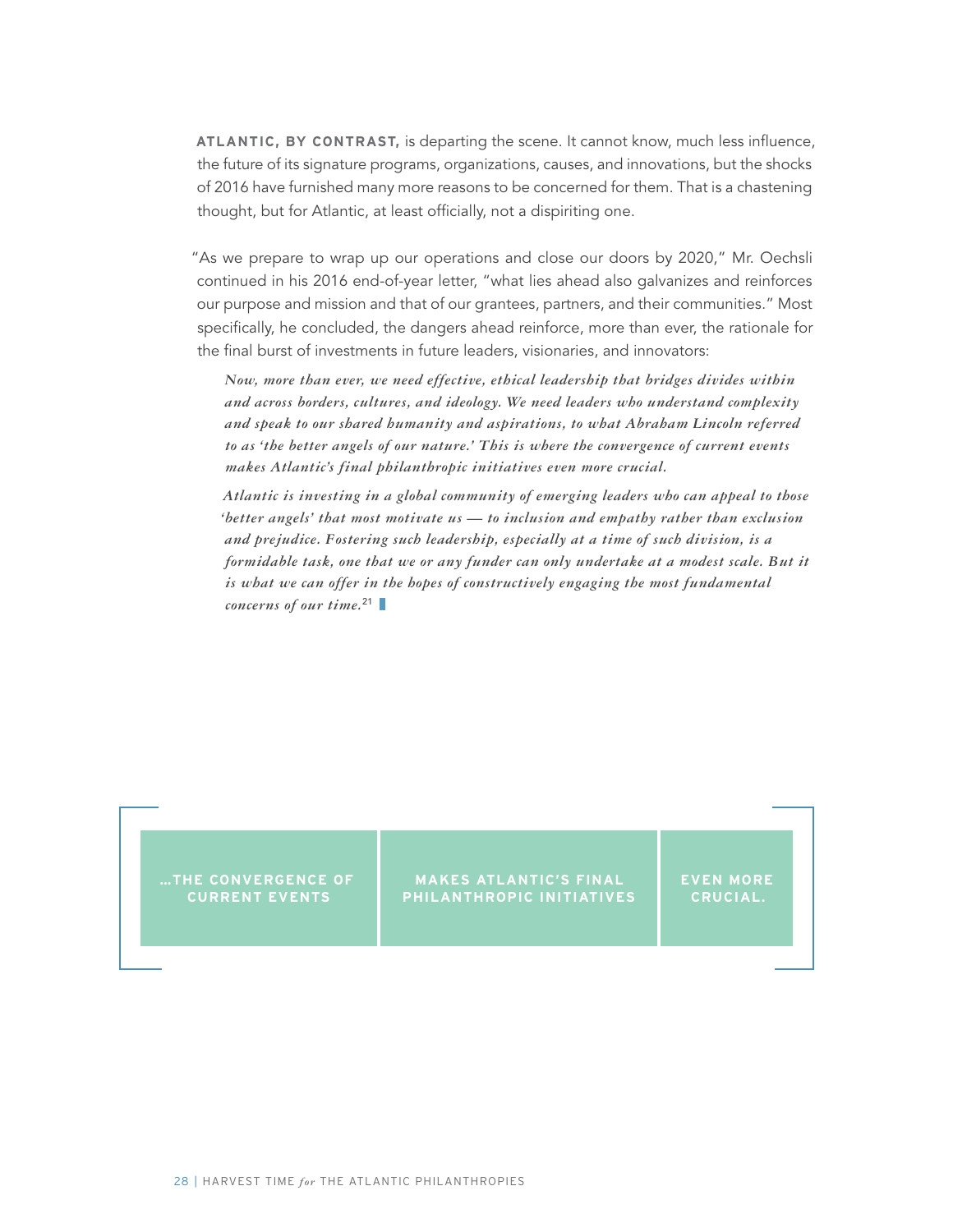**ATLANTIC, BY CONTRAST,** is departing the scene. It cannot know, much less influence, the future of its signature programs, organizations, causes, and innovations, but the shocks of 2016 have furnished many more reasons to be concerned for them. That is a chastening thought, but for Atlantic, at least officially, not a dispiriting one.

"As we prepare to wrap up our operations and close our doors by 2020," Mr. Oechsli continued in his 2016 end-of-year letter, "what lies ahead also galvanizes and reinforces our purpose and mission and that of our grantees, partners, and their communities." Most specifically, he concluded, the dangers ahead reinforce, more than ever, the rationale for the final burst of investments in future leaders, visionaries, and innovators:

> *Now, more than ever, we need effective, ethical leadership that bridges divides within and across borders, cultures, and ideology. We need leaders who understand complexity and speak to our shared humanity and aspirations, to what Abraham Lincoln referred to as 'the better angels of our nature.' This is where the convergence of current events makes Atlantic's final philanthropic initiatives even more crucial.*
>
> *Atlantic is investing in a global community of emerging leaders who can appeal to those 'better angels' that most motivate us — to inclusion and empathy rather than exclusion and prejudice. Fostering such leadership, especially at a time of such division, is a formidable task, one that we or any funder can only undertake at a modest scale. But it is what we can offer in the hopes of constructively engaging the most fundamental concerns of our time.*[21]

**...THE CONVERGENCE OF CURRENT EVENTS MAKES ATLANTIC'S FINAL PHILANTHROPIC INITIATIVES EVEN MORE CRUCIAL.**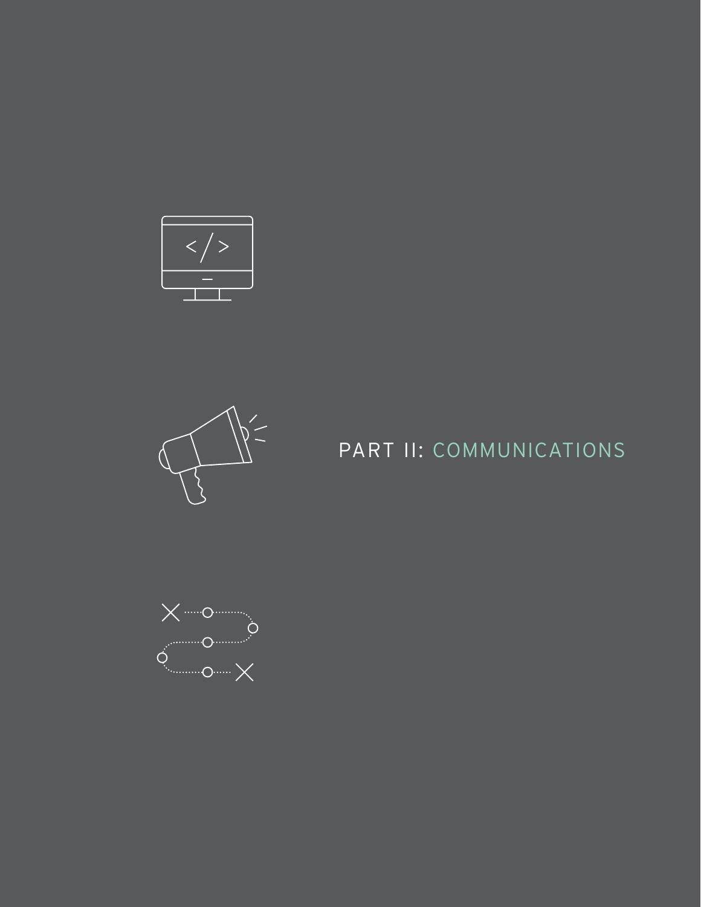# PART II: COMMUNICATIONS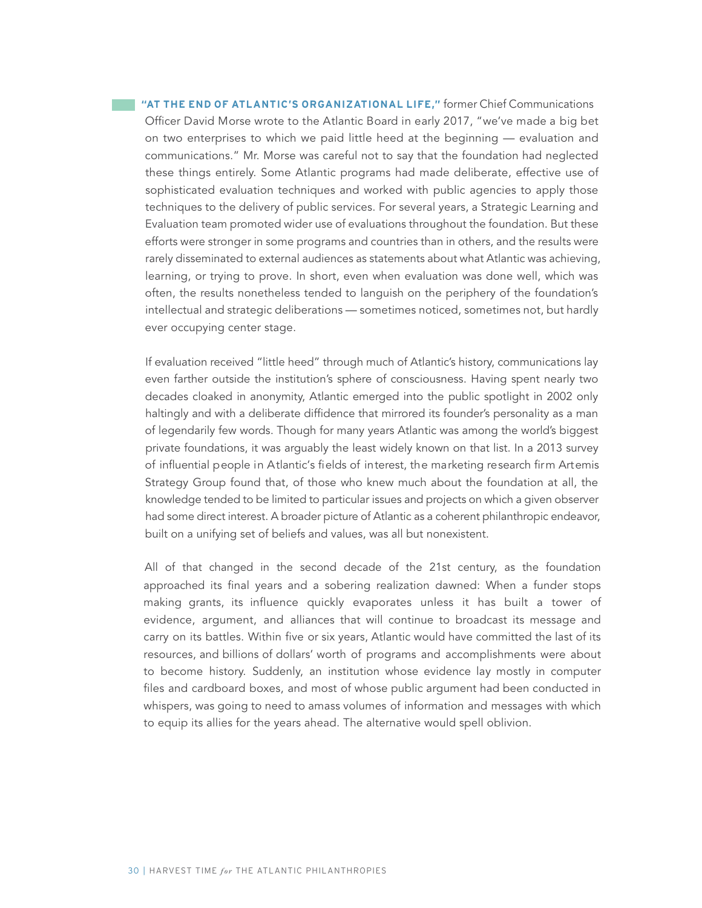**"AT THE END OF ATLANTIC'S ORGANIZATIONAL LIFE,"** former Chief Communications Officer David Morse wrote to the Atlantic Board in early 2017, "we've made a big bet on two enterprises to which we paid little heed at the beginning — evaluation and communications." Mr. Morse was careful not to say that the foundation had neglected these things entirely. Some Atlantic programs had made deliberate, effective use of sophisticated evaluation techniques and worked with public agencies to apply those techniques to the delivery of public services. For several years, a Strategic Learning and Evaluation team promoted wider use of evaluations throughout the foundation. But these efforts were stronger in some programs and countries than in others, and the results were rarely disseminated to external audiences as statements about what Atlantic was achieving, learning, or trying to prove. In short, even when evaluation was done well, which was often, the results nonetheless tended to languish on the periphery of the foundation's intellectual and strategic deliberations — sometimes noticed, sometimes not, but hardly ever occupying center stage.

If evaluation received "little heed" through much of Atlantic's history, communications lay even farther outside the institution's sphere of consciousness. Having spent nearly two decades cloaked in anonymity, Atlantic emerged into the public spotlight in 2002 only haltingly and with a deliberate diffidence that mirrored its founder's personality as a man of legendarily few words. Though for many years Atlantic was among the world's biggest private foundations, it was arguably the least widely known on that list. In a 2013 survey of influential people in Atlantic's fields of interest, the marketing research firm Artemis Strategy Group found that, of those who knew much about the foundation at all, the knowledge tended to be limited to particular issues and projects on which a given observer had some direct interest. A broader picture of Atlantic as a coherent philanthropic endeavor, built on a unifying set of beliefs and values, was all but nonexistent.

All of that changed in the second decade of the 21st century, as the foundation approached its final years and a sobering realization dawned: When a funder stops making grants, its influence quickly evaporates unless it has built a tower of evidence, argument, and alliances that will continue to broadcast its message and carry on its battles. Within five or six years, Atlantic would have committed the last of its resources, and billions of dollars' worth of programs and accomplishments were about to become history. Suddenly, an institution whose evidence lay mostly in computer files and cardboard boxes, and most of whose public argument had been conducted in whispers, was going to need to amass volumes of information and messages with which to equip its allies for the years ahead. The alternative would spell oblivion.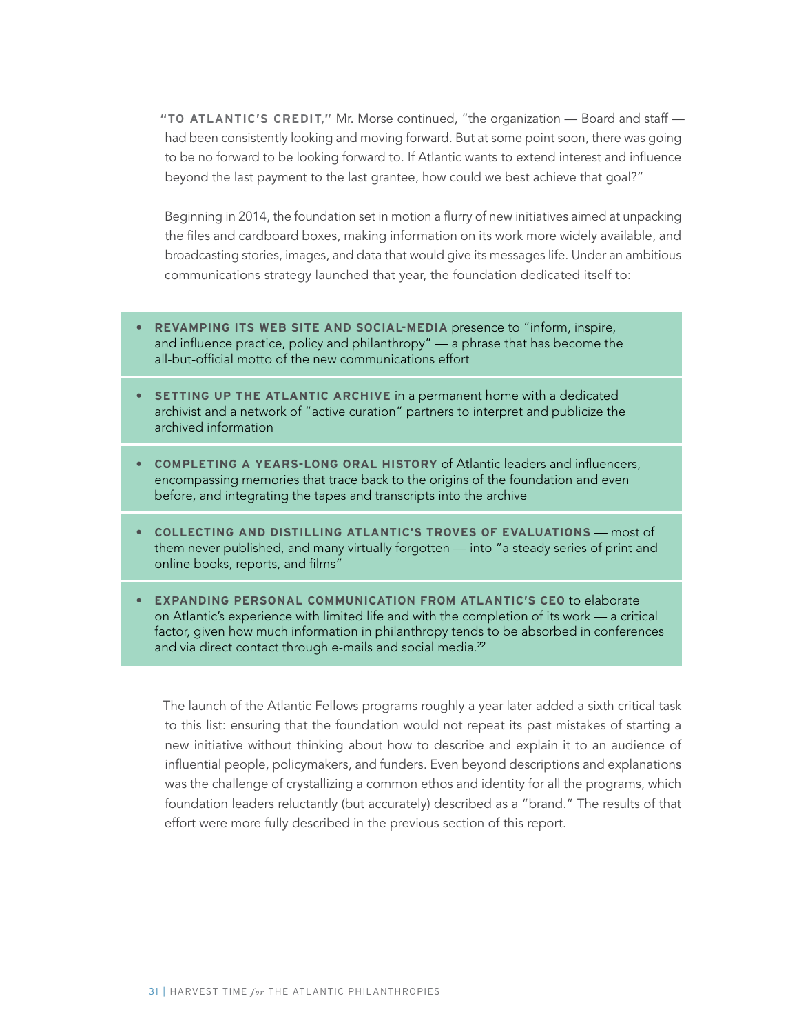**"TO ATLANTIC'S CREDIT,"** Mr. Morse continued, "the organization — Board and staff — had been consistently looking and moving forward. But at some point soon, there was going to be no forward to be looking forward to. If Atlantic wants to extend interest and influence beyond the last payment to the last grantee, how could we best achieve that goal?"

Beginning in 2014, the foundation set in motion a flurry of new initiatives aimed at unpacking the files and cardboard boxes, making information on its work more widely available, and broadcasting stories, images, and data that would give its messages life. Under an ambitious communications strategy launched that year, the foundation dedicated itself to:

- **REVAMPING ITS WEB SITE AND SOCIAL-MEDIA** presence to "inform, inspire, and influence practice, policy and philanthropy" — a phrase that has become the all-but-official motto of the new communications effort
- **SETTING UP THE ATLANTIC ARCHIVE** in a permanent home with a dedicated archivist and a network of "active curation" partners to interpret and publicize the archived information
- **COMPLETING A YEARS-LONG ORAL HISTORY** of Atlantic leaders and influencers, encompassing memories that trace back to the origins of the foundation and even before, and integrating the tapes and transcripts into the archive
- **COLLECTING AND DISTILLING ATLANTIC'S TROVES OF EVALUATIONS** — most of them never published, and many virtually forgotten — into "a steady series of print and online books, reports, and films"
- **EXPANDING PERSONAL COMMUNICATION FROM ATLANTIC'S CEO** to elaborate on Atlantic's experience with limited life and with the completion of its work — a critical factor, given how much information in philanthropy tends to be absorbed in conferences and via direct contact through e-mails and social media.[22]

The launch of the Atlantic Fellows programs roughly a year later added a sixth critical task to this list: ensuring that the foundation would not repeat its past mistakes of starting a new initiative without thinking about how to describe and explain it to an audience of influential people, policymakers, and funders. Even beyond descriptions and explanations was the challenge of crystallizing a common ethos and identity for all the programs, which foundation leaders reluctantly (but accurately) described as a "brand." The results of that effort were more fully described in the previous section of this report.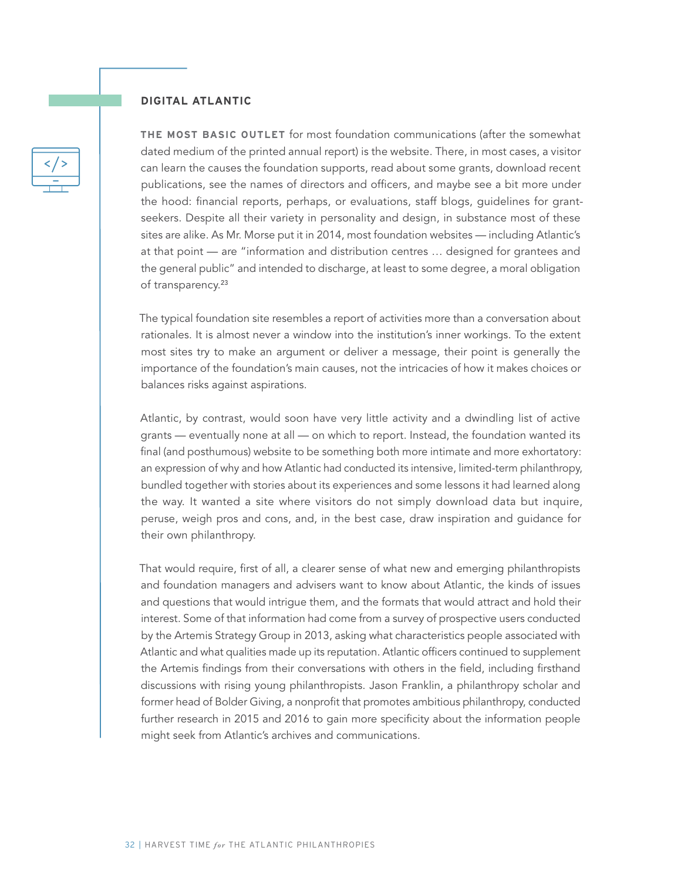## DIGITAL ATLANTIC

**THE MOST BASIC OUTLET** for most foundation communications (after the somewhat dated medium of the printed annual report) is the website. There, in most cases, a visitor can learn the causes the foundation supports, read about some grants, download recent publications, see the names of directors and officers, and maybe see a bit more under the hood: financial reports, perhaps, or evaluations, staff blogs, guidelines for grant-seekers. Despite all their variety in personality and design, in substance most of these sites are alike. As Mr. Morse put it in 2014, most foundation websites — including Atlantic's at that point — are "information and distribution centres … designed for grantees and the general public" and intended to discharge, at least to some degree, a moral obligation of transparency.[23]

The typical foundation site resembles a report of activities more than a conversation about rationales. It is almost never a window into the institution's inner workings. To the extent most sites try to make an argument or deliver a message, their point is generally the importance of the foundation's main causes, not the intricacies of how it makes choices or balances risks against aspirations.

Atlantic, by contrast, would soon have very little activity and a dwindling list of active grants — eventually none at all — on which to report. Instead, the foundation wanted its final (and posthumous) website to be something both more intimate and more exhortatory: an expression of why and how Atlantic had conducted its intensive, limited-term philanthropy, bundled together with stories about its experiences and some lessons it had learned along the way. It wanted a site where visitors do not simply download data but inquire, peruse, weigh pros and cons, and, in the best case, draw inspiration and guidance for their own philanthropy.

That would require, first of all, a clearer sense of what new and emerging philanthropists and foundation managers and advisers want to know about Atlantic, the kinds of issues and questions that would intrigue them, and the formats that would attract and hold their interest. Some of that information had come from a survey of prospective users conducted by the Artemis Strategy Group in 2013, asking what characteristics people associated with Atlantic and what qualities made up its reputation. Atlantic officers continued to supplement the Artemis findings from their conversations with others in the field, including firsthand discussions with rising young philanthropists. Jason Franklin, a philanthropy scholar and former head of Bolder Giving, a nonprofit that promotes ambitious philanthropy, conducted further research in 2015 and 2016 to gain more specificity about the information people might seek from Atlantic's archives and communications.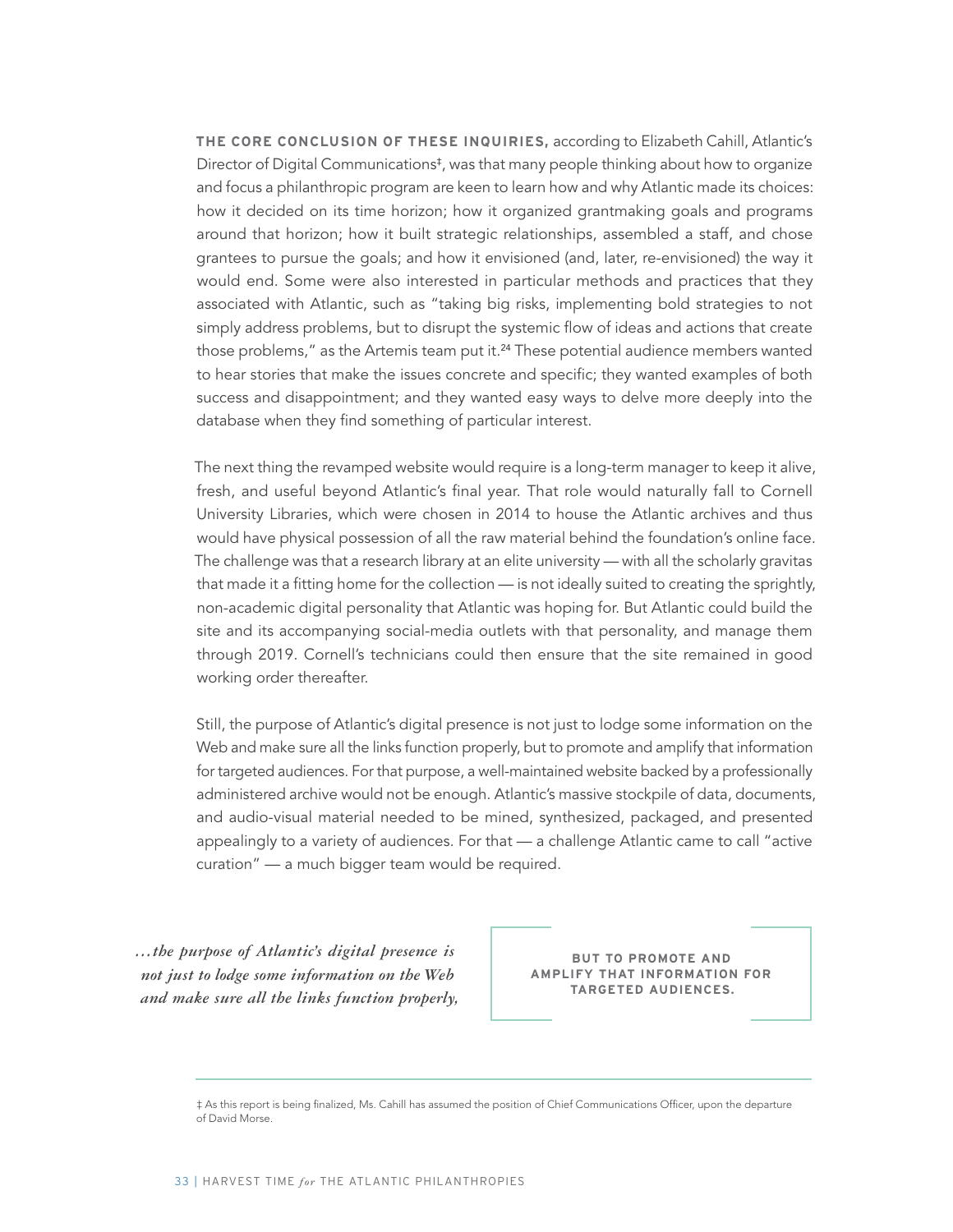**THE CORE CONCLUSION OF THESE INQUIRIES,** according to Elizabeth Cahill, Atlantic's Director of Digital Communications‡, was that many people thinking about how to organize and focus a philanthropic program are keen to learn how and why Atlantic made its choices: how it decided on its time horizon; how it organized grantmaking goals and programs around that horizon; how it built strategic relationships, assembled a staff, and chose grantees to pursue the goals; and how it envisioned (and, later, re-envisioned) the way it would end. Some were also interested in particular methods and practices that they associated with Atlantic, such as "taking big risks, implementing bold strategies to not simply address problems, but to disrupt the systemic flow of ideas and actions that create those problems," as the Artemis team put it.[24] These potential audience members wanted to hear stories that make the issues concrete and specific; they wanted examples of both success and disappointment; and they wanted easy ways to delve more deeply into the database when they find something of particular interest.

The next thing the revamped website would require is a long-term manager to keep it alive, fresh, and useful beyond Atlantic's final year. That role would naturally fall to Cornell University Libraries, which were chosen in 2014 to house the Atlantic archives and thus would have physical possession of all the raw material behind the foundation's online face. The challenge was that a research library at an elite university — with all the scholarly gravitas that made it a fitting home for the collection — is not ideally suited to creating the sprightly, non-academic digital personality that Atlantic was hoping for. But Atlantic could build the site and its accompanying social-media outlets with that personality, and manage them through 2019. Cornell's technicians could then ensure that the site remained in good working order thereafter.

Still, the purpose of Atlantic's digital presence is not just to lodge some information on the Web and make sure all the links function properly, but to promote and amplify that information for targeted audiences. For that purpose, a well-maintained website backed by a professionally administered archive would not be enough. Atlantic's massive stockpile of data, documents, and audio-visual material needed to be mined, synthesized, packaged, and presented appealingly to a variety of audiences. For that — a challenge Atlantic came to call "active curation" — a much bigger team would be required.

> *…the purpose of Atlantic's digital presence is not just to lodge some information on the Web and make sure all the links function properly,* **BUT TO PROMOTE AND AMPLIFY THAT INFORMATION FOR TARGETED AUDIENCES.**

‡ As this report is being finalized, Ms. Cahill has assumed the position of Chief Communications Officer, upon the departure of David Morse.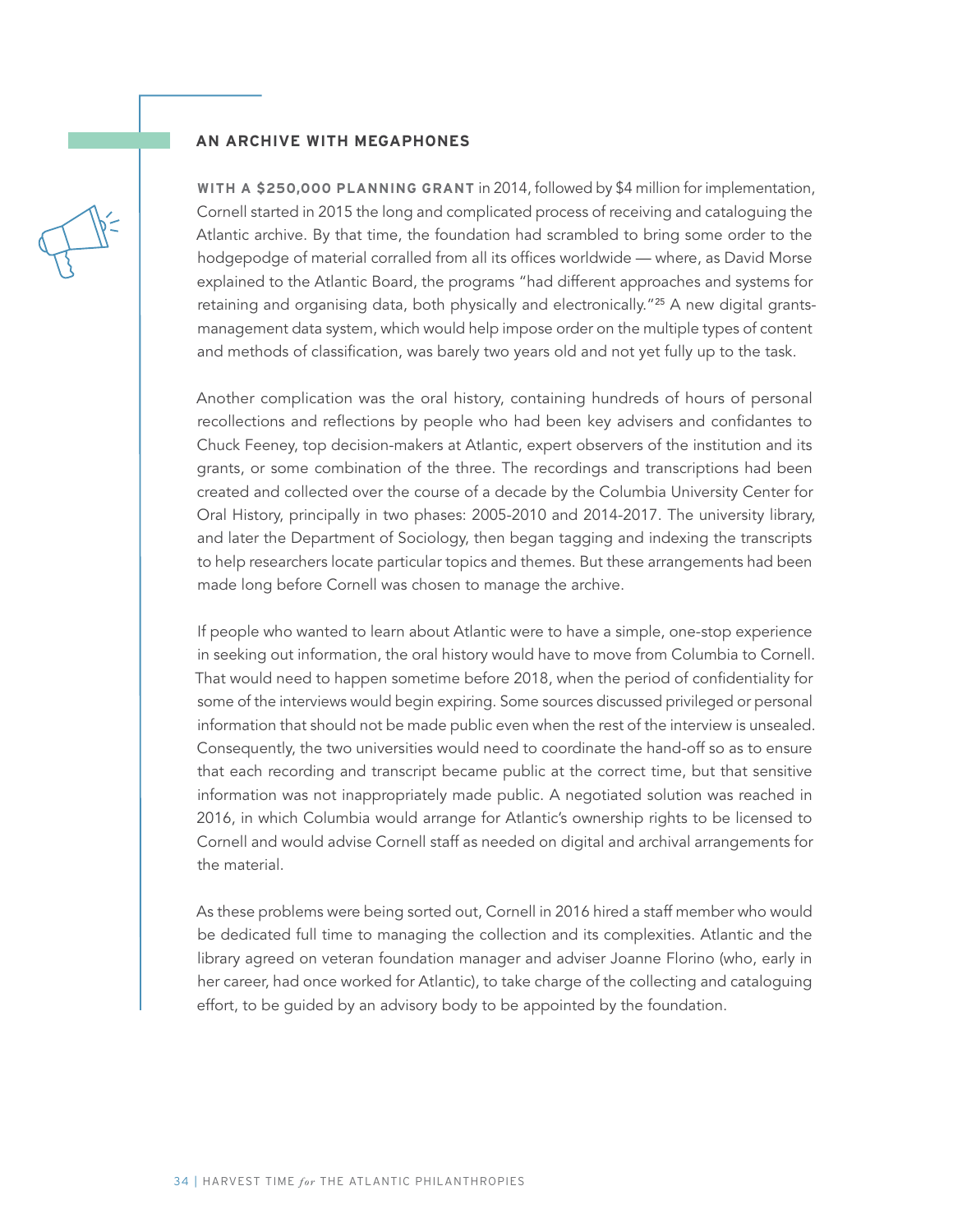## AN ARCHIVE WITH MEGAPHONES

**WITH A $250,000 PLANNING GRANT** in 2014, followed by $4 million for implementation, Cornell started in 2015 the long and complicated process of receiving and cataloguing the Atlantic archive. By that time, the foundation had scrambled to bring some order to the hodgepodge of material corralled from all its offices worldwide — where, as David Morse explained to the Atlantic Board, the programs "had different approaches and systems for retaining and organising data, both physically and electronically."[25] A new digital grants-management data system, which would help impose order on the multiple types of content and methods of classification, was barely two years old and not yet fully up to the task.

Another complication was the oral history, containing hundreds of hours of personal recollections and reflections by people who had been key advisers and confidantes to Chuck Feeney, top decision-makers at Atlantic, expert observers of the institution and its grants, or some combination of the three. The recordings and transcriptions had been created and collected over the course of a decade by the Columbia University Center for Oral History, principally in two phases: 2005-2010 and 2014-2017. The university library, and later the Department of Sociology, then began tagging and indexing the transcripts to help researchers locate particular topics and themes. But these arrangements had been made long before Cornell was chosen to manage the archive.

If people who wanted to learn about Atlantic were to have a simple, one-stop experience in seeking out information, the oral history would have to move from Columbia to Cornell. That would need to happen sometime before 2018, when the period of confidentiality for some of the interviews would begin expiring. Some sources discussed privileged or personal information that should not be made public even when the rest of the interview is unsealed. Consequently, the two universities would need to coordinate the hand-off so as to ensure that each recording and transcript became public at the correct time, but that sensitive information was not inappropriately made public. A negotiated solution was reached in 2016, in which Columbia would arrange for Atlantic's ownership rights to be licensed to Cornell and would advise Cornell staff as needed on digital and archival arrangements for the material.

As these problems were being sorted out, Cornell in 2016 hired a staff member who would be dedicated full time to managing the collection and its complexities. Atlantic and the library agreed on veteran foundation manager and adviser Joanne Florino (who, early in her career, had once worked for Atlantic), to take charge of the collecting and cataloguing effort, to be guided by an advisory body to be appointed by the foundation.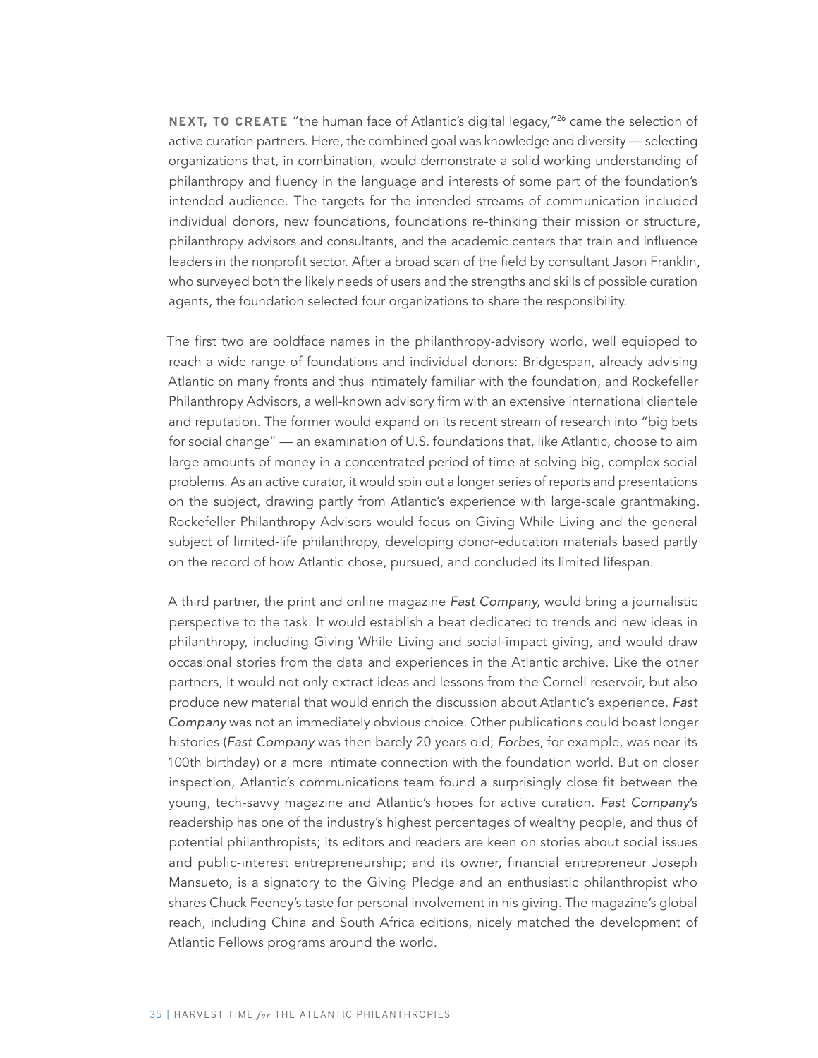**NEXT, TO CREATE** "the human face of Atlantic's digital legacy,"[26] came the selection of active curation partners. Here, the combined goal was knowledge and diversity — selecting organizations that, in combination, would demonstrate a solid working understanding of philanthropy and fluency in the language and interests of some part of the foundation's intended audience. The targets for the intended streams of communication included individual donors, new foundations, foundations re-thinking their mission or structure, philanthropy advisors and consultants, and the academic centers that train and influence leaders in the nonprofit sector. After a broad scan of the field by consultant Jason Franklin, who surveyed both the likely needs of users and the strengths and skills of possible curation agents, the foundation selected four organizations to share the responsibility.

The first two are boldface names in the philanthropy-advisory world, well equipped to reach a wide range of foundations and individual donors: Bridgespan, already advising Atlantic on many fronts and thus intimately familiar with the foundation, and Rockefeller Philanthropy Advisors, a well-known advisory firm with an extensive international clientele and reputation. The former would expand on its recent stream of research into "big bets for social change" — an examination of U.S. foundations that, like Atlantic, choose to aim large amounts of money in a concentrated period of time at solving big, complex social problems. As an active curator, it would spin out a longer series of reports and presentations on the subject, drawing partly from Atlantic's experience with large-scale grantmaking. Rockefeller Philanthropy Advisors would focus on Giving While Living and the general subject of limited-life philanthropy, developing donor-education materials based partly on the record of how Atlantic chose, pursued, and concluded its limited lifespan.

A third partner, the print and online magazine *Fast Company,* would bring a journalistic perspective to the task. It would establish a beat dedicated to trends and new ideas in philanthropy, including Giving While Living and social-impact giving, and would draw occasional stories from the data and experiences in the Atlantic archive. Like the other partners, it would not only extract ideas and lessons from the Cornell reservoir, but also produce new material that would enrich the discussion about Atlantic's experience. *Fast Company* was not an immediately obvious choice. Other publications could boast longer histories (*Fast Company* was then barely 20 years old; *Forbes*, for example, was near its 100th birthday) or a more intimate connection with the foundation world. But on closer inspection, Atlantic's communications team found a surprisingly close fit between the young, tech-savvy magazine and Atlantic's hopes for active curation. *Fast Company*'s readership has one of the industry's highest percentages of wealthy people, and thus of potential philanthropists; its editors and readers are keen on stories about social issues and public-interest entrepreneurship; and its owner, financial entrepreneur Joseph Mansueto, is a signatory to the Giving Pledge and an enthusiastic philanthropist who shares Chuck Feeney's taste for personal involvement in his giving. The magazine's global reach, including China and South Africa editions, nicely matched the development of Atlantic Fellows programs around the world.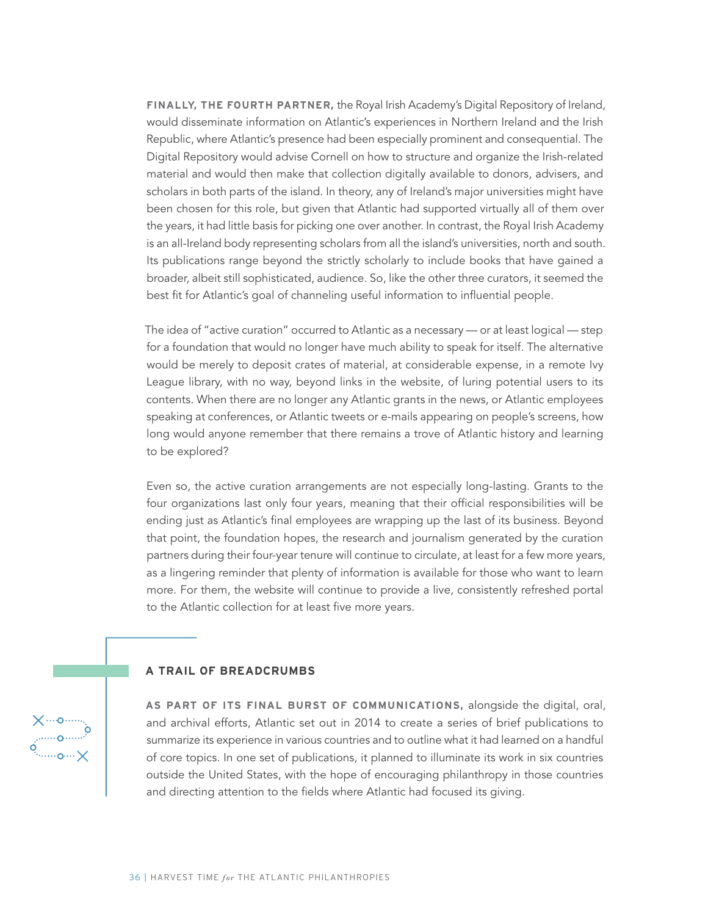**FINALLY, THE FOURTH PARTNER,** the Royal Irish Academy's Digital Repository of Ireland, would disseminate information on Atlantic's experiences in Northern Ireland and the Irish Republic, where Atlantic's presence had been especially prominent and consequential. The Digital Repository would advise Cornell on how to structure and organize the Irish-related material and would then make that collection digitally available to donors, advisers, and scholars in both parts of the island. In theory, any of Ireland's major universities might have been chosen for this role, but given that Atlantic had supported virtually all of them over the years, it had little basis for picking one over another. In contrast, the Royal Irish Academy is an all-Ireland body representing scholars from all the island's universities, north and south. Its publications range beyond the strictly scholarly to include books that have gained a broader, albeit still sophisticated, audience. So, like the other three curators, it seemed the best fit for Atlantic's goal of channeling useful information to influential people.

The idea of "active curation" occurred to Atlantic as a necessary — or at least logical — step for a foundation that would no longer have much ability to speak for itself. The alternative would be merely to deposit crates of material, at considerable expense, in a remote Ivy League library, with no way, beyond links in the website, of luring potential users to its contents. When there are no longer any Atlantic grants in the news, or Atlantic employees speaking at conferences, or Atlantic tweets or e-mails appearing on people's screens, how long would anyone remember that there remains a trove of Atlantic history and learning to be explored?

Even so, the active curation arrangements are not especially long-lasting. Grants to the four organizations last only four years, meaning that their official responsibilities will be ending just as Atlantic's final employees are wrapping up the last of its business. Beyond that point, the foundation hopes, the research and journalism generated by the curation partners during their four-year tenure will continue to circulate, at least for a few more years, as a lingering reminder that plenty of information is available for those who want to learn more. For them, the website will continue to provide a live, consistently refreshed portal to the Atlantic collection for at least five more years.

## A TRAIL OF BREADCRUMBS

**AS PART OF ITS FINAL BURST OF COMMUNICATIONS,** alongside the digital, oral, and archival efforts, Atlantic set out in 2014 to create a series of brief publications to summarize its experience in various countries and to outline what it had learned on a handful of core topics. In one set of publications, it planned to illuminate its work in six countries outside the United States, with the hope of encouraging philanthropy in those countries and directing attention to the fields where Atlantic had focused its giving.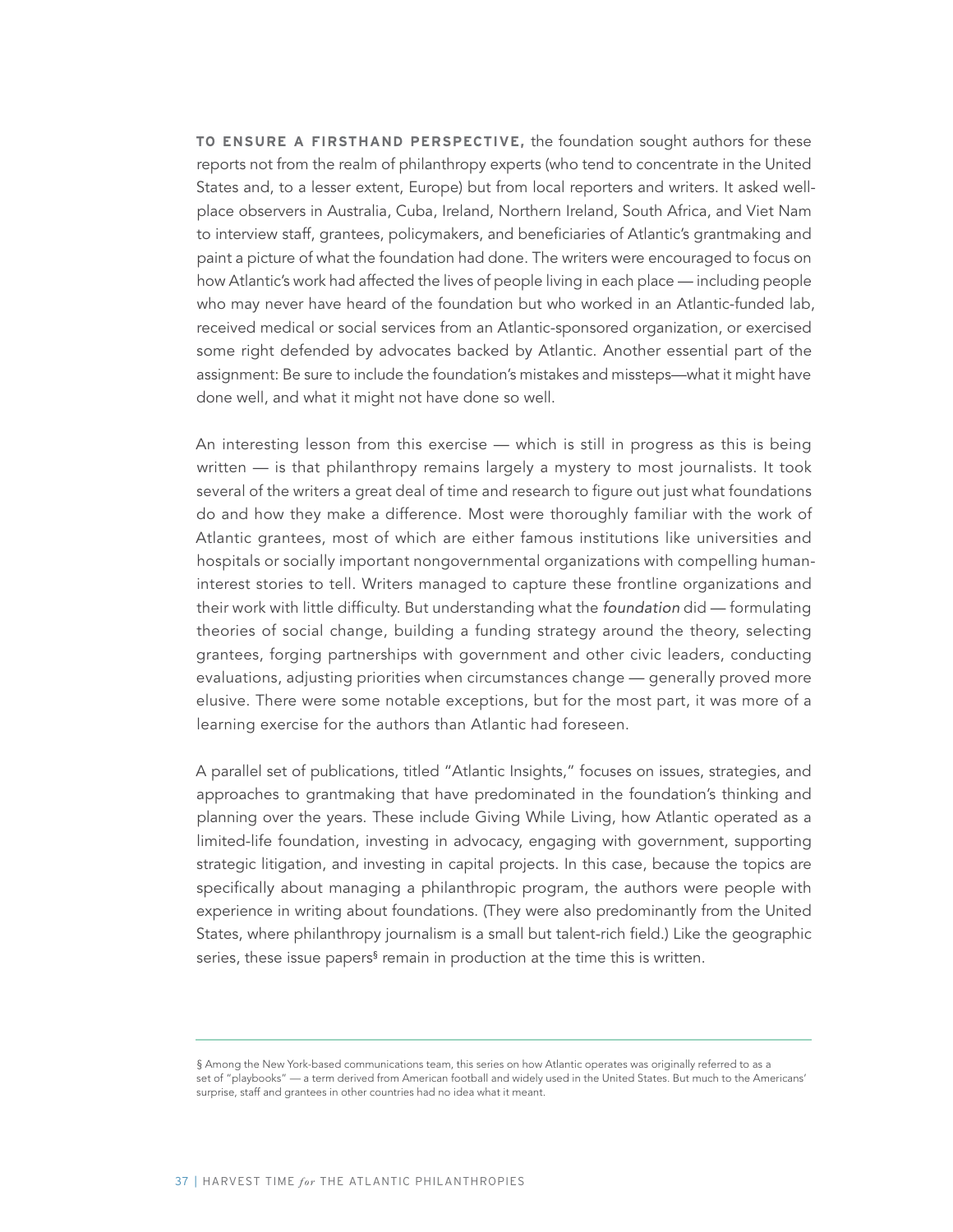**TO ENSURE A FIRSTHAND PERSPECTIVE,** the foundation sought authors for these reports not from the realm of philanthropy experts (who tend to concentrate in the United States and, to a lesser extent, Europe) but from local reporters and writers. It asked well-place observers in Australia, Cuba, Ireland, Northern Ireland, South Africa, and Viet Nam to interview staff, grantees, policymakers, and beneficiaries of Atlantic's grantmaking and paint a picture of what the foundation had done. The writers were encouraged to focus on how Atlantic's work had affected the lives of people living in each place — including people who may never have heard of the foundation but who worked in an Atlantic-funded lab, received medical or social services from an Atlantic-sponsored organization, or exercised some right defended by advocates backed by Atlantic. Another essential part of the assignment: Be sure to include the foundation's mistakes and missteps—what it might have done well, and what it might not have done so well.

An interesting lesson from this exercise — which is still in progress as this is being written — is that philanthropy remains largely a mystery to most journalists. It took several of the writers a great deal of time and research to figure out just what foundations do and how they make a difference. Most were thoroughly familiar with the work of Atlantic grantees, most of which are either famous institutions like universities and hospitals or socially important nongovernmental organizations with compelling human-interest stories to tell. Writers managed to capture these frontline organizations and their work with little difficulty. But understanding what the *foundation* did — formulating theories of social change, building a funding strategy around the theory, selecting grantees, forging partnerships with government and other civic leaders, conducting evaluations, adjusting priorities when circumstances change — generally proved more elusive. There were some notable exceptions, but for the most part, it was more of a learning exercise for the authors than Atlantic had foreseen.

A parallel set of publications, titled "Atlantic Insights," focuses on issues, strategies, and approaches to grantmaking that have predominated in the foundation's thinking and planning over the years. These include Giving While Living, how Atlantic operated as a limited-life foundation, investing in advocacy, engaging with government, supporting strategic litigation, and investing in capital projects. In this case, because the topics are specifically about managing a philanthropic program, the authors were people with experience in writing about foundations. (They were also predominantly from the United States, where philanthropy journalism is a small but talent-rich field.) Like the geographic series, these issue papers[§] remain in production at the time this is written.

---

§ Among the New York-based communications team, this series on how Atlantic operates was originally referred to as a set of "playbooks" — a term derived from American football and widely used in the United States. But much to the Americans' surprise, staff and grantees in other countries had no idea what it meant.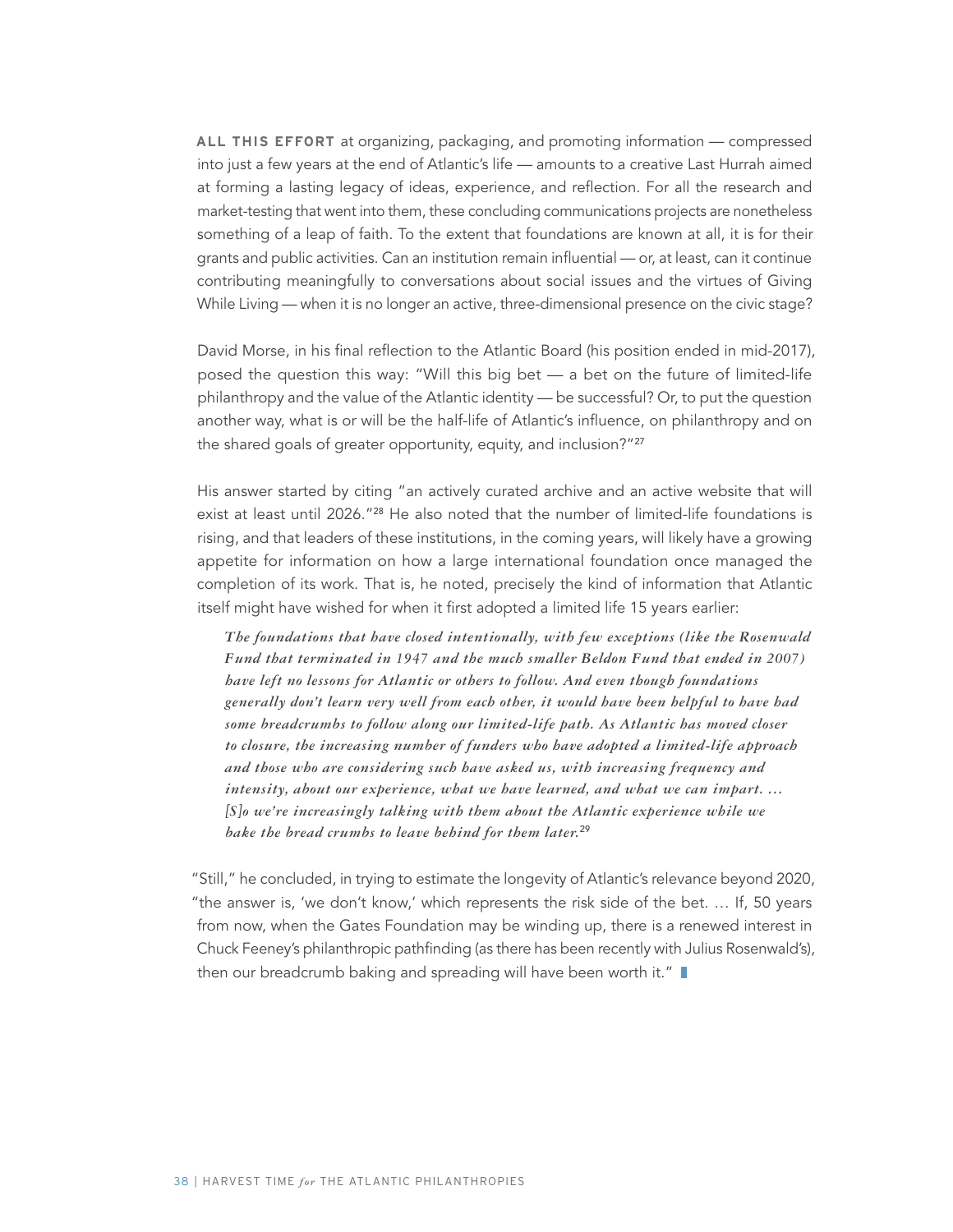**ALL THIS EFFORT** at organizing, packaging, and promoting information — compressed into just a few years at the end of Atlantic's life — amounts to a creative Last Hurrah aimed at forming a lasting legacy of ideas, experience, and reflection. For all the research and market-testing that went into them, these concluding communications projects are nonetheless something of a leap of faith. To the extent that foundations are known at all, it is for their grants and public activities. Can an institution remain influential — or, at least, can it continue contributing meaningfully to conversations about social issues and the virtues of Giving While Living — when it is no longer an active, three-dimensional presence on the civic stage?

David Morse, in his final reflection to the Atlantic Board (his position ended in mid-2017), posed the question this way: "Will this big bet — a bet on the future of limited-life philanthropy and the value of the Atlantic identity — be successful? Or, to put the question another way, what is or will be the half-life of Atlantic's influence, on philanthropy and on the shared goals of greater opportunity, equity, and inclusion?"[27]

His answer started by citing "an actively curated archive and an active website that will exist at least until 2026."[28] He also noted that the number of limited-life foundations is rising, and that leaders of these institutions, in the coming years, will likely have a growing appetite for information on how a large international foundation once managed the completion of its work. That is, he noted, precisely the kind of information that Atlantic itself might have wished for when it first adopted a limited life 15 years earlier:

> ***The foundations that have closed intentionally, with few exceptions (like the Rosenwald Fund that terminated in 1947 and the much smaller Beldon Fund that ended in 2007) have left no lessons for Atlantic or others to follow. And even though foundations generally don't learn very well from each other, it would have been helpful to have had some breadcrumbs to follow along our limited-life path. As Atlantic has moved closer to closure, the increasing number of funders who have adopted a limited-life approach and those who are considering such have asked us, with increasing frequency and intensity, about our experience, what we have learned, and what we can impart. … [S]o we're increasingly talking with them about the Atlantic experience while we bake the bread crumbs to leave behind for them later.***[29]

"Still," he concluded, in trying to estimate the longevity of Atlantic's relevance beyond 2020, "the answer is, 'we don't know,' which represents the risk side of the bet. … If, 50 years from now, when the Gates Foundation may be winding up, there is a renewed interest in Chuck Feeney's philanthropic pathfinding (as there has been recently with Julius Rosenwald's), then our breadcrumb baking and spreading will have been worth it."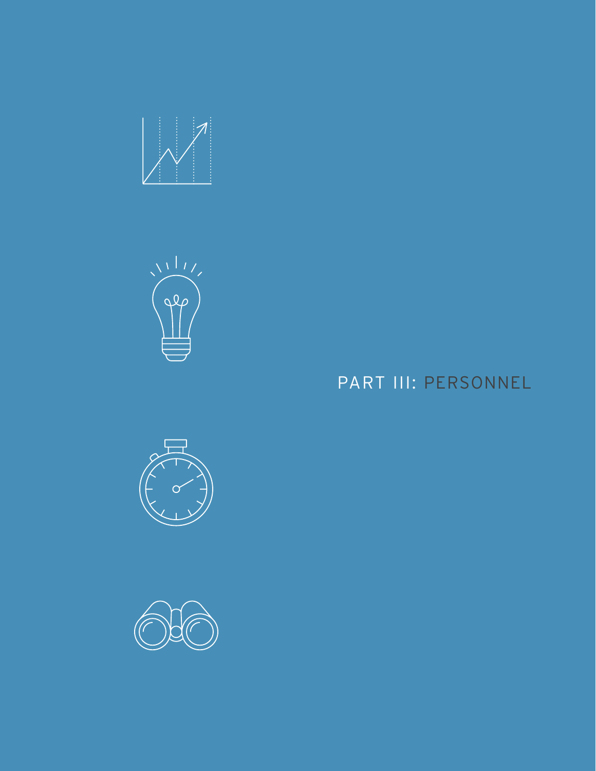# PART III: PERSONNEL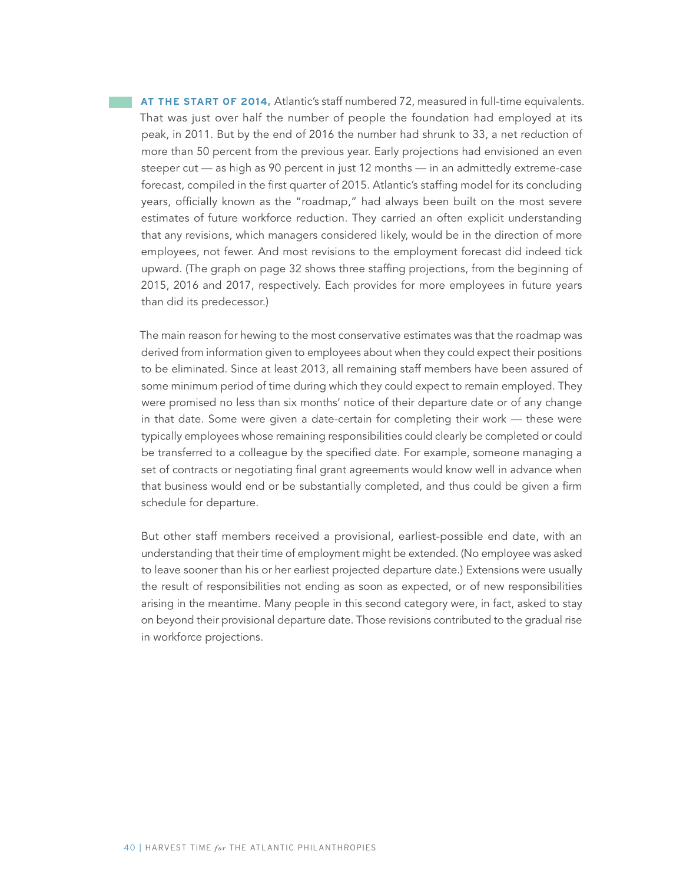**AT THE START OF 2014,** Atlantic's staff numbered 72, measured in full-time equivalents. That was just over half the number of people the foundation had employed at its peak, in 2011. But by the end of 2016 the number had shrunk to 33, a net reduction of more than 50 percent from the previous year. Early projections had envisioned an even steeper cut — as high as 90 percent in just 12 months — in an admittedly extreme-case forecast, compiled in the first quarter of 2015. Atlantic's staffing model for its concluding years, officially known as the "roadmap," had always been built on the most severe estimates of future workforce reduction. They carried an often explicit understanding that any revisions, which managers considered likely, would be in the direction of more employees, not fewer. And most revisions to the employment forecast did indeed tick upward. (The graph on page 32 shows three staffing projections, from the beginning of 2015, 2016 and 2017, respectively. Each provides for more employees in future years than did its predecessor.)

The main reason for hewing to the most conservative estimates was that the roadmap was derived from information given to employees about when they could expect their positions to be eliminated. Since at least 2013, all remaining staff members have been assured of some minimum period of time during which they could expect to remain employed. They were promised no less than six months' notice of their departure date or of any change in that date. Some were given a date-certain for completing their work — these were typically employees whose remaining responsibilities could clearly be completed or could be transferred to a colleague by the specified date. For example, someone managing a set of contracts or negotiating final grant agreements would know well in advance when that business would end or be substantially completed, and thus could be given a firm schedule for departure.

But other staff members received a provisional, earliest-possible end date, with an understanding that their time of employment might be extended. (No employee was asked to leave sooner than his or her earliest projected departure date.) Extensions were usually the result of responsibilities not ending as soon as expected, or of new responsibilities arising in the meantime. Many people in this second category were, in fact, asked to stay on beyond their provisional departure date. Those revisions contributed to the gradual rise in workforce projections.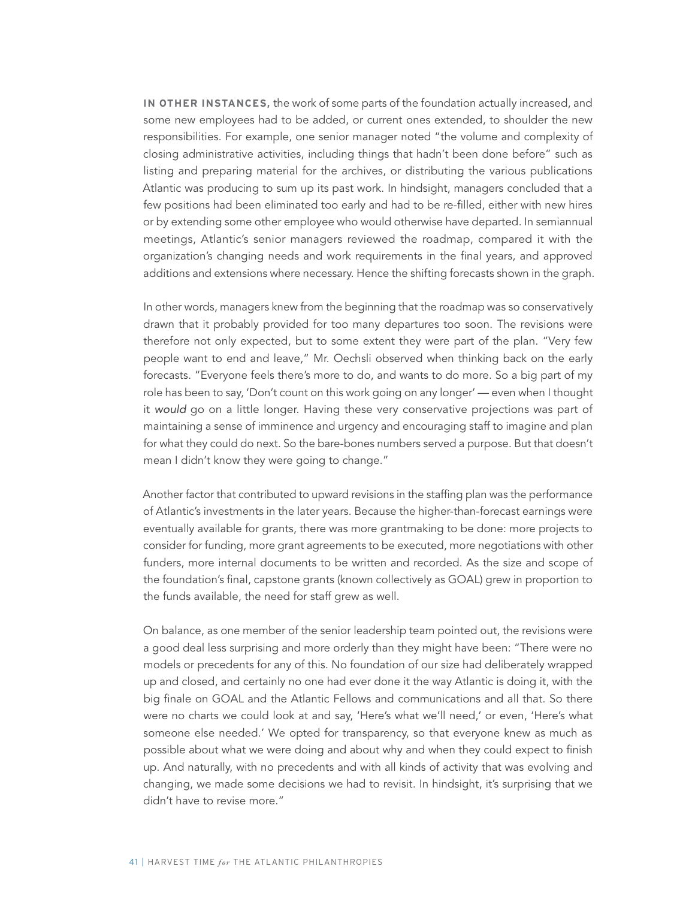**IN OTHER INSTANCES,** the work of some parts of the foundation actually increased, and some new employees had to be added, or current ones extended, to shoulder the new responsibilities. For example, one senior manager noted "the volume and complexity of closing administrative activities, including things that hadn't been done before" such as listing and preparing material for the archives, or distributing the various publications Atlantic was producing to sum up its past work. In hindsight, managers concluded that a few positions had been eliminated too early and had to be re-filled, either with new hires or by extending some other employee who would otherwise have departed. In semiannual meetings, Atlantic's senior managers reviewed the roadmap, compared it with the organization's changing needs and work requirements in the final years, and approved additions and extensions where necessary. Hence the shifting forecasts shown in the graph.

In other words, managers knew from the beginning that the roadmap was so conservatively drawn that it probably provided for too many departures too soon. The revisions were therefore not only expected, but to some extent they were part of the plan. "Very few people want to end and leave," Mr. Oechsli observed when thinking back on the early forecasts. "Everyone feels there's more to do, and wants to do more. So a big part of my role has been to say, 'Don't count on this work going on any longer' — even when I thought it *would* go on a little longer. Having these very conservative projections was part of maintaining a sense of imminence and urgency and encouraging staff to imagine and plan for what they could do next. So the bare-bones numbers served a purpose. But that doesn't mean I didn't know they were going to change."

Another factor that contributed to upward revisions in the staffing plan was the performance of Atlantic's investments in the later years. Because the higher-than-forecast earnings were eventually available for grants, there was more grantmaking to be done: more projects to consider for funding, more grant agreements to be executed, more negotiations with other funders, more internal documents to be written and recorded. As the size and scope of the foundation's final, capstone grants (known collectively as GOAL) grew in proportion to the funds available, the need for staff grew as well.

On balance, as one member of the senior leadership team pointed out, the revisions were a good deal less surprising and more orderly than they might have been: "There were no models or precedents for any of this. No foundation of our size had deliberately wrapped up and closed, and certainly no one had ever done it the way Atlantic is doing it, with the big finale on GOAL and the Atlantic Fellows and communications and all that. So there were no charts we could look at and say, 'Here's what we'll need,' or even, 'Here's what someone else needed.' We opted for transparency, so that everyone knew as much as possible about what we were doing and about why and when they could expect to finish up. And naturally, with no precedents and with all kinds of activity that was evolving and changing, we made some decisions we had to revisit. In hindsight, it's surprising that we didn't have to revise more."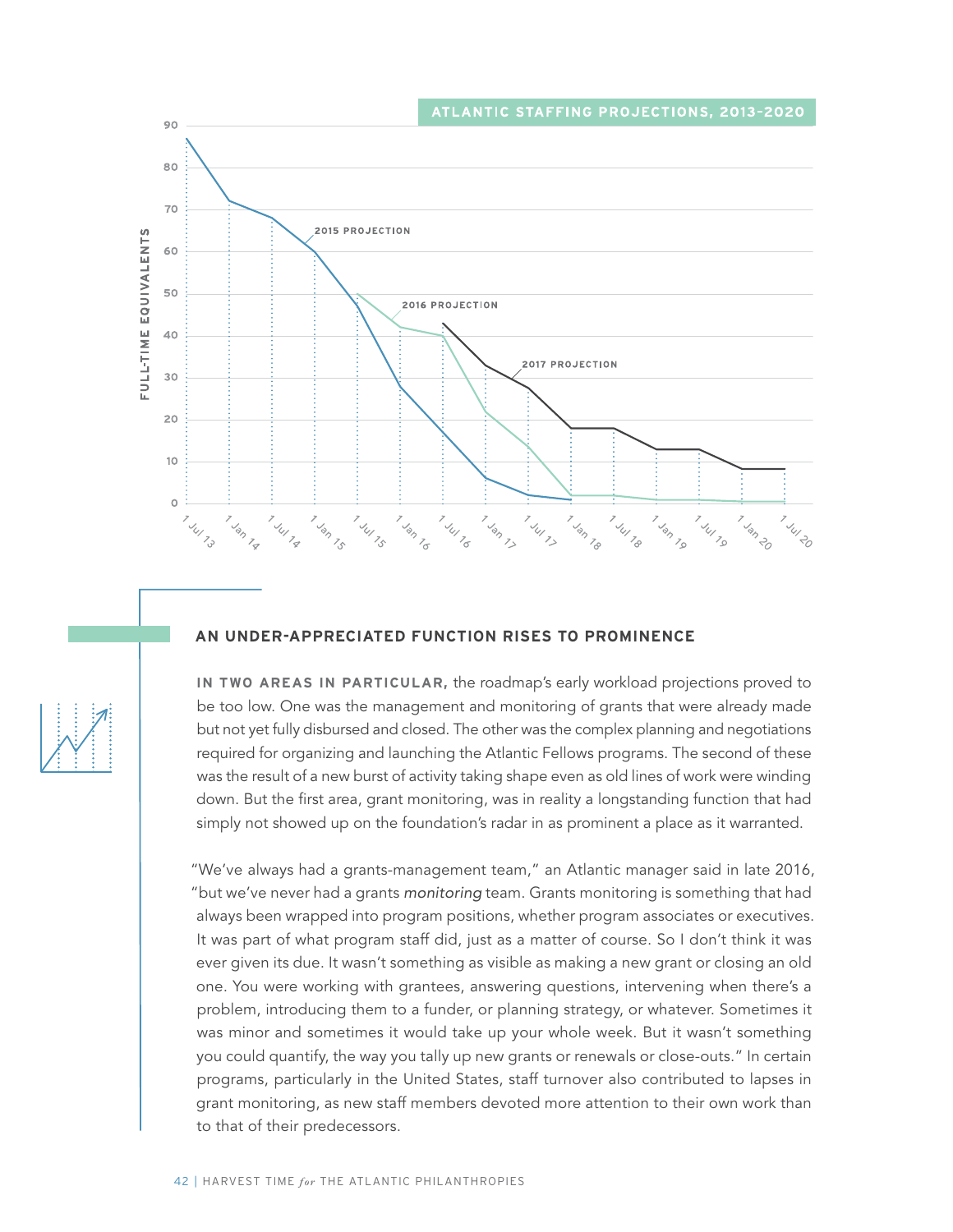**ATLANTIC STAFFING PROJECTIONS, 2013–2020**

## AN UNDER-APPRECIATED FUNCTION RISES TO PROMINENCE

**IN TWO AREAS IN PARTICULAR,** the roadmap's early workload projections proved to be too low. One was the management and monitoring of grants that were already made but not yet fully disbursed and closed. The other was the complex planning and negotiations required for organizing and launching the Atlantic Fellows programs. The second of these was the result of a new burst of activity taking shape even as old lines of work were winding down. But the first area, grant monitoring, was in reality a longstanding function that had simply not showed up on the foundation's radar in as prominent a place as it warranted.

"We've always had a grants-management team," an Atlantic manager said in late 2016, "but we've never had a grants *monitoring* team. Grants monitoring is something that had always been wrapped into program positions, whether program associates or executives. It was part of what program staff did, just as a matter of course. So I don't think it was ever given its due. It wasn't something as visible as making a new grant or closing an old one. You were working with grantees, answering questions, intervening when there's a problem, introducing them to a funder, or planning strategy, or whatever. Sometimes it was minor and sometimes it would take up your whole week. But it wasn't something you could quantify, the way you tally up new grants or renewals or close-outs." In certain programs, particularly in the United States, staff turnover also contributed to lapses in grant monitoring, as new staff members devoted more attention to their own work than to that of their predecessors.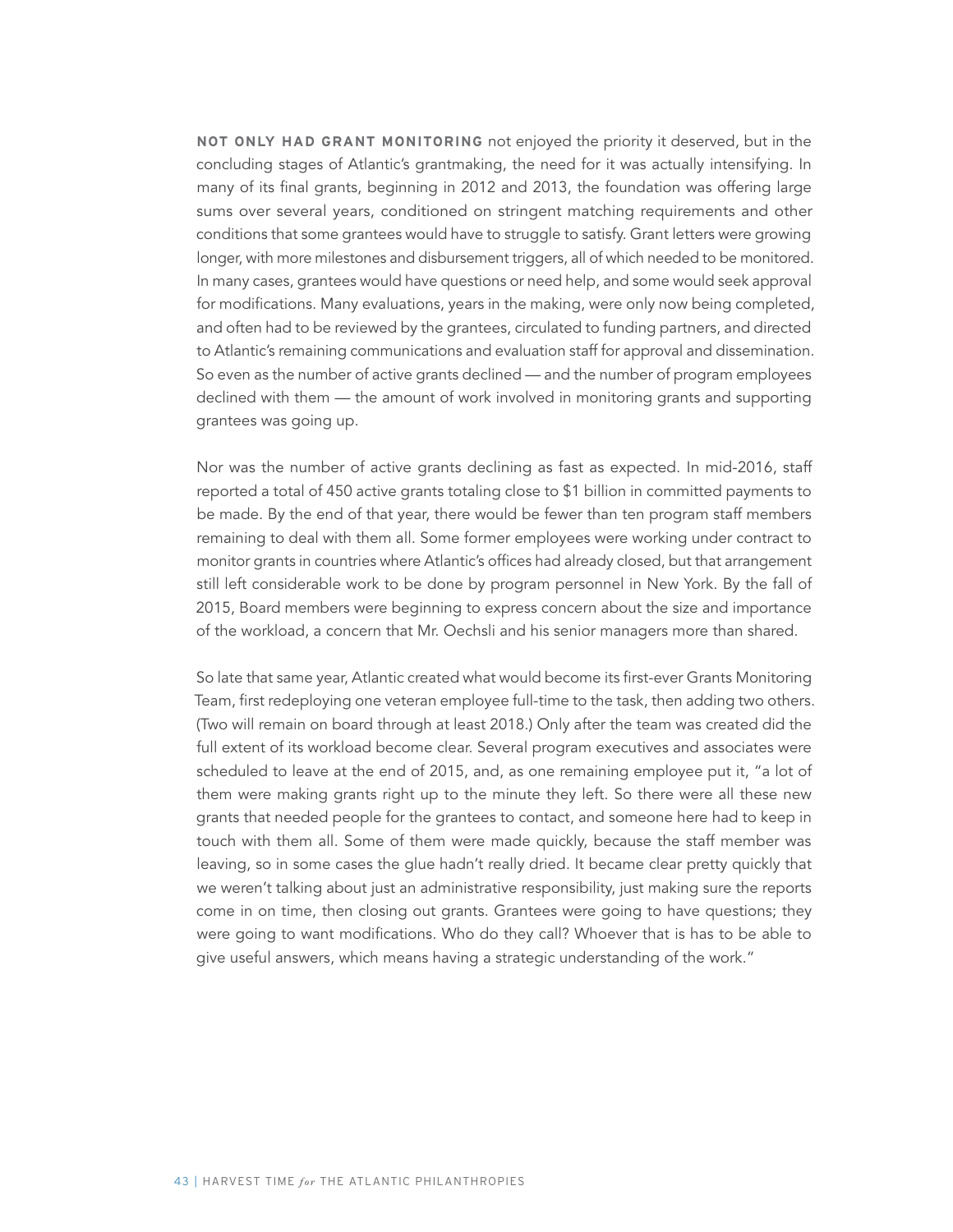**NOT ONLY HAD GRANT MONITORING** not enjoyed the priority it deserved, but in the concluding stages of Atlantic's grantmaking, the need for it was actually intensifying. In many of its final grants, beginning in 2012 and 2013, the foundation was offering large sums over several years, conditioned on stringent matching requirements and other conditions that some grantees would have to struggle to satisfy. Grant letters were growing longer, with more milestones and disbursement triggers, all of which needed to be monitored. In many cases, grantees would have questions or need help, and some would seek approval for modifications. Many evaluations, years in the making, were only now being completed, and often had to be reviewed by the grantees, circulated to funding partners, and directed to Atlantic's remaining communications and evaluation staff for approval and dissemination. So even as the number of active grants declined — and the number of program employees declined with them — the amount of work involved in monitoring grants and supporting grantees was going up.

Nor was the number of active grants declining as fast as expected. In mid-2016, staff reported a total of 450 active grants totaling close to $1 billion in committed payments to be made. By the end of that year, there would be fewer than ten program staff members remaining to deal with them all. Some former employees were working under contract to monitor grants in countries where Atlantic's offices had already closed, but that arrangement still left considerable work to be done by program personnel in New York. By the fall of 2015, Board members were beginning to express concern about the size and importance of the workload, a concern that Mr. Oechsli and his senior managers more than shared.

So late that same year, Atlantic created what would become its first-ever Grants Monitoring Team, first redeploying one veteran employee full-time to the task, then adding two others. (Two will remain on board through at least 2018.) Only after the team was created did the full extent of its workload become clear. Several program executives and associates were scheduled to leave at the end of 2015, and, as one remaining employee put it, "a lot of them were making grants right up to the minute they left. So there were all these new grants that needed people for the grantees to contact, and someone here had to keep in touch with them all. Some of them were made quickly, because the staff member was leaving, so in some cases the glue hadn't really dried. It became clear pretty quickly that we weren't talking about just an administrative responsibility, just making sure the reports come in on time, then closing out grants. Grantees were going to have questions; they were going to want modifications. Who do they call? Whoever that is has to be able to give useful answers, which means having a strategic understanding of the work."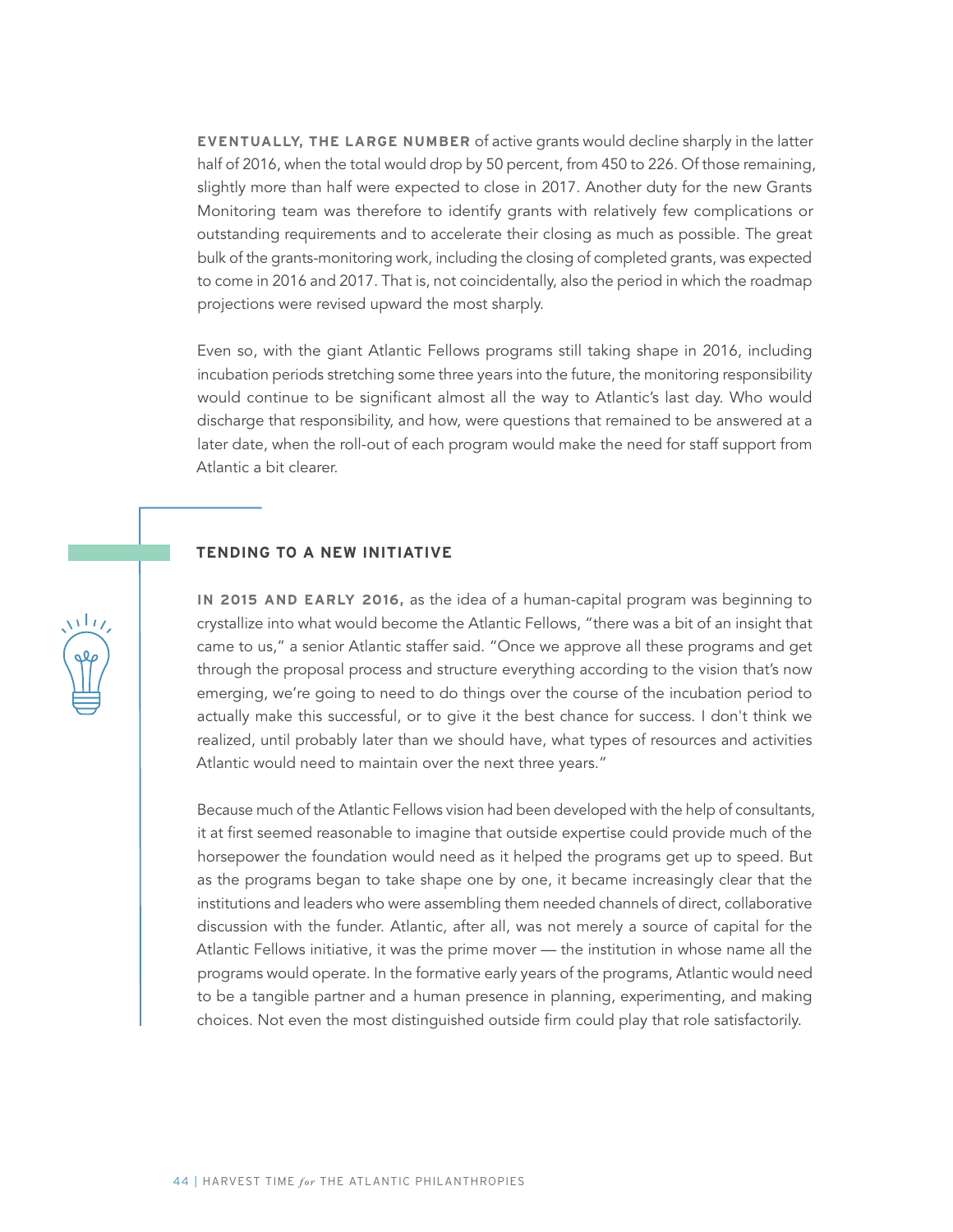**EVENTUALLY, THE LARGE NUMBER** of active grants would decline sharply in the latter half of 2016, when the total would drop by 50 percent, from 450 to 226. Of those remaining, slightly more than half were expected to close in 2017. Another duty for the new Grants Monitoring team was therefore to identify grants with relatively few complications or outstanding requirements and to accelerate their closing as much as possible. The great bulk of the grants-monitoring work, including the closing of completed grants, was expected to come in 2016 and 2017. That is, not coincidentally, also the period in which the roadmap projections were revised upward the most sharply.

Even so, with the giant Atlantic Fellows programs still taking shape in 2016, including incubation periods stretching some three years into the future, the monitoring responsibility would continue to be significant almost all the way to Atlantic's last day. Who would discharge that responsibility, and how, were questions that remained to be answered at a later date, when the roll-out of each program would make the need for staff support from Atlantic a bit clearer.

## TENDING TO A NEW INITIATIVE

**IN 2015 AND EARLY 2016,** as the idea of a human-capital program was beginning to crystallize into what would become the Atlantic Fellows, "there was a bit of an insight that came to us," a senior Atlantic staffer said. "Once we approve all these programs and get through the proposal process and structure everything according to the vision that's now emerging, we're going to need to do things over the course of the incubation period to actually make this successful, or to give it the best chance for success. I don't think we realized, until probably later than we should have, what types of resources and activities Atlantic would need to maintain over the next three years."

Because much of the Atlantic Fellows vision had been developed with the help of consultants, it at first seemed reasonable to imagine that outside expertise could provide much of the horsepower the foundation would need as it helped the programs get up to speed. But as the programs began to take shape one by one, it became increasingly clear that the institutions and leaders who were assembling them needed channels of direct, collaborative discussion with the funder. Atlantic, after all, was not merely a source of capital for the Atlantic Fellows initiative, it was the prime mover — the institution in whose name all the programs would operate. In the formative early years of the programs, Atlantic would need to be a tangible partner and a human presence in planning, experimenting, and making choices. Not even the most distinguished outside firm could play that role satisfactorily.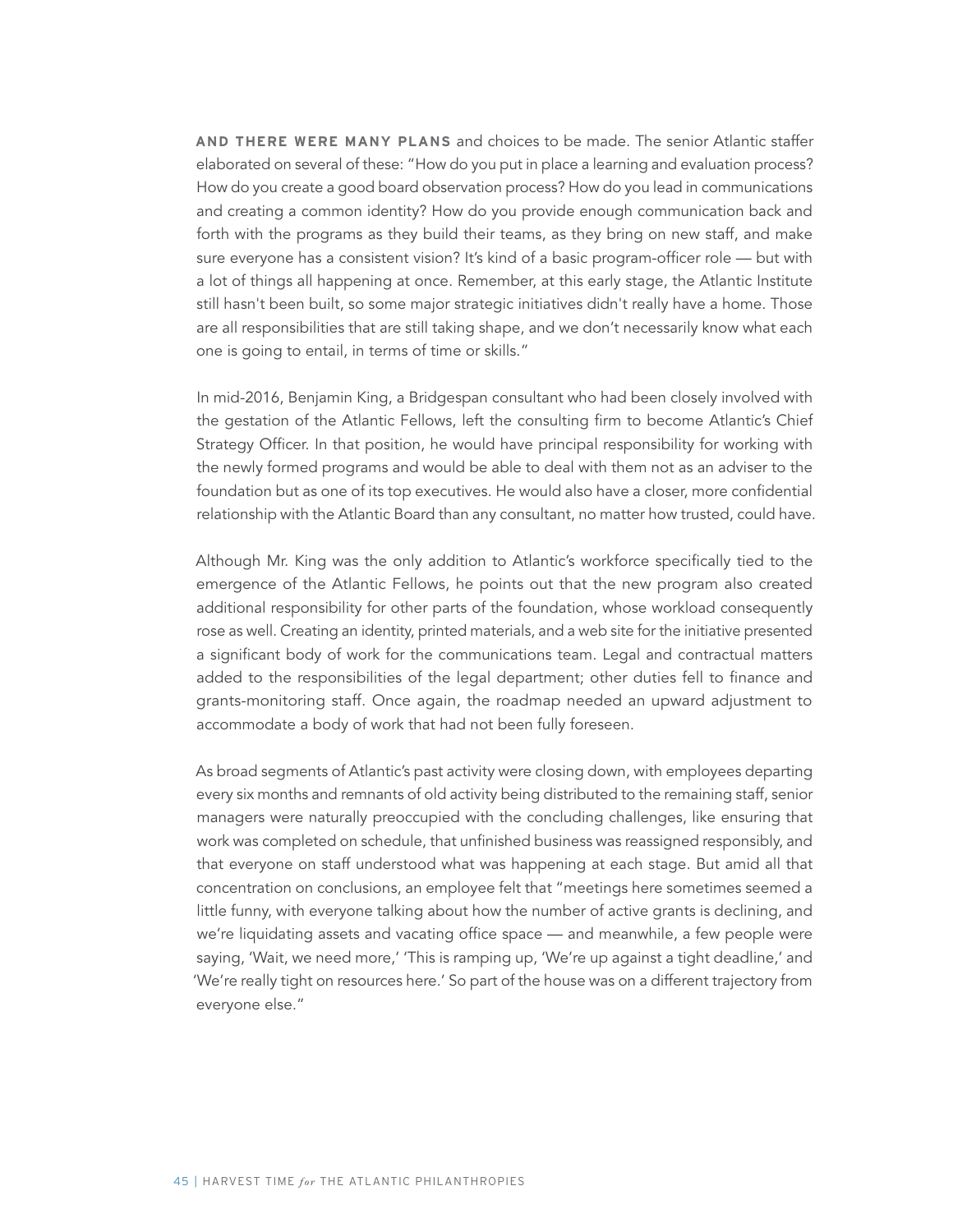**AND THERE WERE MANY PLANS** and choices to be made. The senior Atlantic staffer elaborated on several of these: "How do you put in place a learning and evaluation process? How do you create a good board observation process? How do you lead in communications and creating a common identity? How do you provide enough communication back and forth with the programs as they build their teams, as they bring on new staff, and make sure everyone has a consistent vision? It's kind of a basic program-officer role — but with a lot of things all happening at once. Remember, at this early stage, the Atlantic Institute still hasn't been built, so some major strategic initiatives didn't really have a home. Those are all responsibilities that are still taking shape, and we don't necessarily know what each one is going to entail, in terms of time or skills."

In mid-2016, Benjamin King, a Bridgespan consultant who had been closely involved with the gestation of the Atlantic Fellows, left the consulting firm to become Atlantic's Chief Strategy Officer. In that position, he would have principal responsibility for working with the newly formed programs and would be able to deal with them not as an adviser to the foundation but as one of its top executives. He would also have a closer, more confidential relationship with the Atlantic Board than any consultant, no matter how trusted, could have.

Although Mr. King was the only addition to Atlantic's workforce specifically tied to the emergence of the Atlantic Fellows, he points out that the new program also created additional responsibility for other parts of the foundation, whose workload consequently rose as well. Creating an identity, printed materials, and a web site for the initiative presented a significant body of work for the communications team. Legal and contractual matters added to the responsibilities of the legal department; other duties fell to finance and grants-monitoring staff. Once again, the roadmap needed an upward adjustment to accommodate a body of work that had not been fully foreseen.

As broad segments of Atlantic's past activity were closing down, with employees departing every six months and remnants of old activity being distributed to the remaining staff, senior managers were naturally preoccupied with the concluding challenges, like ensuring that work was completed on schedule, that unfinished business was reassigned responsibly, and that everyone on staff understood what was happening at each stage. But amid all that concentration on conclusions, an employee felt that "meetings here sometimes seemed a little funny, with everyone talking about how the number of active grants is declining, and we're liquidating assets and vacating office space — and meanwhile, a few people were saying, 'Wait, we need more,' 'This is ramping up, 'We're up against a tight deadline,' and 'We're really tight on resources here.' So part of the house was on a different trajectory from everyone else."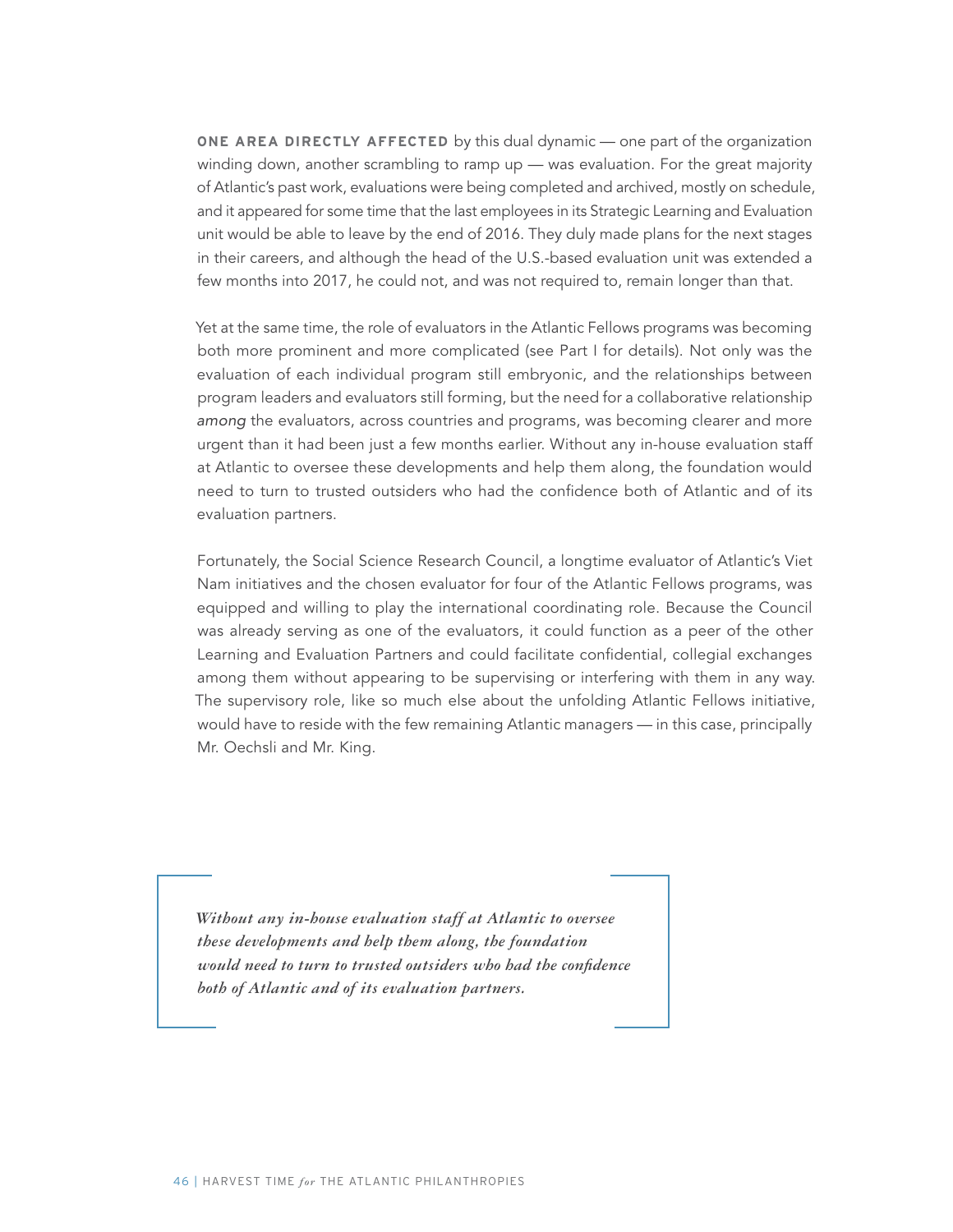**ONE AREA DIRECTLY AFFECTED** by this dual dynamic — one part of the organization winding down, another scrambling to ramp up — was evaluation. For the great majority of Atlantic's past work, evaluations were being completed and archived, mostly on schedule, and it appeared for some time that the last employees in its Strategic Learning and Evaluation unit would be able to leave by the end of 2016. They duly made plans for the next stages in their careers, and although the head of the U.S.-based evaluation unit was extended a few months into 2017, he could not, and was not required to, remain longer than that.

Yet at the same time, the role of evaluators in the Atlantic Fellows programs was becoming both more prominent and more complicated (see Part I for details). Not only was the evaluation of each individual program still embryonic, and the relationships between program leaders and evaluators still forming, but the need for a collaborative relationship *among* the evaluators, across countries and programs, was becoming clearer and more urgent than it had been just a few months earlier. Without any in-house evaluation staff at Atlantic to oversee these developments and help them along, the foundation would need to turn to trusted outsiders who had the confidence both of Atlantic and of its evaluation partners.

Fortunately, the Social Science Research Council, a longtime evaluator of Atlantic's Viet Nam initiatives and the chosen evaluator for four of the Atlantic Fellows programs, was equipped and willing to play the international coordinating role. Because the Council was already serving as one of the evaluators, it could function as a peer of the other Learning and Evaluation Partners and could facilitate confidential, collegial exchanges among them without appearing to be supervising or interfering with them in any way. The supervisory role, like so much else about the unfolding Atlantic Fellows initiative, would have to reside with the few remaining Atlantic managers — in this case, principally Mr. Oechsli and Mr. King.

> ***Without any in-house evaluation staff at Atlantic to oversee these developments and help them along, the foundation would need to turn to trusted outsiders who had the confidence both of Atlantic and of its evaluation partners.***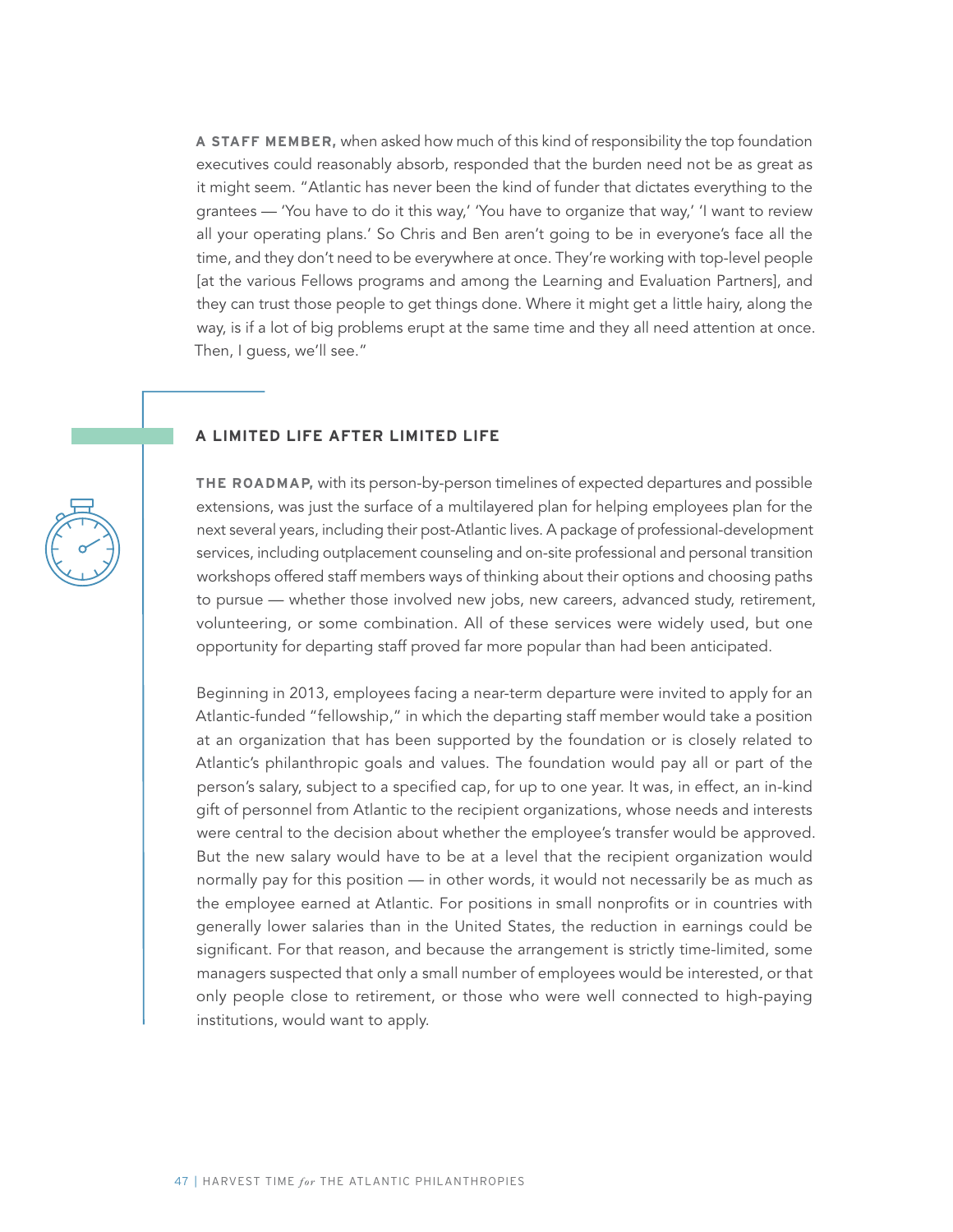**A STAFF MEMBER,** when asked how much of this kind of responsibility the top foundation executives could reasonably absorb, responded that the burden need not be as great as it might seem. "Atlantic has never been the kind of funder that dictates everything to the grantees — 'You have to do it this way,' 'You have to organize that way,' 'I want to review all your operating plans.' So Chris and Ben aren't going to be in everyone's face all the time, and they don't need to be everywhere at once. They're working with top-level people [at the various Fellows programs and among the Learning and Evaluation Partners], and they can trust those people to get things done. Where it might get a little hairy, along the way, is if a lot of big problems erupt at the same time and they all need attention at once. Then, I guess, we'll see."

## A LIMITED LIFE AFTER LIMITED LIFE

**THE ROADMAP,** with its person-by-person timelines of expected departures and possible extensions, was just the surface of a multilayered plan for helping employees plan for the next several years, including their post-Atlantic lives. A package of professional-development services, including outplacement counseling and on-site professional and personal transition workshops offered staff members ways of thinking about their options and choosing paths to pursue — whether those involved new jobs, new careers, advanced study, retirement, volunteering, or some combination. All of these services were widely used, but one opportunity for departing staff proved far more popular than had been anticipated.

Beginning in 2013, employees facing a near-term departure were invited to apply for an Atlantic-funded "fellowship," in which the departing staff member would take a position at an organization that has been supported by the foundation or is closely related to Atlantic's philanthropic goals and values. The foundation would pay all or part of the person's salary, subject to a specified cap, for up to one year. It was, in effect, an in-kind gift of personnel from Atlantic to the recipient organizations, whose needs and interests were central to the decision about whether the employee's transfer would be approved. But the new salary would have to be at a level that the recipient organization would normally pay for this position — in other words, it would not necessarily be as much as the employee earned at Atlantic. For positions in small nonprofits or in countries with generally lower salaries than in the United States, the reduction in earnings could be significant. For that reason, and because the arrangement is strictly time-limited, some managers suspected that only a small number of employees would be interested, or that only people close to retirement, or those who were well connected to high-paying institutions, would want to apply.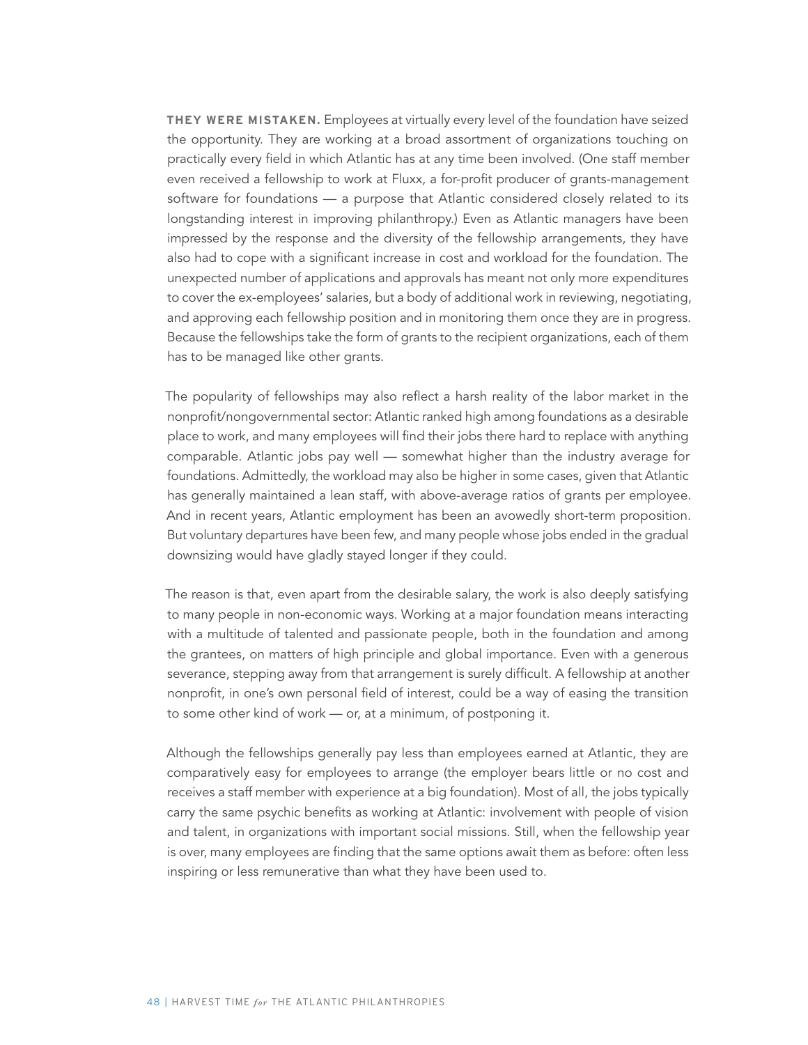**THEY WERE MISTAKEN.** Employees at virtually every level of the foundation have seized the opportunity. They are working at a broad assortment of organizations touching on practically every field in which Atlantic has at any time been involved. (One staff member even received a fellowship to work at Fluxx, a for-profit producer of grants-management software for foundations — a purpose that Atlantic considered closely related to its longstanding interest in improving philanthropy.) Even as Atlantic managers have been impressed by the response and the diversity of the fellowship arrangements, they have also had to cope with a significant increase in cost and workload for the foundation. The unexpected number of applications and approvals has meant not only more expenditures to cover the ex-employees' salaries, but a body of additional work in reviewing, negotiating, and approving each fellowship position and in monitoring them once they are in progress. Because the fellowships take the form of grants to the recipient organizations, each of them has to be managed like other grants.

The popularity of fellowships may also reflect a harsh reality of the labor market in the nonprofit/nongovernmental sector: Atlantic ranked high among foundations as a desirable place to work, and many employees will find their jobs there hard to replace with anything comparable. Atlantic jobs pay well — somewhat higher than the industry average for foundations. Admittedly, the workload may also be higher in some cases, given that Atlantic has generally maintained a lean staff, with above-average ratios of grants per employee. And in recent years, Atlantic employment has been an avowedly short-term proposition. But voluntary departures have been few, and many people whose jobs ended in the gradual downsizing would have gladly stayed longer if they could.

The reason is that, even apart from the desirable salary, the work is also deeply satisfying to many people in non-economic ways. Working at a major foundation means interacting with a multitude of talented and passionate people, both in the foundation and among the grantees, on matters of high principle and global importance. Even with a generous severance, stepping away from that arrangement is surely difficult. A fellowship at another nonprofit, in one's own personal field of interest, could be a way of easing the transition to some other kind of work — or, at a minimum, of postponing it.

Although the fellowships generally pay less than employees earned at Atlantic, they are comparatively easy for employees to arrange (the employer bears little or no cost and receives a staff member with experience at a big foundation). Most of all, the jobs typically carry the same psychic benefits as working at Atlantic: involvement with people of vision and talent, in organizations with important social missions. Still, when the fellowship year is over, many employees are finding that the same options await them as before: often less inspiring or less remunerative than what they have been used to.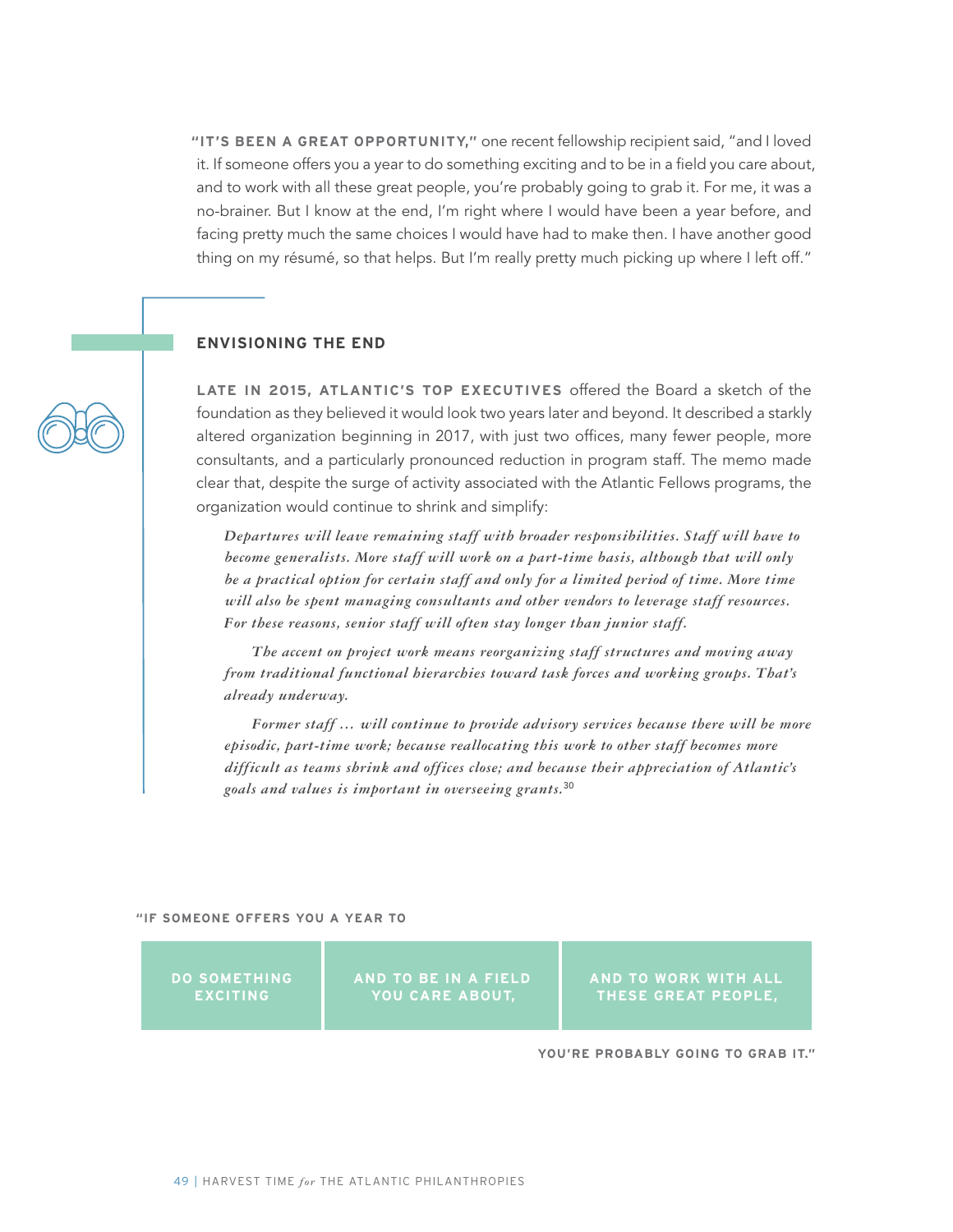**"IT'S BEEN A GREAT OPPORTUNITY,"** one recent fellowship recipient said, "and I loved it. If someone offers you a year to do something exciting and to be in a field you care about, and to work with all these great people, you're probably going to grab it. For me, it was a no-brainer. But I know at the end, I'm right where I would have been a year before, and facing pretty much the same choices I would have had to make then. I have another good thing on my résumé, so that helps. But I'm really pretty much picking up where I left off."

## ENVISIONING THE END

**LATE IN 2015, ATLANTIC'S TOP EXECUTIVES** offered the Board a sketch of the foundation as they believed it would look two years later and beyond. It described a starkly altered organization beginning in 2017, with just two offices, many fewer people, more consultants, and a particularly pronounced reduction in program staff. The memo made clear that, despite the surge of activity associated with the Atlantic Fellows programs, the organization would continue to shrink and simplify:

> *Departures will leave remaining staff with broader responsibilities. Staff will have to become generalists. More staff will work on a part-time basis, although that will only be a practical option for certain staff and only for a limited period of time. More time will also be spent managing consultants and other vendors to leverage staff resources. For these reasons, senior staff will often stay longer than junior staff.*
>
> *The accent on project work means reorganizing staff structures and moving away from traditional functional hierarchies toward task forces and working groups. That's already underway.*
>
> *Former staff … will continue to provide advisory services because there will be more episodic, part-time work; because reallocating this work to other staff becomes more difficult as teams shrink and offices close; and because their appreciation of Atlantic's goals and values is important in overseeing grants.*[30]

**"IF SOMEONE OFFERS YOU A YEAR TO**

**DO SOMETHING EXCITING** | **AND TO BE IN A FIELD YOU CARE ABOUT,** | **AND TO WORK WITH ALL THESE GREAT PEOPLE,**

**YOU'RE PROBABLY GOING TO GRAB IT."**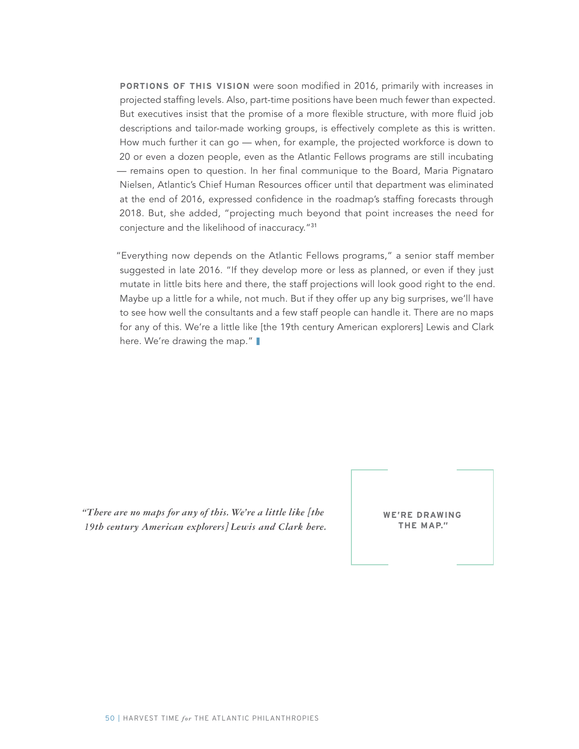**PORTIONS OF THIS VISION** were soon modified in 2016, primarily with increases in projected staffing levels. Also, part-time positions have been much fewer than expected. But executives insist that the promise of a more flexible structure, with more fluid job descriptions and tailor-made working groups, is effectively complete as this is written. How much further it can go — when, for example, the projected workforce is down to 20 or even a dozen people, even as the Atlantic Fellows programs are still incubating — remains open to question. In her final communique to the Board, Maria Pignataro Nielsen, Atlantic's Chief Human Resources officer until that department was eliminated at the end of 2016, expressed confidence in the roadmap's staffing forecasts through 2018. But, she added, "projecting much beyond that point increases the need for conjecture and the likelihood of inaccuracy."[31]

"Everything now depends on the Atlantic Fellows programs," a senior staff member suggested in late 2016. "If they develop more or less as planned, or even if they just mutate in little bits here and there, the staff projections will look good right to the end. Maybe up a little for a while, not much. But if they offer up any big surprises, we'll have to see how well the consultants and a few staff people can handle it. There are no maps for any of this. We're a little like [the 19th century American explorers] Lewis and Clark here. We're drawing the map."

*"There are no maps for any of this. We're a little like [the 19th century American explorers] Lewis and Clark here.*

**WE'RE DRAWING THE MAP."**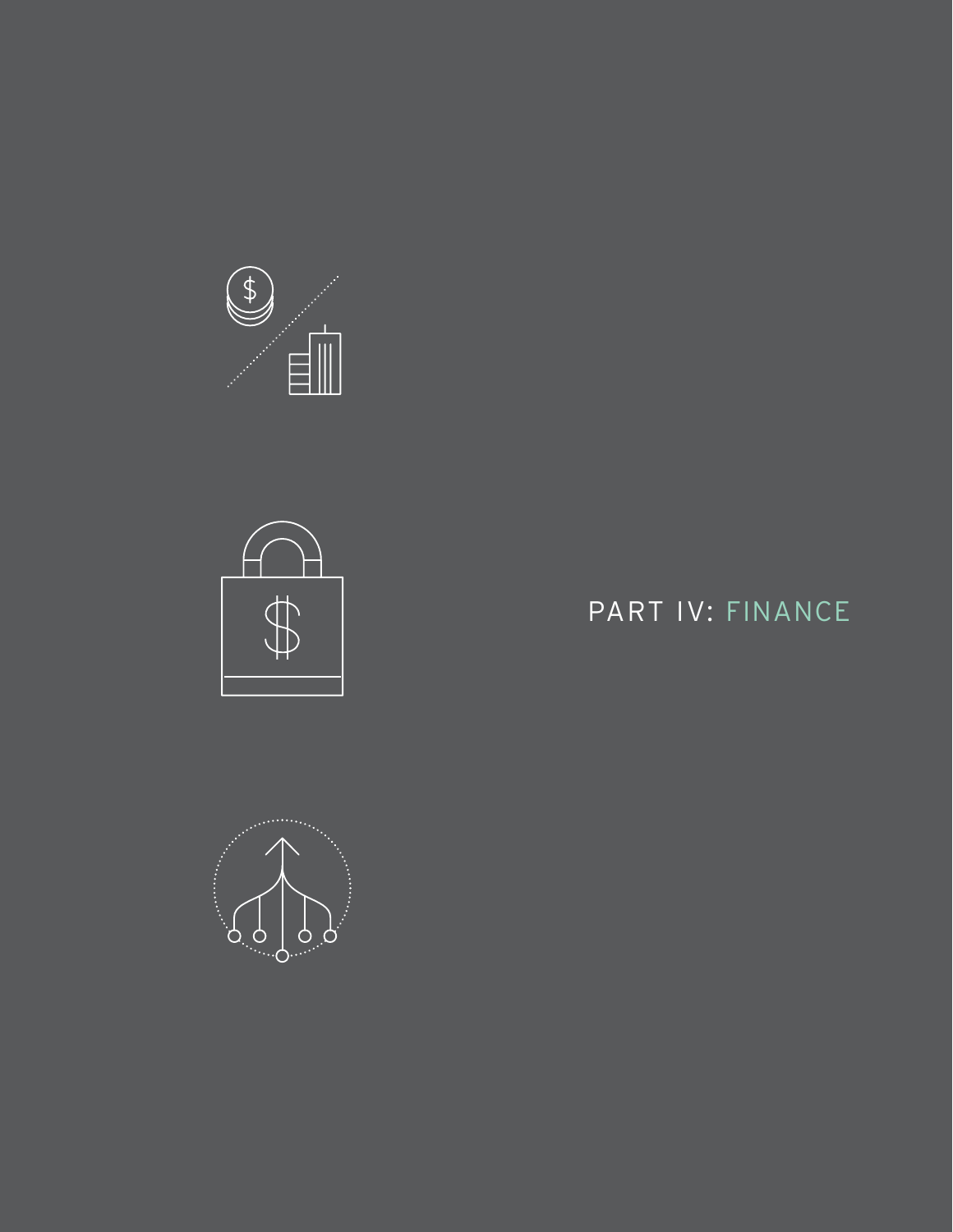# PART IV: FINANCE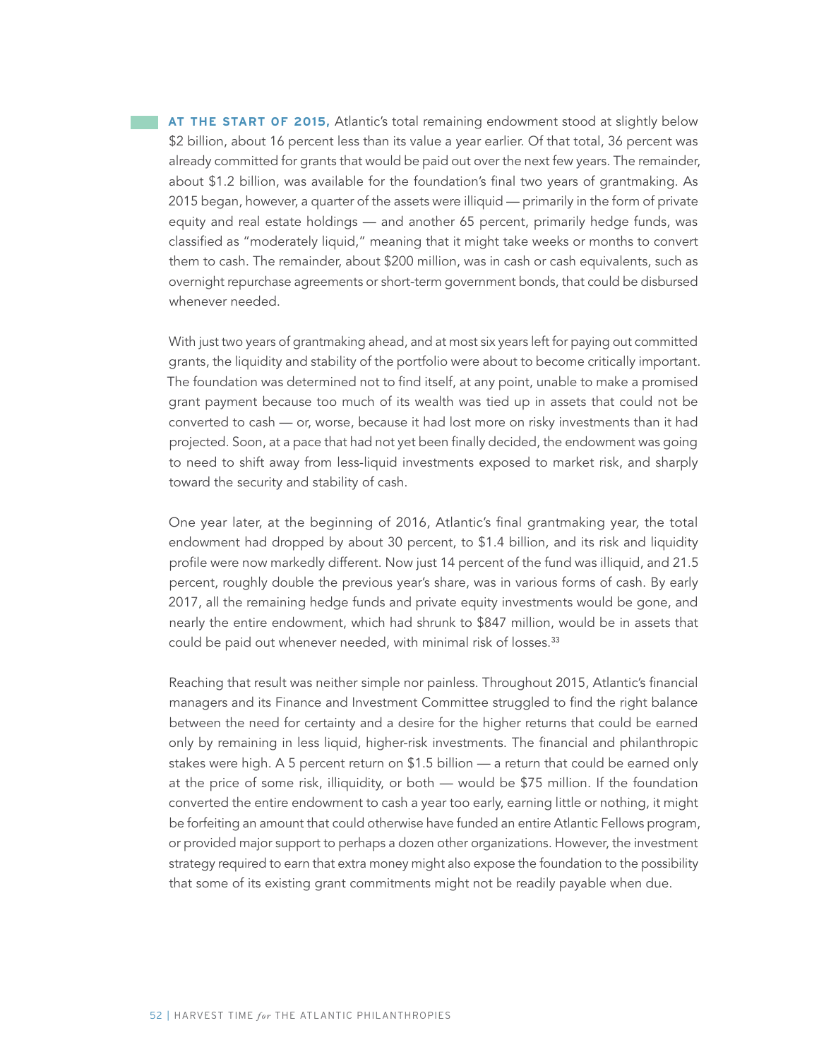**AT THE START OF 2015,** Atlantic's total remaining endowment stood at slightly below $2 billion, about 16 percent less than its value a year earlier. Of that total, 36 percent was already committed for grants that would be paid out over the next few years. The remainder, about $1.2 billion, was available for the foundation's final two years of grantmaking. As 2015 began, however, a quarter of the assets were illiquid — primarily in the form of private equity and real estate holdings — and another 65 percent, primarily hedge funds, was classified as "moderately liquid," meaning that it might take weeks or months to convert them to cash. The remainder, about $200 million, was in cash or cash equivalents, such as overnight repurchase agreements or short-term government bonds, that could be disbursed whenever needed.

With just two years of grantmaking ahead, and at most six years left for paying out committed grants, the liquidity and stability of the portfolio were about to become critically important. The foundation was determined not to find itself, at any point, unable to make a promised grant payment because too much of its wealth was tied up in assets that could not be converted to cash — or, worse, because it had lost more on risky investments than it had projected. Soon, at a pace that had not yet been finally decided, the endowment was going to need to shift away from less-liquid investments exposed to market risk, and sharply toward the security and stability of cash.

One year later, at the beginning of 2016, Atlantic's final grantmaking year, the total endowment had dropped by about 30 percent, to $1.4 billion, and its risk and liquidity profile were now markedly different. Now just 14 percent of the fund was illiquid, and 21.5 percent, roughly double the previous year's share, was in various forms of cash. By early 2017, all the remaining hedge funds and private equity investments would be gone, and nearly the entire endowment, which had shrunk to $847 million, would be in assets that could be paid out whenever needed, with minimal risk of losses.[33]

Reaching that result was neither simple nor painless. Throughout 2015, Atlantic's financial managers and its Finance and Investment Committee struggled to find the right balance between the need for certainty and a desire for the higher returns that could be earned only by remaining in less liquid, higher-risk investments. The financial and philanthropic stakes were high. A 5 percent return on $1.5 billion — a return that could be earned only at the price of some risk, illiquidity, or both — would be $75 million. If the foundation converted the entire endowment to cash a year too early, earning little or nothing, it might be forfeiting an amount that could otherwise have funded an entire Atlantic Fellows program, or provided major support to perhaps a dozen other organizations. However, the investment strategy required to earn that extra money might also expose the foundation to the possibility that some of its existing grant commitments might not be readily payable when due.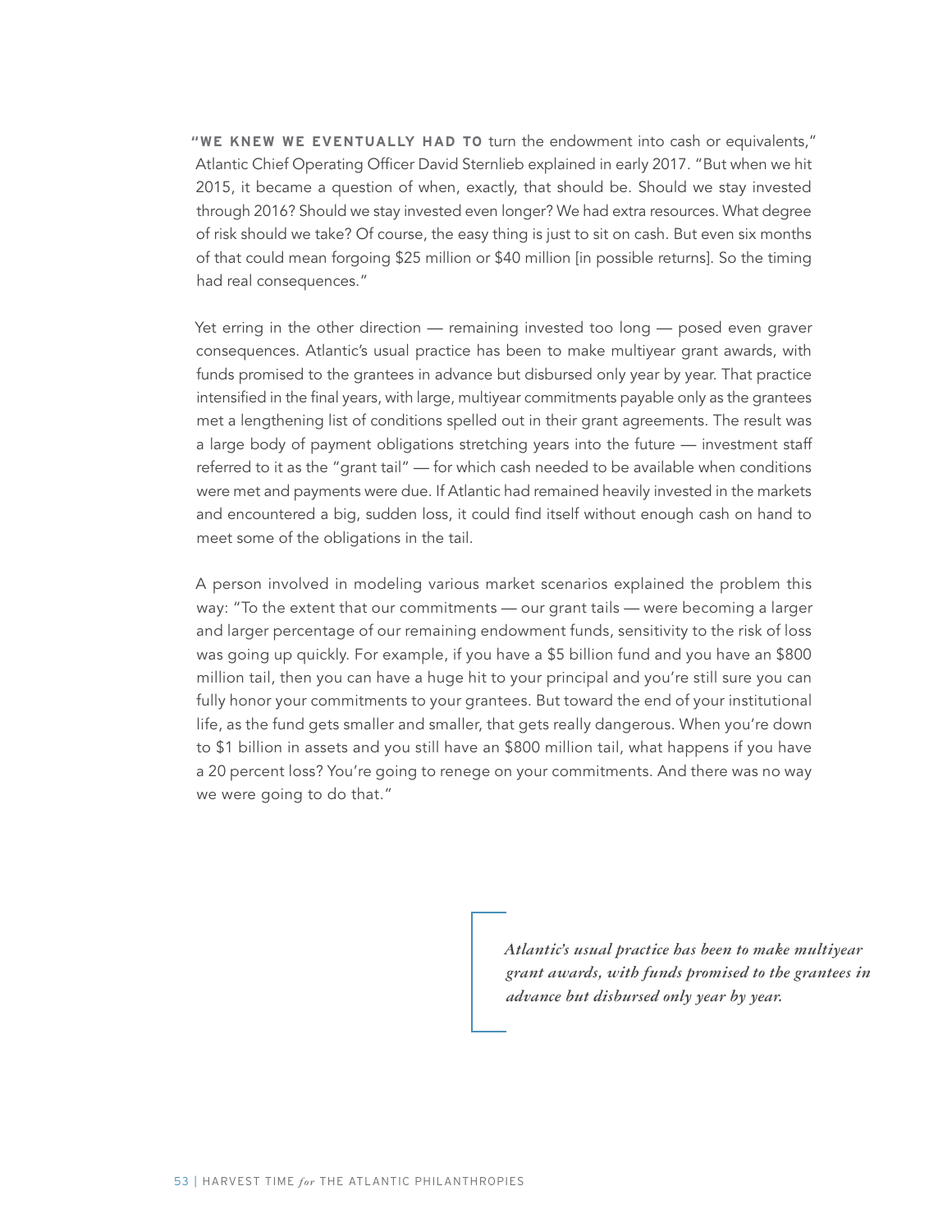**"WE KNEW WE EVENTUALLY HAD TO** turn the endowment into cash or equivalents," Atlantic Chief Operating Officer David Sternlieb explained in early 2017. "But when we hit 2015, it became a question of when, exactly, that should be. Should we stay invested through 2016? Should we stay invested even longer? We had extra resources. What degree of risk should we take? Of course, the easy thing is just to sit on cash. But even six months of that could mean forgoing $25 million or $40 million [in possible returns]. So the timing had real consequences."

Yet erring in the other direction — remaining invested too long — posed even graver consequences. Atlantic's usual practice has been to make multiyear grant awards, with funds promised to the grantees in advance but disbursed only year by year. That practice intensified in the final years, with large, multiyear commitments payable only as the grantees met a lengthening list of conditions spelled out in their grant agreements. The result was a large body of payment obligations stretching years into the future — investment staff referred to it as the "grant tail" — for which cash needed to be available when conditions were met and payments were due. If Atlantic had remained heavily invested in the markets and encountered a big, sudden loss, it could find itself without enough cash on hand to meet some of the obligations in the tail.

A person involved in modeling various market scenarios explained the problem this way: "To the extent that our commitments — our grant tails — were becoming a larger and larger percentage of our remaining endowment funds, sensitivity to the risk of loss was going up quickly. For example, if you have a $5 billion fund and you have an $800 million tail, then you can have a huge hit to your principal and you're still sure you can fully honor your commitments to your grantees. But toward the end of your institutional life, as the fund gets smaller and smaller, that gets really dangerous. When you're down to $1 billion in assets and you still have an $800 million tail, what happens if you have a 20 percent loss? You're going to renege on your commitments. And there was no way we were going to do that."

> *Atlantic's usual practice has been to make multiyear grant awards, with funds promised to the grantees in advance but disbursed only year by year.*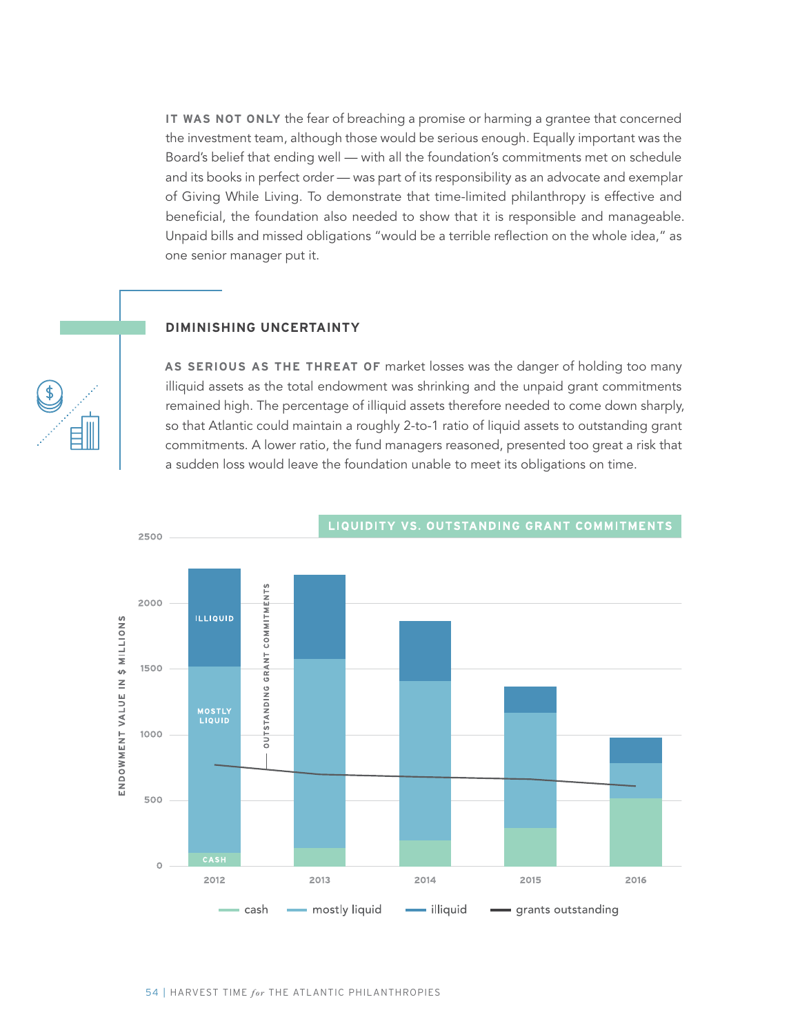**IT WAS NOT ONLY** the fear of breaching a promise or harming a grantee that concerned the investment team, although those would be serious enough. Equally important was the Board's belief that ending well — with all the foundation's commitments met on schedule and its books in perfect order — was part of its responsibility as an advocate and exemplar of Giving While Living. To demonstrate that time-limited philanthropy is effective and beneficial, the foundation also needed to show that it is responsible and manageable. Unpaid bills and missed obligations "would be a terrible reflection on the whole idea," as one senior manager put it.

## DIMINISHING UNCERTAINTY

**AS SERIOUS AS THE THREAT OF** market losses was the danger of holding too many illiquid assets as the total endowment was shrinking and the unpaid grant commitments remained high. The percentage of illiquid assets therefore needed to come down sharply, so that Atlantic could maintain a roughly 2-to-1 ratio of liquid assets to outstanding grant commitments. A lower ratio, the fund managers reasoned, presented too great a risk that a sudden loss would leave the foundation unable to meet its obligations on time.

**LIQUIDITY VS. OUTSTANDING GRANT COMMITMENTS**

Endowment value in $ millions (approximate values read from chart)

| Year | Cash | Mostly liquid | Illiquid | Grants outstanding |
|---|---|---|---|---|
| 2012 | ~100 | ~1,420 | ~740 | ~775 |
| 2013 | ~140 | ~1,440 | ~640 | ~700 |
| 2014 | ~195 | ~1,210 | ~460 | ~680 |
| 2015 | ~290 | ~875 | ~200 | ~660 |
| 2016 | ~515 | ~270 | ~195 | ~610 |

cash | mostly liquid | illiquid | grants outstanding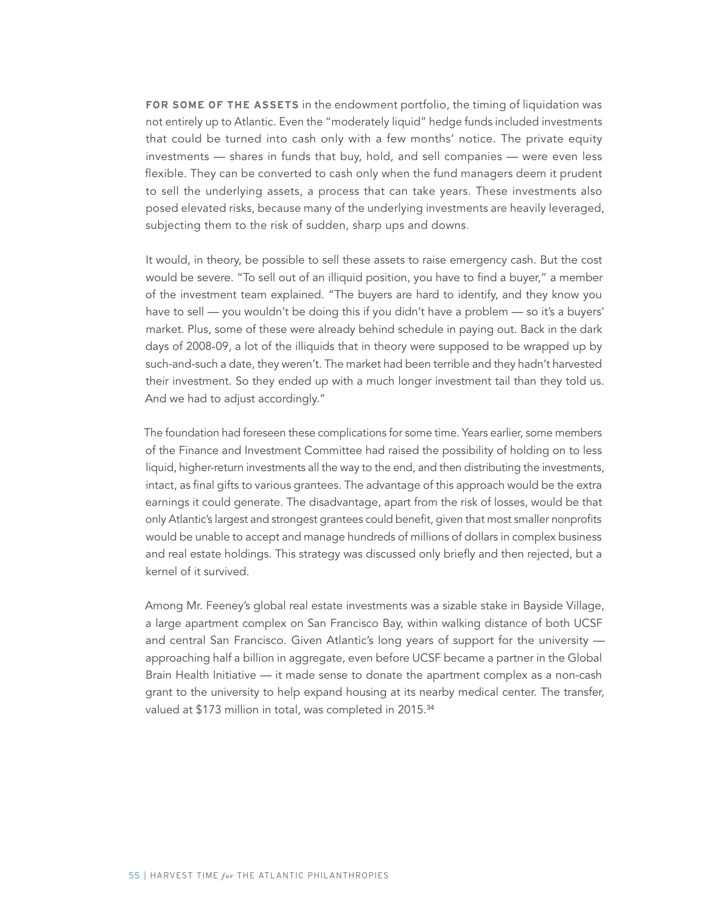**FOR SOME OF THE ASSETS** in the endowment portfolio, the timing of liquidation was not entirely up to Atlantic. Even the "moderately liquid" hedge funds included investments that could be turned into cash only with a few months' notice. The private equity investments — shares in funds that buy, hold, and sell companies — were even less flexible. They can be converted to cash only when the fund managers deem it prudent to sell the underlying assets, a process that can take years. These investments also posed elevated risks, because many of the underlying investments are heavily leveraged, subjecting them to the risk of sudden, sharp ups and downs.

It would, in theory, be possible to sell these assets to raise emergency cash. But the cost would be severe. "To sell out of an illiquid position, you have to find a buyer," a member of the investment team explained. "The buyers are hard to identify, and they know you have to sell — you wouldn't be doing this if you didn't have a problem — so it's a buyers' market. Plus, some of these were already behind schedule in paying out. Back in the dark days of 2008-09, a lot of the illiquids that in theory were supposed to be wrapped up by such-and-such a date, they weren't. The market had been terrible and they hadn't harvested their investment. So they ended up with a much longer investment tail than they told us. And we had to adjust accordingly."

The foundation had foreseen these complications for some time. Years earlier, some members of the Finance and Investment Committee had raised the possibility of holding on to less liquid, higher-return investments all the way to the end, and then distributing the investments, intact, as final gifts to various grantees. The advantage of this approach would be the extra earnings it could generate. The disadvantage, apart from the risk of losses, would be that only Atlantic's largest and strongest grantees could benefit, given that most smaller nonprofits would be unable to accept and manage hundreds of millions of dollars in complex business and real estate holdings. This strategy was discussed only briefly and then rejected, but a kernel of it survived.

Among Mr. Feeney's global real estate investments was a sizable stake in Bayside Village, a large apartment complex on San Francisco Bay, within walking distance of both UCSF and central San Francisco. Given Atlantic's long years of support for the university — approaching half a billion in aggregate, even before UCSF became a partner in the Global Brain Health Initiative — it made sense to donate the apartment complex as a non-cash grant to the university to help expand housing at its nearby medical center. The transfer, valued at $173 million in total, was completed in 2015.[34]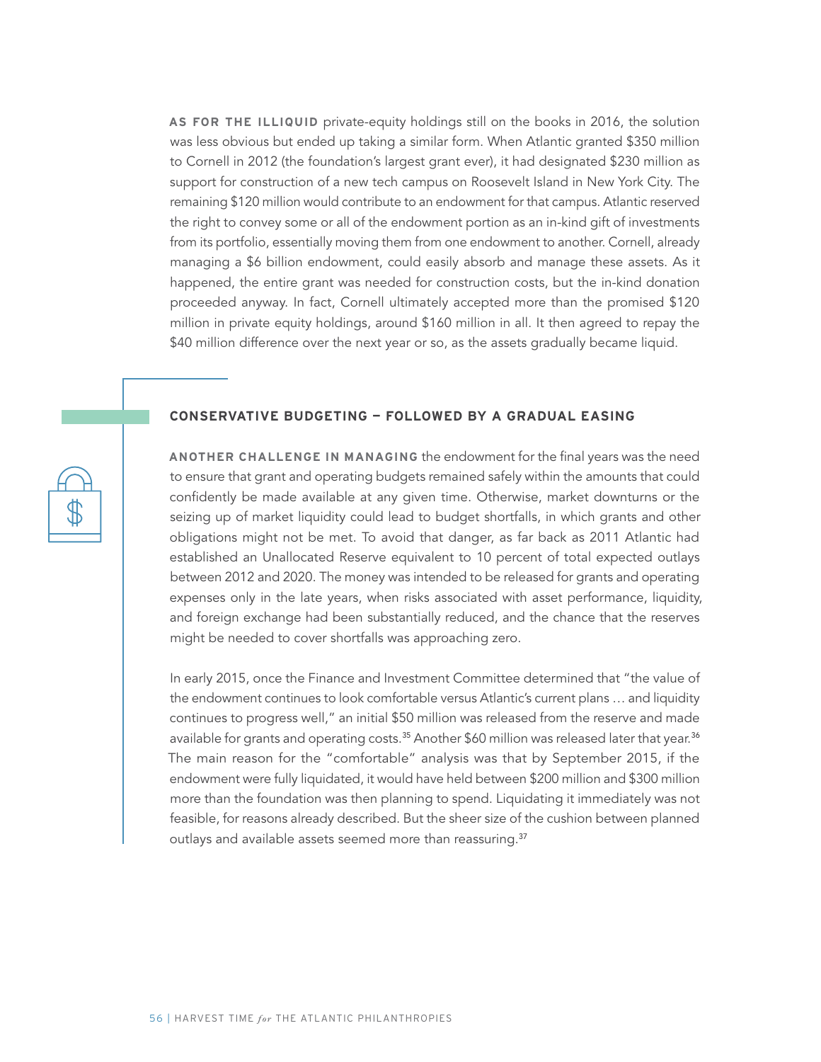**AS FOR THE ILLIQUID** private-equity holdings still on the books in 2016, the solution was less obvious but ended up taking a similar form. When Atlantic granted $350 million to Cornell in 2012 (the foundation's largest grant ever), it had designated $230 million as support for construction of a new tech campus on Roosevelt Island in New York City. The remaining $120 million would contribute to an endowment for that campus. Atlantic reserved the right to convey some or all of the endowment portion as an in-kind gift of investments from its portfolio, essentially moving them from one endowment to another. Cornell, already managing a $6 billion endowment, could easily absorb and manage these assets. As it happened, the entire grant was needed for construction costs, but the in-kind donation proceeded anyway. In fact, Cornell ultimately accepted more than the promised $120 million in private equity holdings, around $160 million in all. It then agreed to repay the $40 million difference over the next year or so, as the assets gradually became liquid.

## CONSERVATIVE BUDGETING — FOLLOWED BY A GRADUAL EASING

**ANOTHER CHALLENGE IN MANAGING** the endowment for the final years was the need to ensure that grant and operating budgets remained safely within the amounts that could confidently be made available at any given time. Otherwise, market downturns or the seizing up of market liquidity could lead to budget shortfalls, in which grants and other obligations might not be met. To avoid that danger, as far back as 2011 Atlantic had established an Unallocated Reserve equivalent to 10 percent of total expected outlays between 2012 and 2020. The money was intended to be released for grants and operating expenses only in the late years, when risks associated with asset performance, liquidity, and foreign exchange had been substantially reduced, and the chance that the reserves might be needed to cover shortfalls was approaching zero.

In early 2015, once the Finance and Investment Committee determined that "the value of the endowment continues to look comfortable versus Atlantic's current plans … and liquidity continues to progress well," an initial $50 million was released from the reserve and made available for grants and operating costs.[35] Another $60 million was released later that year.[36] The main reason for the "comfortable" analysis was that by September 2015, if the endowment were fully liquidated, it would have held between $200 million and $300 million more than the foundation was then planning to spend. Liquidating it immediately was not feasible, for reasons already described. But the sheer size of the cushion between planned outlays and available assets seemed more than reassuring.[37]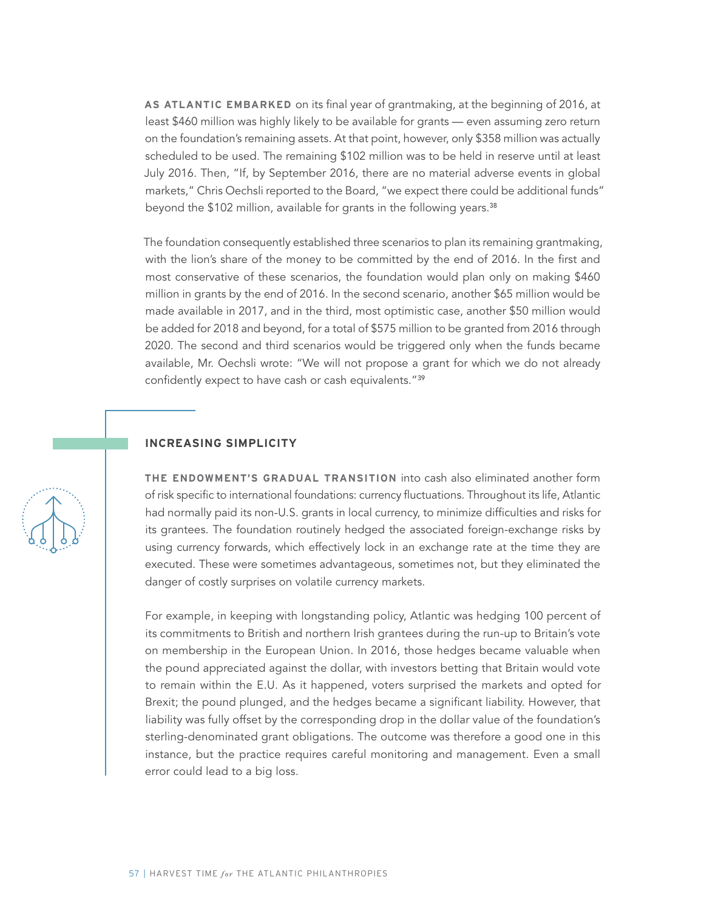**AS ATLANTIC EMBARKED** on its final year of grantmaking, at the beginning of 2016, at least $460 million was highly likely to be available for grants — even assuming zero return on the foundation's remaining assets. At that point, however, only $358 million was actually scheduled to be used. The remaining $102 million was to be held in reserve until at least July 2016. Then, "If, by September 2016, there are no material adverse events in global markets," Chris Oechsli reported to the Board, "we expect there could be additional funds" beyond the $102 million, available for grants in the following years.[38]

The foundation consequently established three scenarios to plan its remaining grantmaking, with the lion's share of the money to be committed by the end of 2016. In the first and most conservative of these scenarios, the foundation would plan only on making $460 million in grants by the end of 2016. In the second scenario, another $65 million would be made available in 2017, and in the third, most optimistic case, another $50 million would be added for 2018 and beyond, for a total of $575 million to be granted from 2016 through 2020. The second and third scenarios would be triggered only when the funds became available, Mr. Oechsli wrote: "We will not propose a grant for which we do not already confidently expect to have cash or cash equivalents."[39]

## INCREASING SIMPLICITY

**THE ENDOWMENT'S GRADUAL TRANSITION** into cash also eliminated another form of risk specific to international foundations: currency fluctuations. Throughout its life, Atlantic had normally paid its non-U.S. grants in local currency, to minimize difficulties and risks for its grantees. The foundation routinely hedged the associated foreign-exchange risks by using currency forwards, which effectively lock in an exchange rate at the time they are executed. These were sometimes advantageous, sometimes not, but they eliminated the danger of costly surprises on volatile currency markets.

For example, in keeping with longstanding policy, Atlantic was hedging 100 percent of its commitments to British and northern Irish grantees during the run-up to Britain's vote on membership in the European Union. In 2016, those hedges became valuable when the pound appreciated against the dollar, with investors betting that Britain would vote to remain within the E.U. As it happened, voters surprised the markets and opted for Brexit; the pound plunged, and the hedges became a significant liability. However, that liability was fully offset by the corresponding drop in the dollar value of the foundation's sterling-denominated grant obligations. The outcome was therefore a good one in this instance, but the practice requires careful monitoring and management. Even a small error could lead to a big loss.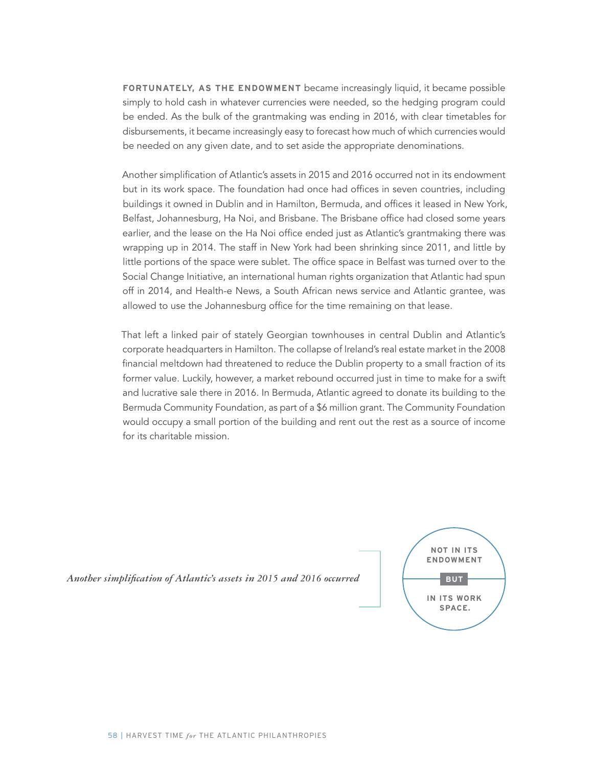**FORTUNATELY, AS THE ENDOWMENT** became increasingly liquid, it became possible simply to hold cash in whatever currencies were needed, so the hedging program could be ended. As the bulk of the grantmaking was ending in 2016, with clear timetables for disbursements, it became increasingly easy to forecast how much of which currencies would be needed on any given date, and to set aside the appropriate denominations.

Another simplification of Atlantic's assets in 2015 and 2016 occurred not in its endowment but in its work space. The foundation had once had offices in seven countries, including buildings it owned in Dublin and in Hamilton, Bermuda, and offices it leased in New York, Belfast, Johannesburg, Ha Noi, and Brisbane. The Brisbane office had closed some years earlier, and the lease on the Ha Noi office ended just as Atlantic's grantmaking there was wrapping up in 2014. The staff in New York had been shrinking since 2011, and little by little portions of the space were sublet. The office space in Belfast was turned over to the Social Change Initiative, an international human rights organization that Atlantic had spun off in 2014, and Health-e News, a South African news service and Atlantic grantee, was allowed to use the Johannesburg office for the time remaining on that lease.

That left a linked pair of stately Georgian townhouses in central Dublin and Atlantic's corporate headquarters in Hamilton. The collapse of Ireland's real estate market in the 2008 financial meltdown had threatened to reduce the Dublin property to a small fraction of its former value. Luckily, however, a market rebound occurred just in time to make for a swift and lucrative sale there in 2016. In Bermuda, Atlantic agreed to donate its building to the Bermuda Community Foundation, as part of a $6 million grant. The Community Foundation would occupy a small portion of the building and rent out the rest as a source of income for its charitable mission.

*Another simplification of Atlantic's assets in 2015 and 2016 occurred* **NOT IN ITS ENDOWMENT BUT IN ITS WORK SPACE.**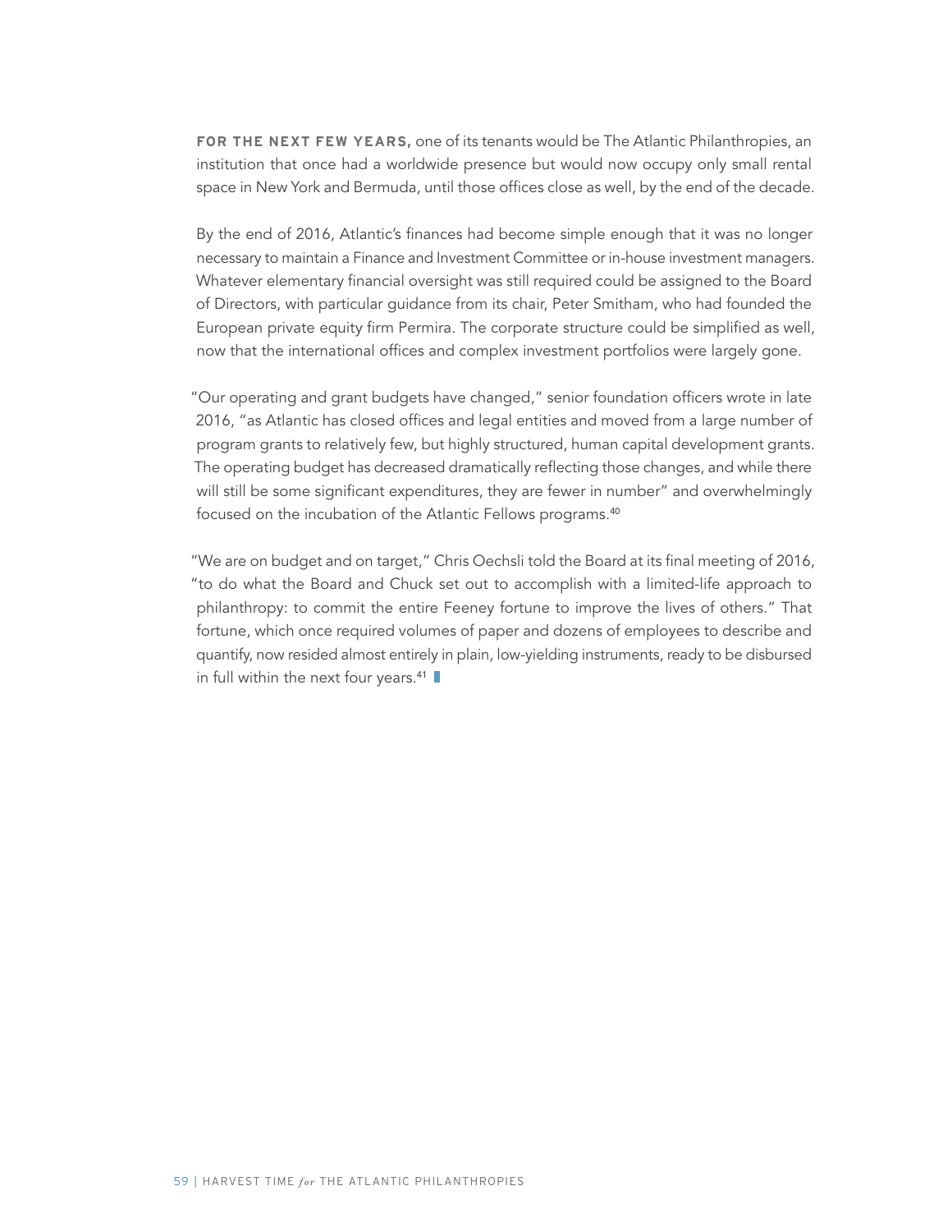**FOR THE NEXT FEW YEARS,** one of its tenants would be The Atlantic Philanthropies, an institution that once had a worldwide presence but would now occupy only small rental space in New York and Bermuda, until those offices close as well, by the end of the decade.

By the end of 2016, Atlantic's finances had become simple enough that it was no longer necessary to maintain a Finance and Investment Committee or in-house investment managers. Whatever elementary financial oversight was still required could be assigned to the Board of Directors, with particular guidance from its chair, Peter Smitham, who had founded the European private equity firm Permira. The corporate structure could be simplified as well, now that the international offices and complex investment portfolios were largely gone.

"Our operating and grant budgets have changed," senior foundation officers wrote in late 2016, "as Atlantic has closed offices and legal entities and moved from a large number of program grants to relatively few, but highly structured, human capital development grants. The operating budget has decreased dramatically reflecting those changes, and while there will still be some significant expenditures, they are fewer in number" and overwhelmingly focused on the incubation of the Atlantic Fellows programs.[40]

"We are on budget and on target," Chris Oechsli told the Board at its final meeting of 2016, "to do what the Board and Chuck set out to accomplish with a limited-life approach to philanthropy: to commit the entire Feeney fortune to improve the lives of others." That fortune, which once required volumes of paper and dozens of employees to describe and quantify, now resided almost entirely in plain, low-yielding instruments, ready to be disbursed in full within the next four years.[41]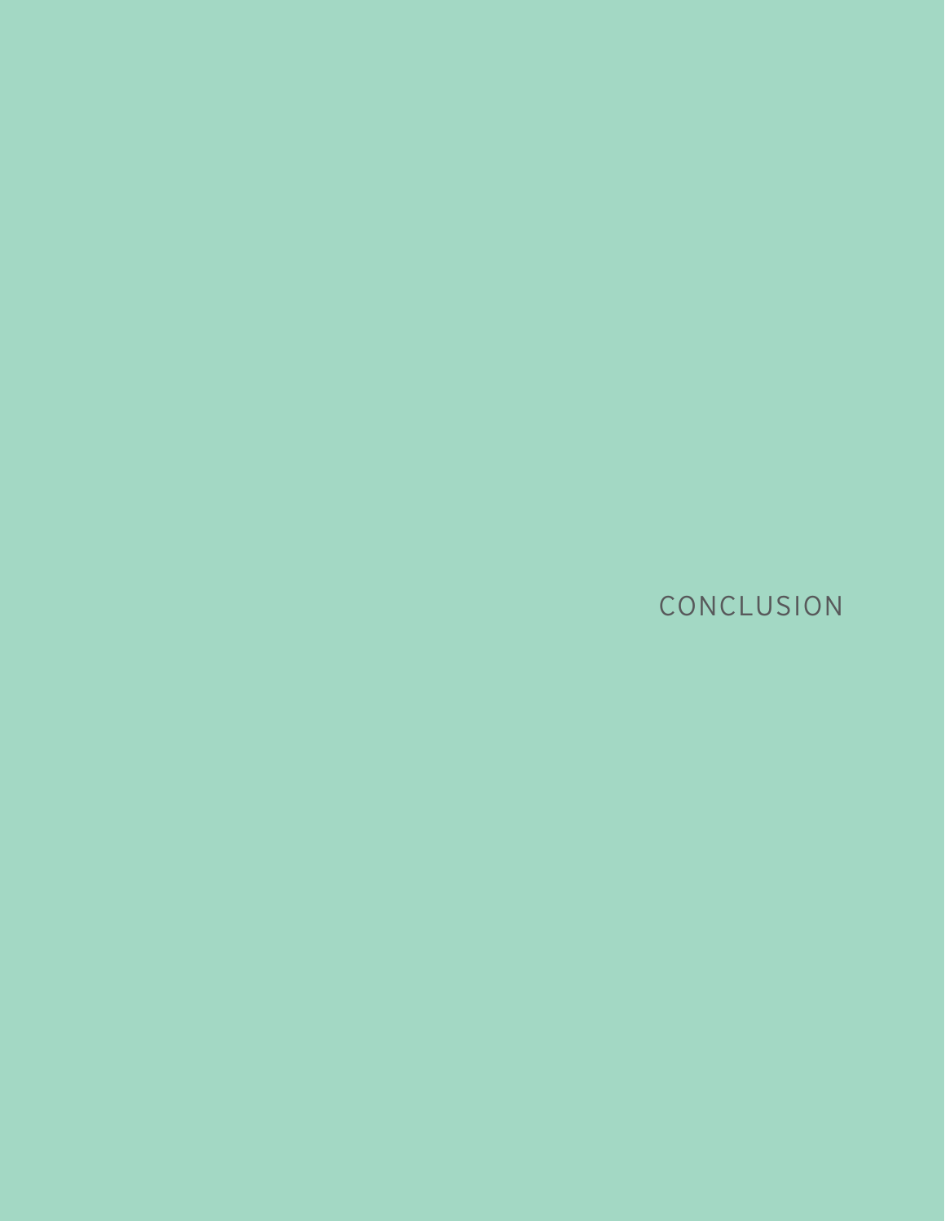# CONCLUSION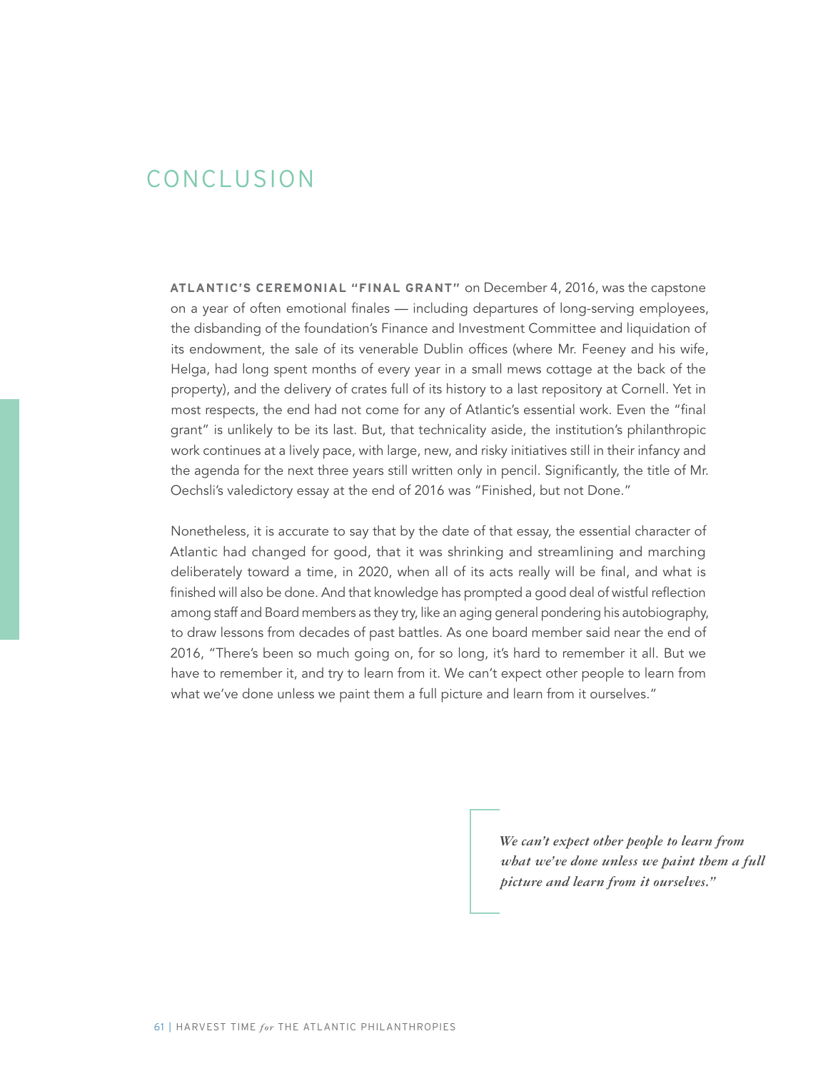# CONCLUSION

**ATLANTIC'S CEREMONIAL "FINAL GRANT"** on December 4, 2016, was the capstone on a year of often emotional finales — including departures of long-serving employees, the disbanding of the foundation's Finance and Investment Committee and liquidation of its endowment, the sale of its venerable Dublin offices (where Mr. Feeney and his wife, Helga, had long spent months of every year in a small mews cottage at the back of the property), and the delivery of crates full of its history to a last repository at Cornell. Yet in most respects, the end had not come for any of Atlantic's essential work. Even the "final grant" is unlikely to be its last. But, that technicality aside, the institution's philanthropic work continues at a lively pace, with large, new, and risky initiatives still in their infancy and the agenda for the next three years still written only in pencil. Significantly, the title of Mr. Oechsli's valedictory essay at the end of 2016 was "Finished, but not Done."

Nonetheless, it is accurate to say that by the date of that essay, the essential character of Atlantic had changed for good, that it was shrinking and streamlining and marching deliberately toward a time, in 2020, when all of its acts really will be final, and what is finished will also be done. And that knowledge has prompted a good deal of wistful reflection among staff and Board members as they try, like an aging general pondering his autobiography, to draw lessons from decades of past battles. As one board member said near the end of 2016, "There's been so much going on, for so long, it's hard to remember it all. But we have to remember it, and try to learn from it. We can't expect other people to learn from what we've done unless we paint them a full picture and learn from it ourselves."

> *We can't expect other people to learn from what we've done unless we paint them a full picture and learn from it ourselves."*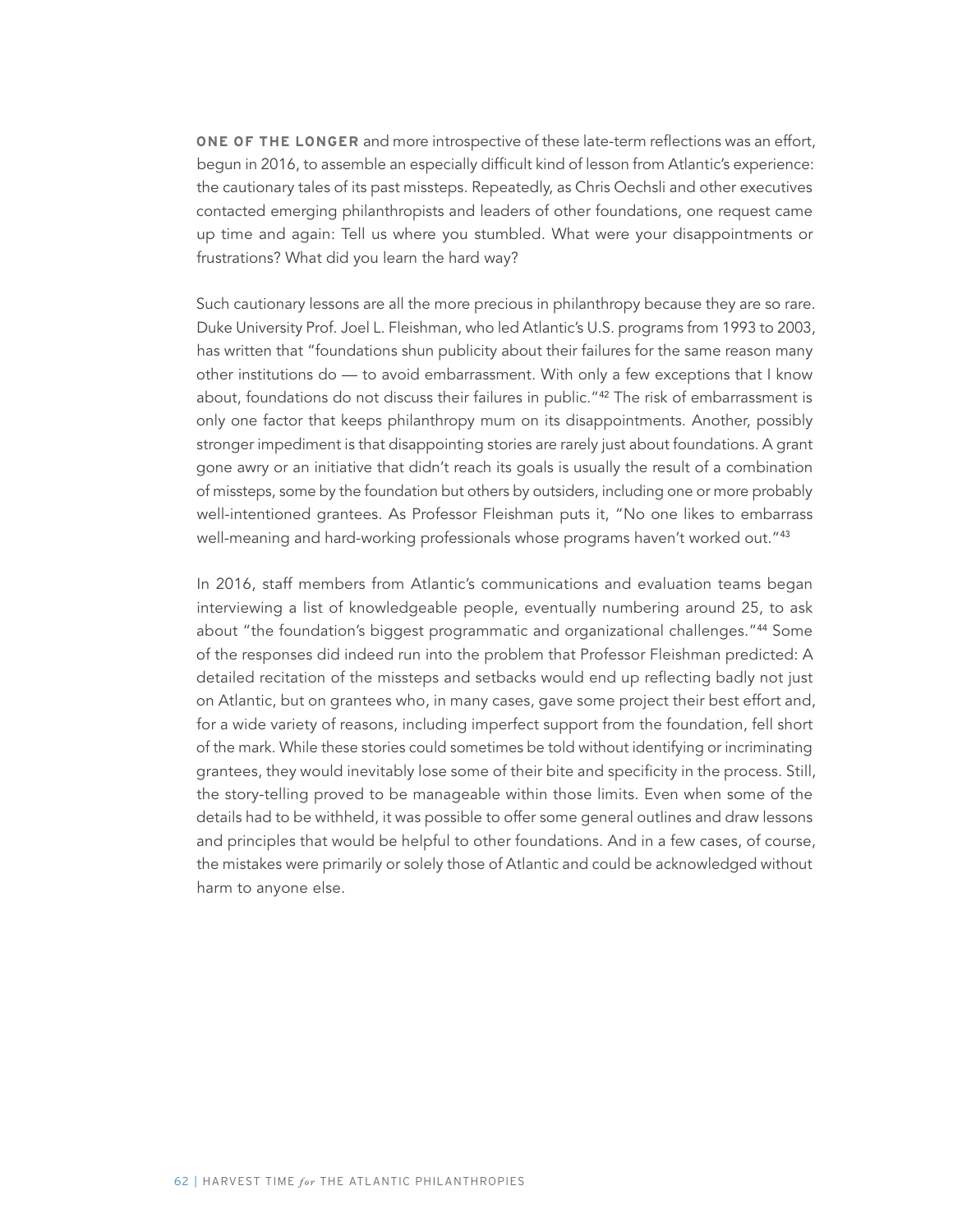**ONE OF THE LONGER** and more introspective of these late-term reflections was an effort, begun in 2016, to assemble an especially difficult kind of lesson from Atlantic's experience: the cautionary tales of its past missteps. Repeatedly, as Chris Oechsli and other executives contacted emerging philanthropists and leaders of other foundations, one request came up time and again: Tell us where you stumbled. What were your disappointments or frustrations? What did you learn the hard way?

Such cautionary lessons are all the more precious in philanthropy because they are so rare. Duke University Prof. Joel L. Fleishman, who led Atlantic's U.S. programs from 1993 to 2003, has written that "foundations shun publicity about their failures for the same reason many other institutions do — to avoid embarrassment. With only a few exceptions that I know about, foundations do not discuss their failures in public."[42] The risk of embarrassment is only one factor that keeps philanthropy mum on its disappointments. Another, possibly stronger impediment is that disappointing stories are rarely just about foundations. A grant gone awry or an initiative that didn't reach its goals is usually the result of a combination of missteps, some by the foundation but others by outsiders, including one or more probably well-intentioned grantees. As Professor Fleishman puts it, "No one likes to embarrass well-meaning and hard-working professionals whose programs haven't worked out."[43]

In 2016, staff members from Atlantic's communications and evaluation teams began interviewing a list of knowledgeable people, eventually numbering around 25, to ask about "the foundation's biggest programmatic and organizational challenges."[44] Some of the responses did indeed run into the problem that Professor Fleishman predicted: A detailed recitation of the missteps and setbacks would end up reflecting badly not just on Atlantic, but on grantees who, in many cases, gave some project their best effort and, for a wide variety of reasons, including imperfect support from the foundation, fell short of the mark. While these stories could sometimes be told without identifying or incriminating grantees, they would inevitably lose some of their bite and specificity in the process. Still, the story-telling proved to be manageable within those limits. Even when some of the details had to be withheld, it was possible to offer some general outlines and draw lessons and principles that would be helpful to other foundations. And in a few cases, of course, the mistakes were primarily or solely those of Atlantic and could be acknowledged without harm to anyone else.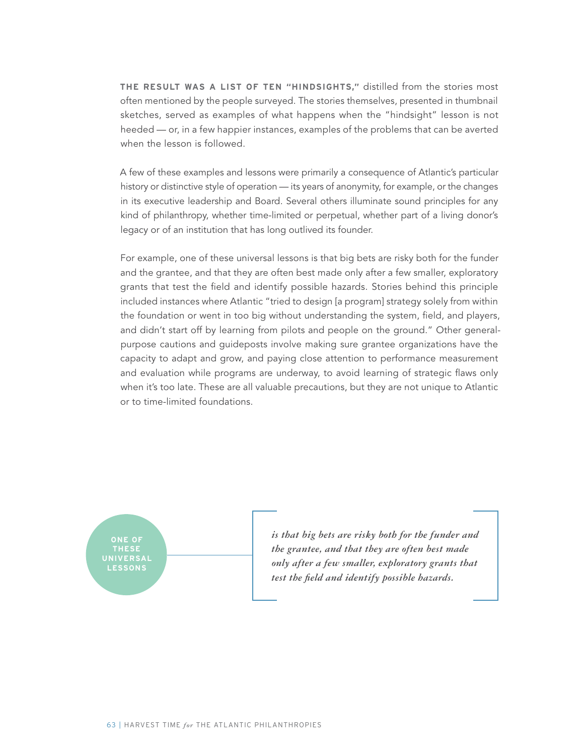**THE RESULT WAS A LIST OF TEN "HINDSIGHTS,"** distilled from the stories most often mentioned by the people surveyed. The stories themselves, presented in thumbnail sketches, served as examples of what happens when the "hindsight" lesson is not heeded — or, in a few happier instances, examples of the problems that can be averted when the lesson is followed.

A few of these examples and lessons were primarily a consequence of Atlantic's particular history or distinctive style of operation — its years of anonymity, for example, or the changes in its executive leadership and Board. Several others illuminate sound principles for any kind of philanthropy, whether time-limited or perpetual, whether part of a living donor's legacy or of an institution that has long outlived its founder.

For example, one of these universal lessons is that big bets are risky both for the funder and the grantee, and that they are often best made only after a few smaller, exploratory grants that test the field and identify possible hazards. Stories behind this principle included instances where Atlantic "tried to design [a program] strategy solely from within the foundation or went in too big without understanding the system, field, and players, and didn't start off by learning from pilots and people on the ground." Other general-purpose cautions and guideposts involve making sure grantee organizations have the capacity to adapt and grow, and paying close attention to performance measurement and evaluation while programs are underway, to avoid learning of strategic flaws only when it's too late. These are all valuable precautions, but they are not unique to Atlantic or to time-limited foundations.

**ONE OF THESE UNIVERSAL LESSONS** *is that big bets are risky both for the funder and the grantee, and that they are often best made only after a few smaller, exploratory grants that test the field and identify possible hazards.*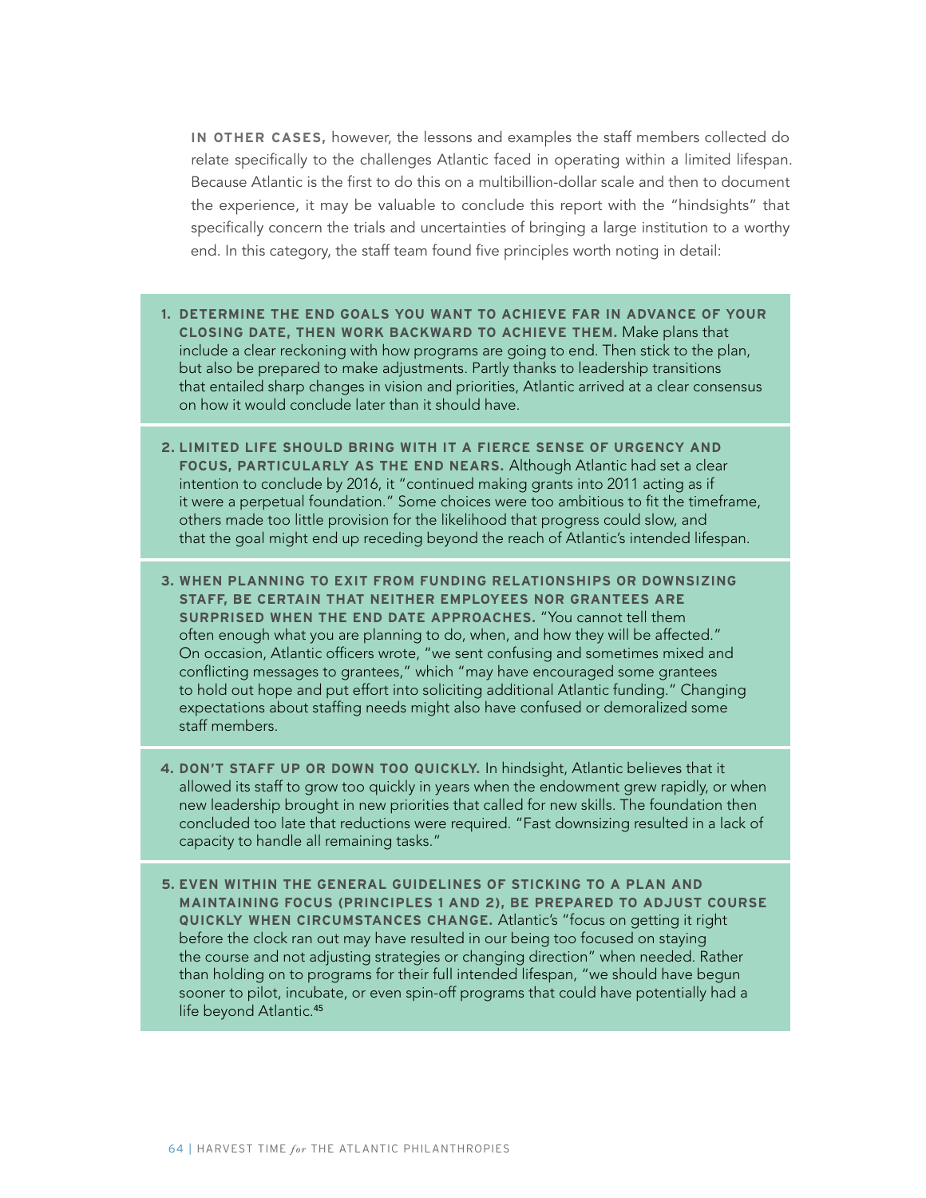**IN OTHER CASES,** however, the lessons and examples the staff members collected do relate specifically to the challenges Atlantic faced in operating within a limited lifespan. Because Atlantic is the first to do this on a multibillion-dollar scale and then to document the experience, it may be valuable to conclude this report with the "hindsights" that specifically concern the trials and uncertainties of bringing a large institution to a worthy end. In this category, the staff team found five principles worth noting in detail:

1. **DETERMINE THE END GOALS YOU WANT TO ACHIEVE FAR IN ADVANCE OF YOUR CLOSING DATE, THEN WORK BACKWARD TO ACHIEVE THEM.** Make plans that include a clear reckoning with how programs are going to end. Then stick to the plan, but also be prepared to make adjustments. Partly thanks to leadership transitions that entailed sharp changes in vision and priorities, Atlantic arrived at a clear consensus on how it would conclude later than it should have.

2. **LIMITED LIFE SHOULD BRING WITH IT A FIERCE SENSE OF URGENCY AND FOCUS, PARTICULARLY AS THE END NEARS.** Although Atlantic had set a clear intention to conclude by 2016, it "continued making grants into 2011 acting as if it were a perpetual foundation." Some choices were too ambitious to fit the timeframe, others made too little provision for the likelihood that progress could slow, and that the goal might end up receding beyond the reach of Atlantic's intended lifespan.

3. **WHEN PLANNING TO EXIT FROM FUNDING RELATIONSHIPS OR DOWNSIZING STAFF, BE CERTAIN THAT NEITHER EMPLOYEES NOR GRANTEES ARE SURPRISED WHEN THE END DATE APPROACHES.** "You cannot tell them often enough what you are planning to do, when, and how they will be affected." On occasion, Atlantic officers wrote, "we sent confusing and sometimes mixed and conflicting messages to grantees," which "may have encouraged some grantees to hold out hope and put effort into soliciting additional Atlantic funding." Changing expectations about staffing needs might also have confused or demoralized some staff members.

4. **DON'T STAFF UP OR DOWN TOO QUICKLY.** In hindsight, Atlantic believes that it allowed its staff to grow too quickly in years when the endowment grew rapidly, or when new leadership brought in new priorities that called for new skills. The foundation then concluded too late that reductions were required. "Fast downsizing resulted in a lack of capacity to handle all remaining tasks."

5. **EVEN WITHIN THE GENERAL GUIDELINES OF STICKING TO A PLAN AND MAINTAINING FOCUS (PRINCIPLES 1 AND 2), BE PREPARED TO ADJUST COURSE QUICKLY WHEN CIRCUMSTANCES CHANGE.** Atlantic's "focus on getting it right before the clock ran out may have resulted in our being too focused on staying the course and not adjusting strategies or changing direction" when needed. Rather than holding on to programs for their full intended lifespan, "we should have begun sooner to pilot, incubate, or even spin-off programs that could have potentially had a life beyond Atlantic.[45]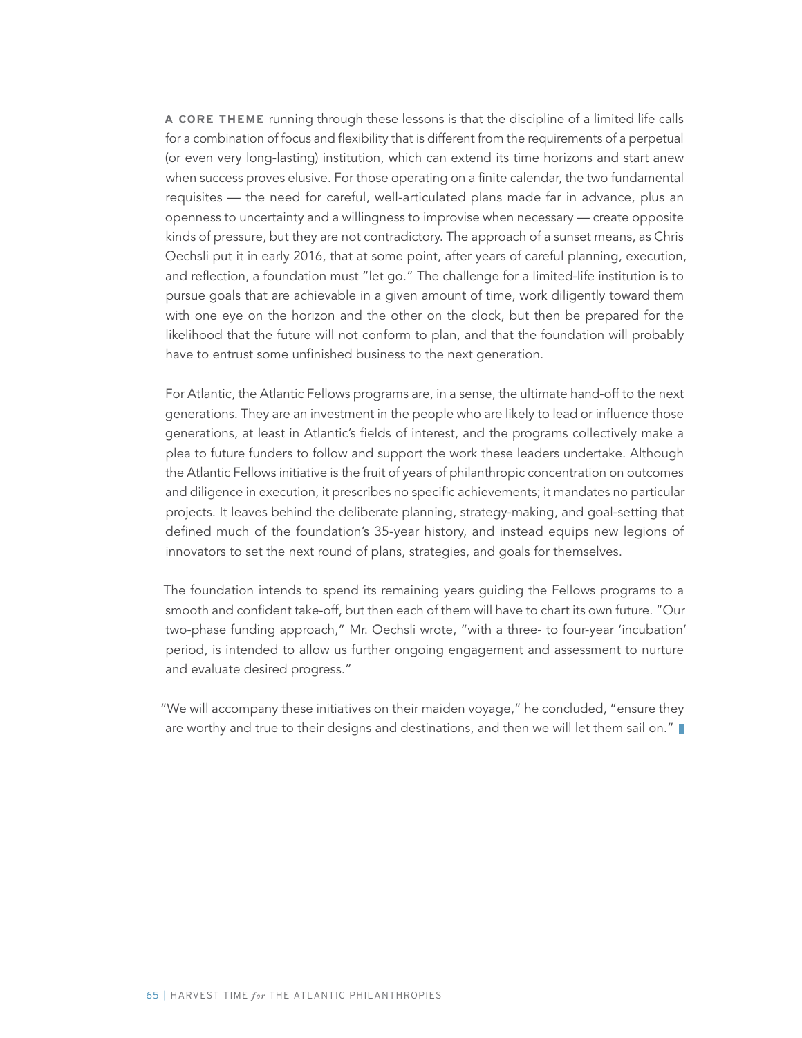**A CORE THEME** running through these lessons is that the discipline of a limited life calls for a combination of focus and flexibility that is different from the requirements of a perpetual (or even very long-lasting) institution, which can extend its time horizons and start anew when success proves elusive. For those operating on a finite calendar, the two fundamental requisites — the need for careful, well-articulated plans made far in advance, plus an openness to uncertainty and a willingness to improvise when necessary — create opposite kinds of pressure, but they are not contradictory. The approach of a sunset means, as Chris Oechsli put it in early 2016, that at some point, after years of careful planning, execution, and reflection, a foundation must "let go." The challenge for a limited-life institution is to pursue goals that are achievable in a given amount of time, work diligently toward them with one eye on the horizon and the other on the clock, but then be prepared for the likelihood that the future will not conform to plan, and that the foundation will probably have to entrust some unfinished business to the next generation.

For Atlantic, the Atlantic Fellows programs are, in a sense, the ultimate hand-off to the next generations. They are an investment in the people who are likely to lead or influence those generations, at least in Atlantic's fields of interest, and the programs collectively make a plea to future funders to follow and support the work these leaders undertake. Although the Atlantic Fellows initiative is the fruit of years of philanthropic concentration on outcomes and diligence in execution, it prescribes no specific achievements; it mandates no particular projects. It leaves behind the deliberate planning, strategy-making, and goal-setting that defined much of the foundation's 35-year history, and instead equips new legions of innovators to set the next round of plans, strategies, and goals for themselves.

The foundation intends to spend its remaining years guiding the Fellows programs to a smooth and confident take-off, but then each of them will have to chart its own future. "Our two-phase funding approach," Mr. Oechsli wrote, "with a three- to four-year 'incubation' period, is intended to allow us further ongoing engagement and assessment to nurture and evaluate desired progress."

"We will accompany these initiatives on their maiden voyage," he concluded, "ensure they are worthy and true to their designs and destinations, and then we will let them sail on."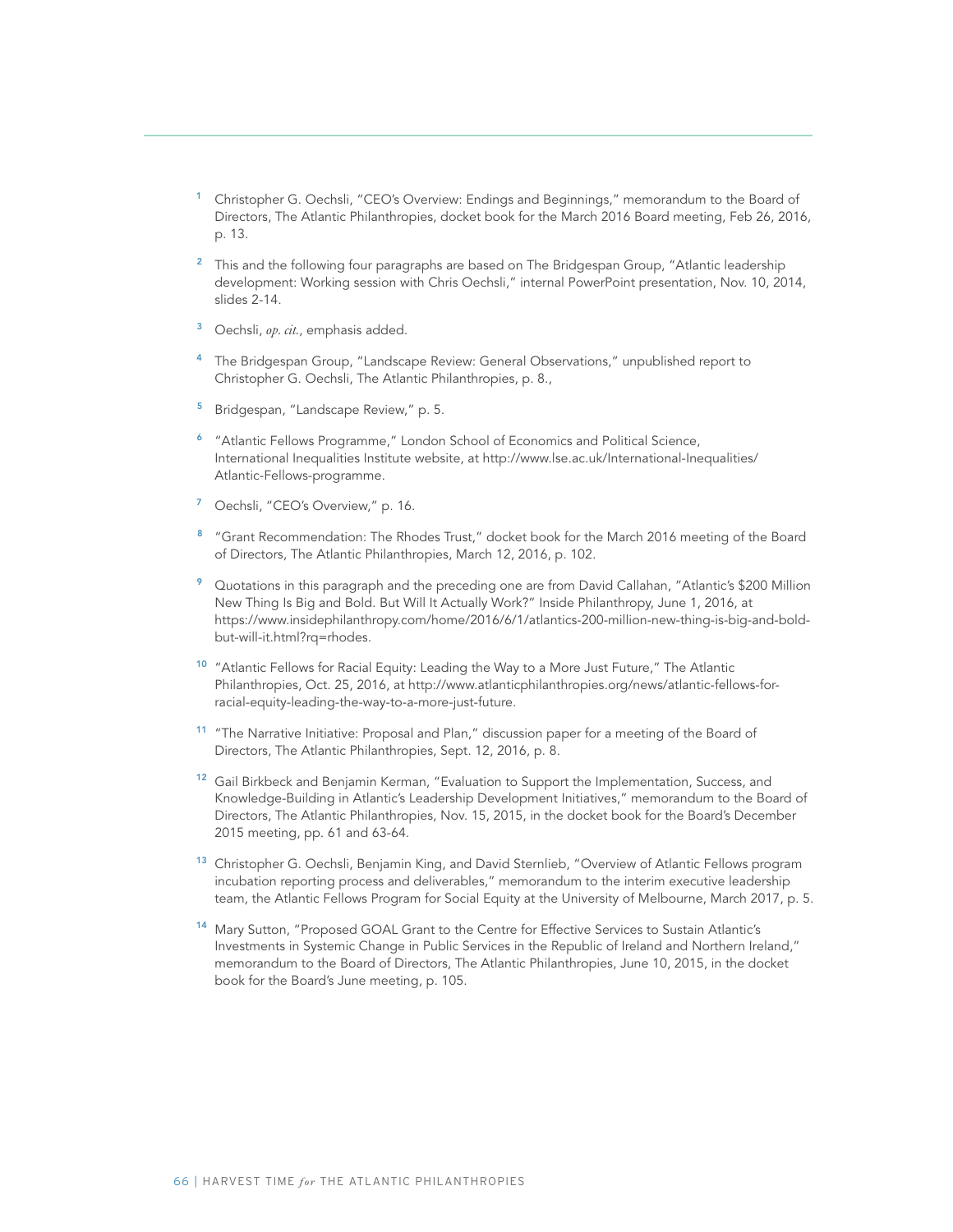1. Christopher G. Oechsli, "CEO's Overview: Endings and Beginnings," memorandum to the Board of Directors, The Atlantic Philanthropies, docket book for the March 2016 Board meeting, Feb 26, 2016, p. 13.

2. This and the following four paragraphs are based on The Bridgespan Group, "Atlantic leadership development: Working session with Chris Oechsli," internal PowerPoint presentation, Nov. 10, 2014, slides 2-14.

3. Oechsli, *op. cit.*, emphasis added.

4. The Bridgespan Group, "Landscape Review: General Observations," unpublished report to Christopher G. Oechsli, The Atlantic Philanthropies, p. 8.,

5. Bridgespan, "Landscape Review," p. 5.

6. "Atlantic Fellows Programme," London School of Economics and Political Science, International Inequalities Institute website, at http://www.lse.ac.uk/International-Inequalities/Atlantic-Fellows-programme.

7. Oechsli, "CEO's Overview," p. 16.

8. "Grant Recommendation: The Rhodes Trust," docket book for the March 2016 meeting of the Board of Directors, The Atlantic Philanthropies, March 12, 2016, p. 102.

9. Quotations in this paragraph and the preceding one are from David Callahan, "Atlantic's $200 Million New Thing Is Big and Bold. But Will It Actually Work?" Inside Philanthropy, June 1, 2016, at https://www.insidephilanthropy.com/home/2016/6/1/atlantics-200-million-new-thing-is-big-and-bold-but-will-it.html?rq=rhodes.

10. "Atlantic Fellows for Racial Equity: Leading the Way to a More Just Future," The Atlantic Philanthropies, Oct. 25, 2016, at http://www.atlanticphilanthropies.org/news/atlantic-fellows-for-racial-equity-leading-the-way-to-a-more-just-future.

11. "The Narrative Initiative: Proposal and Plan," discussion paper for a meeting of the Board of Directors, The Atlantic Philanthropies, Sept. 12, 2016, p. 8.

12. Gail Birkbeck and Benjamin Kerman, "Evaluation to Support the Implementation, Success, and Knowledge-Building in Atlantic's Leadership Development Initiatives," memorandum to the Board of Directors, The Atlantic Philanthropies, Nov. 15, 2015, in the docket book for the Board's December 2015 meeting, pp. 61 and 63-64.

13. Christopher G. Oechsli, Benjamin King, and David Sternlieb, "Overview of Atlantic Fellows program incubation reporting process and deliverables," memorandum to the interim executive leadership team, the Atlantic Fellows Program for Social Equity at the University of Melbourne, March 2017, p. 5.

14. Mary Sutton, "Proposed GOAL Grant to the Centre for Effective Services to Sustain Atlantic's Investments in Systemic Change in Public Services in the Republic of Ireland and Northern Ireland," memorandum to the Board of Directors, The Atlantic Philanthropies, June 10, 2015, in the docket book for the Board's June meeting, p. 105.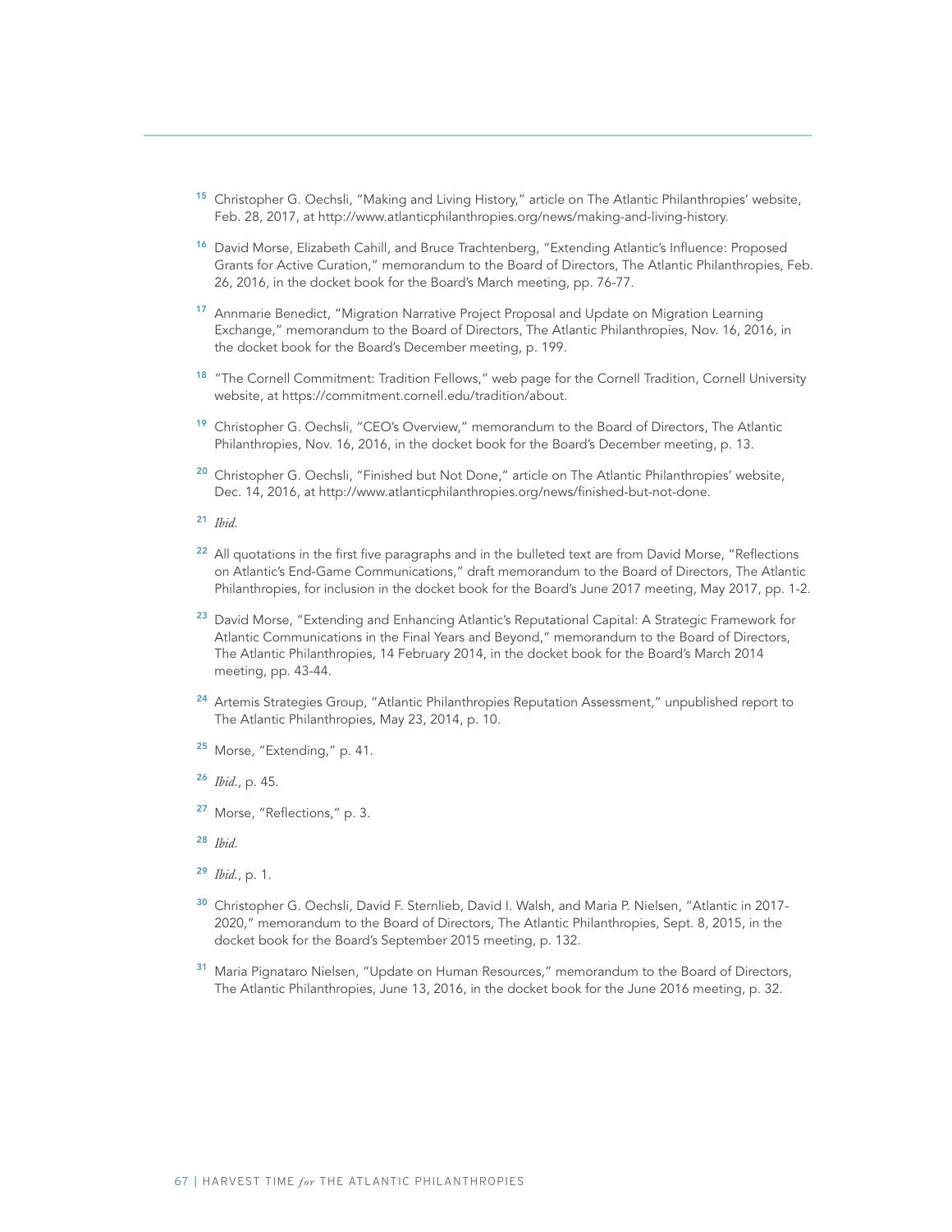[15] Christopher G. Oechsli, "Making and Living History," article on The Atlantic Philanthropies' website, Feb. 28, 2017, at http://www.atlanticphilanthropies.org/news/making-and-living-history.

[16] David Morse, Elizabeth Cahill, and Bruce Trachtenberg, "Extending Atlantic's Influence: Proposed Grants for Active Curation," memorandum to the Board of Directors, The Atlantic Philanthropies, Feb. 26, 2016, in the docket book for the Board's March meeting, pp. 76-77.

[17] Annmarie Benedict, "Migration Narrative Project Proposal and Update on Migration Learning Exchange," memorandum to the Board of Directors, The Atlantic Philanthropies, Nov. 16, 2016, in the docket book for the Board's December meeting, p. 199.

[18] "The Cornell Commitment: Tradition Fellows," web page for the Cornell Tradition, Cornell University website, at https://commitment.cornell.edu/tradition/about.

[19] Christopher G. Oechsli, "CEO's Overview," memorandum to the Board of Directors, The Atlantic Philanthropies, Nov. 16, 2016, in the docket book for the Board's December meeting, p. 13.

[20] Christopher G. Oechsli, "Finished but Not Done," article on The Atlantic Philanthropies' website, Dec. 14, 2016, at http://www.atlanticphilanthropies.org/news/finished-but-not-done.

[21] *Ibid.*

[22] All quotations in the first five paragraphs and in the bulleted text are from David Morse, "Reflections on Atlantic's End-Game Communications," draft memorandum to the Board of Directors, The Atlantic Philanthropies, for inclusion in the docket book for the Board's June 2017 meeting, May 2017, pp. 1-2.

[23] David Morse, "Extending and Enhancing Atlantic's Reputational Capital: A Strategic Framework for Atlantic Communications in the Final Years and Beyond," memorandum to the Board of Directors, The Atlantic Philanthropies, 14 February 2014, in the docket book for the Board's March 2014 meeting, pp. 43-44.

[24] Artemis Strategies Group, "Atlantic Philanthropies Reputation Assessment," unpublished report to The Atlantic Philanthropies, May 23, 2014, p. 10.

[25] Morse, "Extending," p. 41.

[26] *Ibid.*, p. 45.

[27] Morse, "Reflections," p. 3.

[28] *Ibid.*

[29] *Ibid.*, p. 1.

[30] Christopher G. Oechsli, David F. Sternlieb, David I. Walsh, and Maria P. Nielsen, "Atlantic in 2017-2020," memorandum to the Board of Directors, The Atlantic Philanthropies, Sept. 8, 2015, in the docket book for the Board's September 2015 meeting, p. 132.

[31] Maria Pignataro Nielsen, "Update on Human Resources," memorandum to the Board of Directors, The Atlantic Philanthropies, June 13, 2016, in the docket book for the June 2016 meeting, p. 32.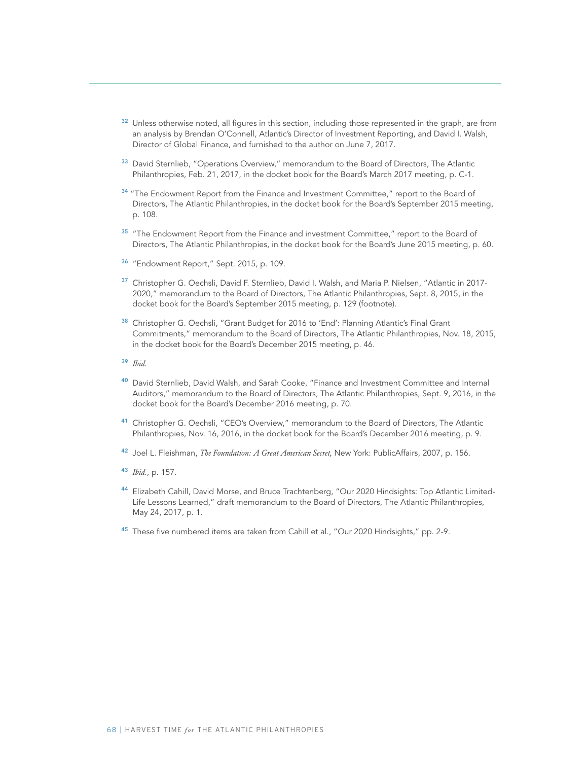[32] Unless otherwise noted, all figures in this section, including those represented in the graph, are from an analysis by Brendan O'Connell, Atlantic's Director of Investment Reporting, and David I. Walsh, Director of Global Finance, and furnished to the author on June 7, 2017.

[33] David Sternlieb, "Operations Overview," memorandum to the Board of Directors, The Atlantic Philanthropies, Feb. 21, 2017, in the docket book for the Board's March 2017 meeting, p. C-1.

[34] "The Endowment Report from the Finance and Investment Committee," report to the Board of Directors, The Atlantic Philanthropies, in the docket book for the Board's September 2015 meeting, p. 108.

[35] "The Endowment Report from the Finance and investment Committee," report to the Board of Directors, The Atlantic Philanthropies, in the docket book for the Board's June 2015 meeting, p. 60.

[36] "Endowment Report," Sept. 2015, p. 109.

[37] Christopher G. Oechsli, David F. Sternlieb, David I. Walsh, and Maria P. Nielsen, "Atlantic in 2017-2020," memorandum to the Board of Directors, The Atlantic Philanthropies, Sept. 8, 2015, in the docket book for the Board's September 2015 meeting, p. 129 (footnote).

[38] Christopher G. Oechsli, "Grant Budget for 2016 to 'End': Planning Atlantic's Final Grant Commitments," memorandum to the Board of Directors, The Atlantic Philanthropies, Nov. 18, 2015, in the docket book for the Board's December 2015 meeting, p. 46.

[39] *Ibid.*

[40] David Sternlieb, David Walsh, and Sarah Cooke, "Finance and Investment Committee and Internal Auditors," memorandum to the Board of Directors, The Atlantic Philanthropies, Sept. 9, 2016, in the docket book for the Board's December 2016 meeting, p. 70.

[41] Christopher G. Oechsli, "CEO's Overview," memorandum to the Board of Directors, The Atlantic Philanthropies, Nov. 16, 2016, in the docket book for the Board's December 2016 meeting, p. 9.

[42] Joel L. Fleishman, *The Foundation: A Great American Secret*, New York: PublicAffairs, 2007, p. 156.

[43] *Ibid.*, p. 157.

[44] Elizabeth Cahill, David Morse, and Bruce Trachtenberg, "Our 2020 Hindsights: Top Atlantic Limited-Life Lessons Learned," draft memorandum to the Board of Directors, The Atlantic Philanthropies, May 24, 2017, p. 1.

[45] These five numbered items are taken from Cahill et al., "Our 2020 Hindsights," pp. 2-9.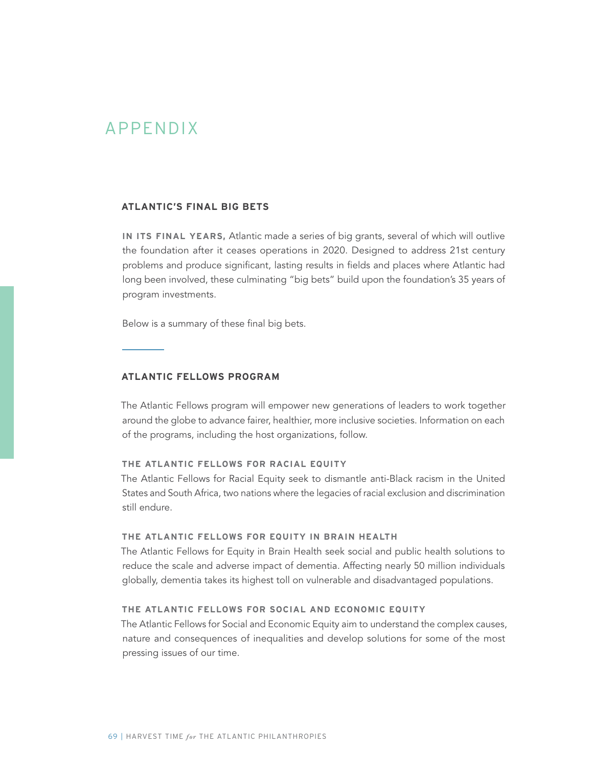# APPENDIX

## ATLANTIC'S FINAL BIG BETS

**IN ITS FINAL YEARS,** Atlantic made a series of big grants, several of which will outlive the foundation after it ceases operations in 2020. Designed to address 21st century problems and produce significant, lasting results in fields and places where Atlantic had long been involved, these culminating "big bets" build upon the foundation's 35 years of program investments.

Below is a summary of these final big bets.

---

## ATLANTIC FELLOWS PROGRAM

The Atlantic Fellows program will empower new generations of leaders to work together around the globe to advance fairer, healthier, more inclusive societies. Information on each of the programs, including the host organizations, follow.

### THE ATLANTIC FELLOWS FOR RACIAL EQUITY

The Atlantic Fellows for Racial Equity seek to dismantle anti-Black racism in the United States and South Africa, two nations where the legacies of racial exclusion and discrimination still endure.

### THE ATLANTIC FELLOWS FOR EQUITY IN BRAIN HEALTH

The Atlantic Fellows for Equity in Brain Health seek social and public health solutions to reduce the scale and adverse impact of dementia. Affecting nearly 50 million individuals globally, dementia takes its highest toll on vulnerable and disadvantaged populations.

### THE ATLANTIC FELLOWS FOR SOCIAL AND ECONOMIC EQUITY

The Atlantic Fellows for Social and Economic Equity aim to understand the complex causes, nature and consequences of inequalities and develop solutions for some of the most pressing issues of our time.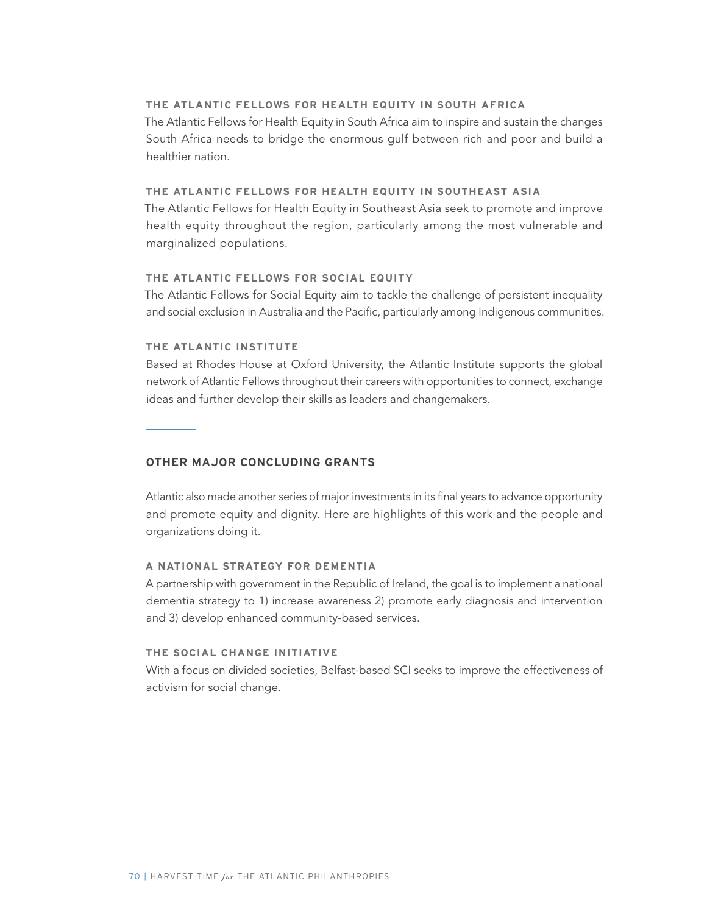### THE ATLANTIC FELLOWS FOR HEALTH EQUITY IN SOUTH AFRICA

The Atlantic Fellows for Health Equity in South Africa aim to inspire and sustain the changes South Africa needs to bridge the enormous gulf between rich and poor and build a healthier nation.

### THE ATLANTIC FELLOWS FOR HEALTH EQUITY IN SOUTHEAST ASIA

The Atlantic Fellows for Health Equity in Southeast Asia seek to promote and improve health equity throughout the region, particularly among the most vulnerable and marginalized populations.

### THE ATLANTIC FELLOWS FOR SOCIAL EQUITY

The Atlantic Fellows for Social Equity aim to tackle the challenge of persistent inequality and social exclusion in Australia and the Pacific, particularly among Indigenous communities.

### THE ATLANTIC INSTITUTE

Based at Rhodes House at Oxford University, the Atlantic Institute supports the global network of Atlantic Fellows throughout their careers with opportunities to connect, exchange ideas and further develop their skills as leaders and changemakers.

## OTHER MAJOR CONCLUDING GRANTS

Atlantic also made another series of major investments in its final years to advance opportunity and promote equity and dignity. Here are highlights of this work and the people and organizations doing it.

### A NATIONAL STRATEGY FOR DEMENTIA

A partnership with government in the Republic of Ireland, the goal is to implement a national dementia strategy to 1) increase awareness 2) promote early diagnosis and intervention and 3) develop enhanced community-based services.

### THE SOCIAL CHANGE INITIATIVE

With a focus on divided societies, Belfast-based SCI seeks to improve the effectiveness of activism for social change.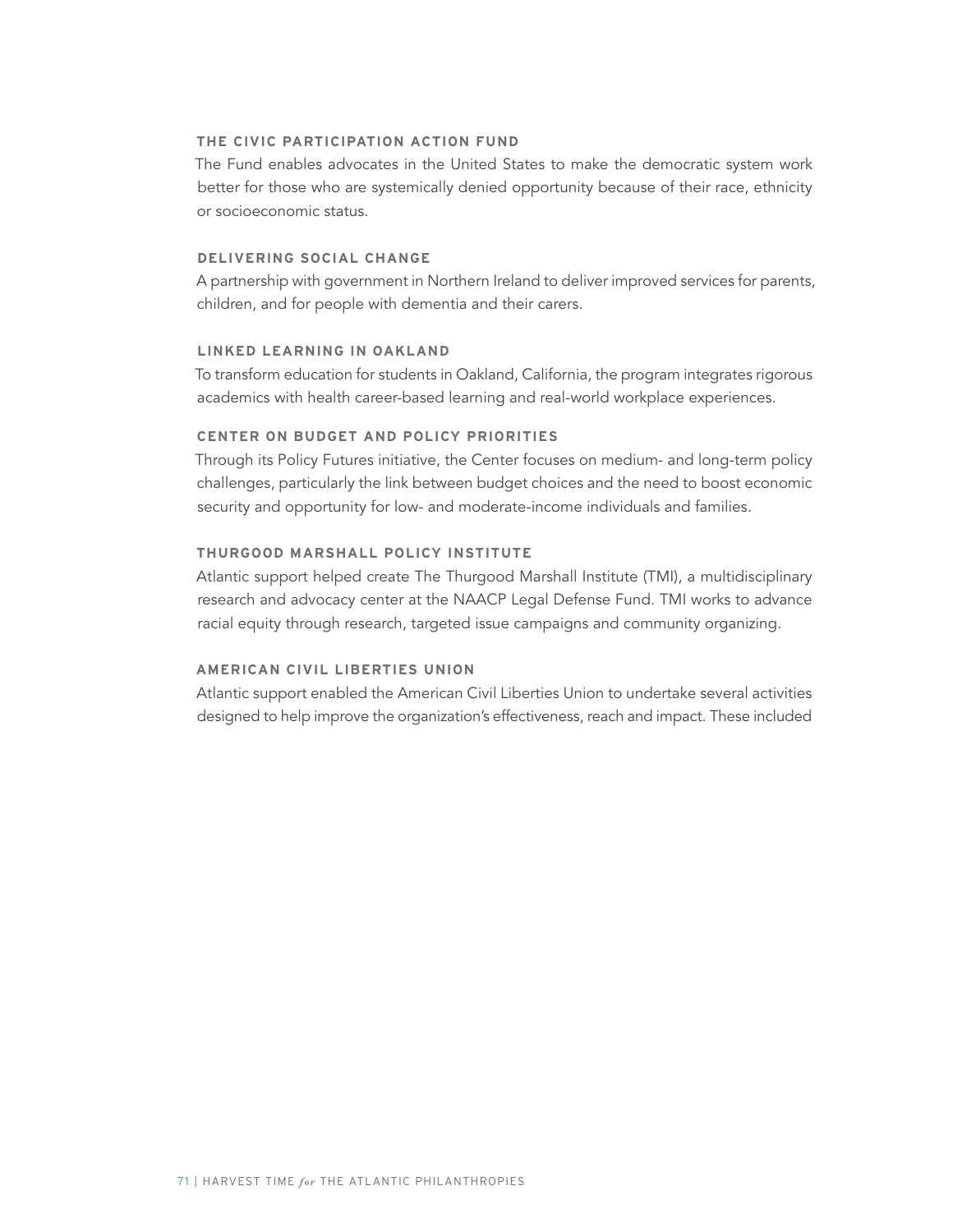**THE CIVIC PARTICIPATION ACTION FUND**

The Fund enables advocates in the United States to make the democratic system work better for those who are systemically denied opportunity because of their race, ethnicity or socioeconomic status.

**DELIVERING SOCIAL CHANGE**

A partnership with government in Northern Ireland to deliver improved services for parents, children, and for people with dementia and their carers.

**LINKED LEARNING IN OAKLAND**

To transform education for students in Oakland, California, the program integrates rigorous academics with health career-based learning and real-world workplace experiences.

**CENTER ON BUDGET AND POLICY PRIORITIES**

Through its Policy Futures initiative, the Center focuses on medium- and long-term policy challenges, particularly the link between budget choices and the need to boost economic security and opportunity for low- and moderate-income individuals and families.

**THURGOOD MARSHALL POLICY INSTITUTE**

Atlantic support helped create The Thurgood Marshall Institute (TMI), a multidisciplinary research and advocacy center at the NAACP Legal Defense Fund. TMI works to advance racial equity through research, targeted issue campaigns and community organizing.

**AMERICAN CIVIL LIBERTIES UNION**

Atlantic support enabled the American Civil Liberties Union to undertake several activities designed to help improve the organization's effectiveness, reach and impact. These included